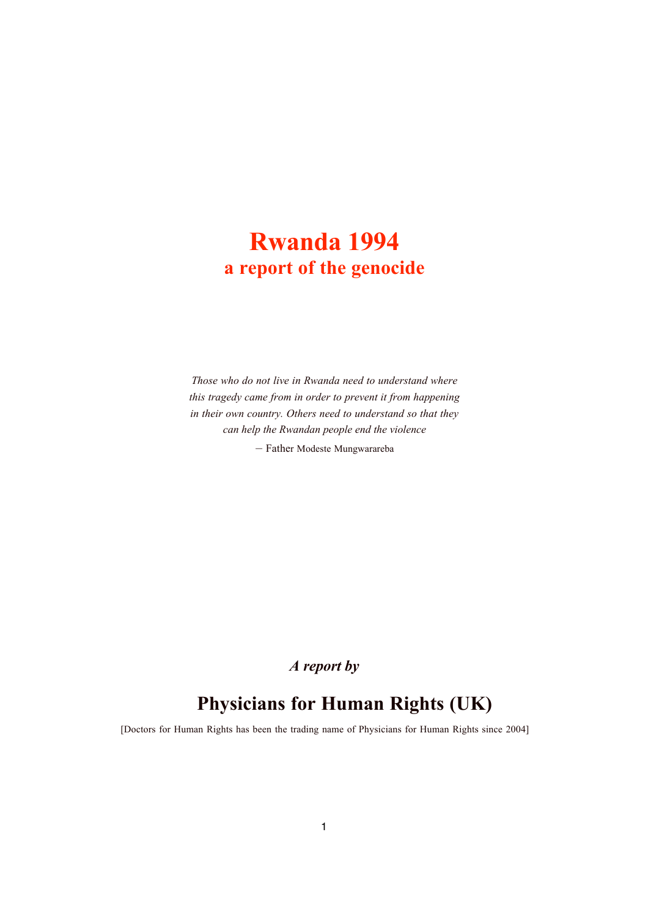# Rwanda 1994

## a report of the genocide

*Those who do not live in Rwanda need to understand where this tragedy came from in order to prevent it from happening in their own country. Others need to understand so that they can help the Rwandan people end the violence*

– Father Modeste Mungwarareba

***A report by***

## Physicians for Human Rights (UK)

[Doctors for Human Rights has been the trading name of Physicians for Human Rights since 2004]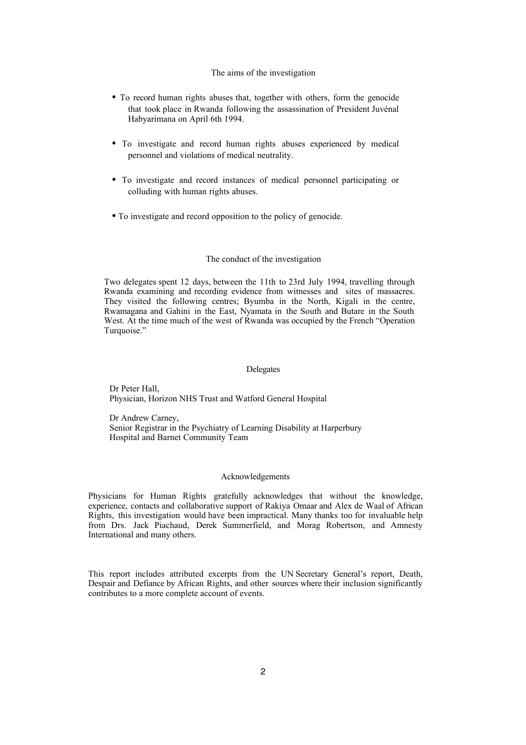## The aims of the investigation

- To record human rights abuses that, together with others, form the genocide that took place in Rwanda following the assassination of President Juvénal Habyarimana on April 6th 1994.
- To investigate and record human rights abuses experienced by medical personnel and violations of medical neutrality.
- To investigate and record instances of medical personnel participating or colluding with human rights abuses.
- To investigate and record opposition to the policy of genocide.

## The conduct of the investigation

Two delegates spent 12 days, between the 11th to 23rd July 1994, travelling through Rwanda examining and recording evidence from witnesses and sites of massacres. They visited the following centres; Byumba in the North, Kigali in the centre, Rwamagana and Gahini in the East, Nyamata in the South and Butare in the South West. At the time much of the west of Rwanda was occupied by the French "Operation Turquoise."

## Delegates

Dr Peter Hall,
Physician, Horizon NHS Trust and Watford General Hospital

Dr Andrew Carney,
Senior Registrar in the Psychiatry of Learning Disability at Harperbury Hospital and Barnet Community Team

## Acknowledgements

Physicians for Human Rights gratefully acknowledges that without the knowledge, experience, contacts and collaborative support of Rakiya Omaar and Alex de Waal of African Rights, this investigation would have been impractical. Many thanks too for invaluable help from Drs. Jack Piachaud, Derek Summerfield, and Morag Robertson, and Amnesty International and many others.

This report includes attributed excerpts from the UN Secretary General's report, Death, Despair and Defiance by African Rights, and other sources where their inclusion significantly contributes to a more complete account of events.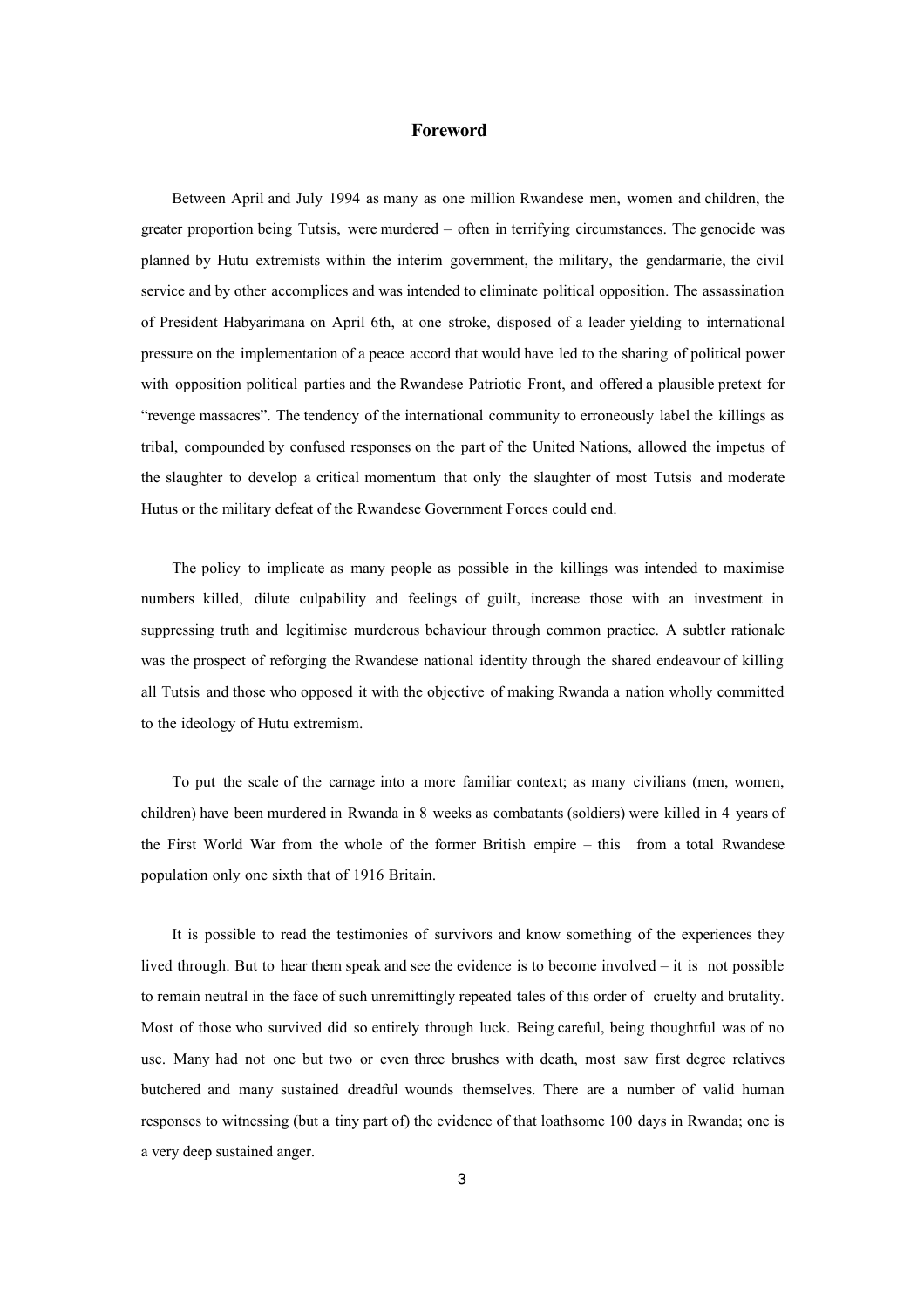# Foreword

Between April and July 1994 as many as one million Rwandese men, women and children, the greater proportion being Tutsis, were murdered – often in terrifying circumstances. The genocide was planned by Hutu extremists within the interim government, the military, the gendarmarie, the civil service and by other accomplices and was intended to eliminate political opposition. The assassination of President Habyarimana on April 6th, at one stroke, disposed of a leader yielding to international pressure on the implementation of a peace accord that would have led to the sharing of political power with opposition political parties and the Rwandese Patriotic Front, and offered a plausible pretext for "revenge massacres". The tendency of the international community to erroneously label the killings as tribal, compounded by confused responses on the part of the United Nations, allowed the impetus of the slaughter to develop a critical momentum that only the slaughter of most Tutsis and moderate Hutus or the military defeat of the Rwandese Government Forces could end.

The policy to implicate as many people as possible in the killings was intended to maximise numbers killed, dilute culpability and feelings of guilt, increase those with an investment in suppressing truth and legitimise murderous behaviour through common practice. A subtler rationale was the prospect of reforging the Rwandese national identity through the shared endeavour of killing all Tutsis and those who opposed it with the objective of making Rwanda a nation wholly committed to the ideology of Hutu extremism.

To put the scale of the carnage into a more familiar context; as many civilians (men, women, children) have been murdered in Rwanda in 8 weeks as combatants (soldiers) were killed in 4 years of the First World War from the whole of the former British empire – this from a total Rwandese population only one sixth that of 1916 Britain.

It is possible to read the testimonies of survivors and know something of the experiences they lived through. But to hear them speak and see the evidence is to become involved – it is not possible to remain neutral in the face of such unremittingly repeated tales of this order of cruelty and brutality. Most of those who survived did so entirely through luck. Being careful, being thoughtful was of no use. Many had not one but two or even three brushes with death, most saw first degree relatives butchered and many sustained dreadful wounds themselves. There are a number of valid human responses to witnessing (but a tiny part of) the evidence of that loathsome 100 days in Rwanda; one is a very deep sustained anger.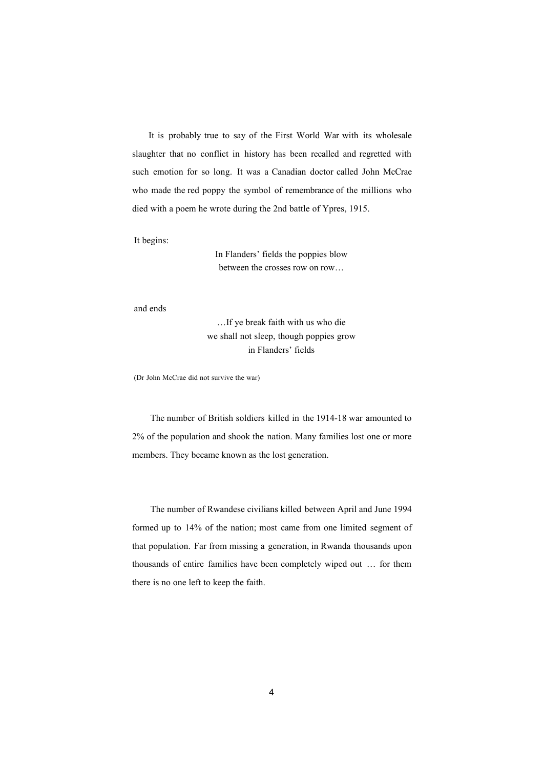It is probably true to say of the First World War with its wholesale slaughter that no conflict in history has been recalled and regretted with such emotion for so long. It was a Canadian doctor called John McCrae who made the red poppy the symbol of remembrance of the millions who died with a poem he wrote during the 2nd battle of Ypres, 1915.

It begins:

> In Flanders' fields the poppies blow  
> between the crosses row on row…

and ends

> …If ye break faith with us who die  
> we shall not sleep, though poppies grow  
> in Flanders' fields

(Dr John McCrae did not survive the war)

The number of British soldiers killed in the 1914-18 war amounted to 2% of the population and shook the nation. Many families lost one or more members. They became known as the lost generation.

The number of Rwandese civilians killed between April and June 1994 formed up to 14% of the nation; most came from one limited segment of that population. Far from missing a generation, in Rwanda thousands upon thousands of entire families have been completely wiped out … for them there is no one left to keep the faith.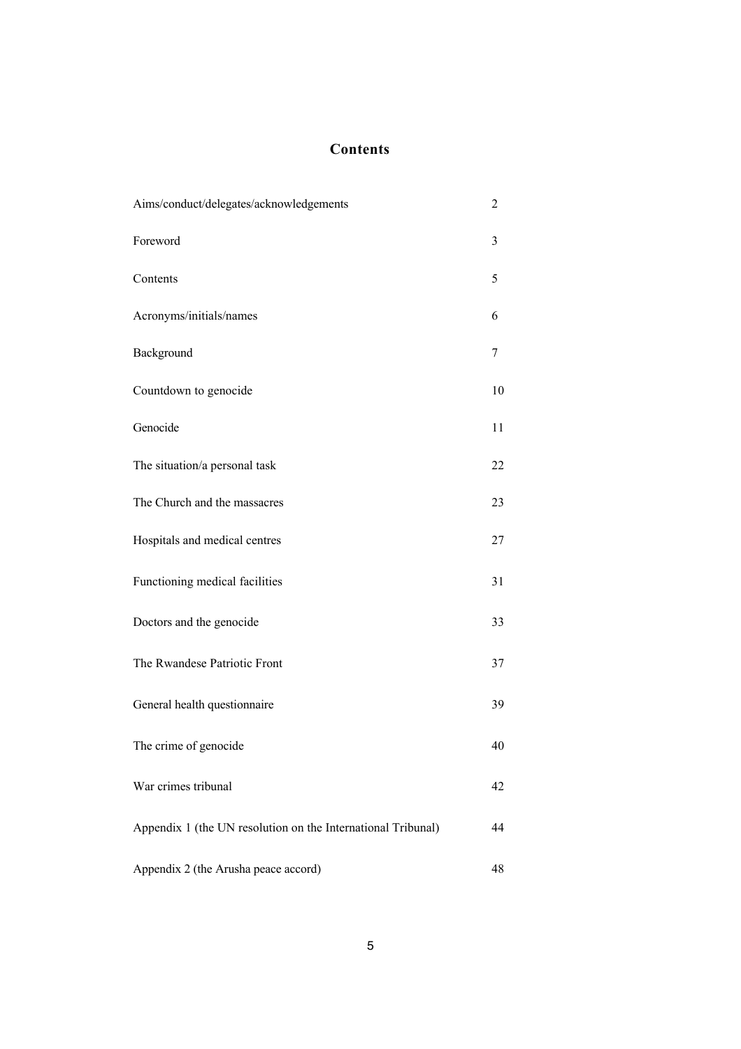# Contents

| | |
|---|---|
| Aims/conduct/delegates/acknowledgements | 2 |
| Foreword | 3 |
| Contents | 5 |
| Acronyms/initials/names | 6 |
| Background | 7 |
| Countdown to genocide | 10 |
| Genocide | 11 |
| The situation/a personal task | 22 |
| The Church and the massacres | 23 |
| Hospitals and medical centres | 27 |
| Functioning medical facilities | 31 |
| Doctors and the genocide | 33 |
| The Rwandese Patriotic Front | 37 |
| General health questionnaire | 39 |
| The crime of genocide | 40 |
| War crimes tribunal | 42 |
| Appendix 1 (the UN resolution on the International Tribunal) | 44 |
| Appendix 2 (the Arusha peace accord) | 48 |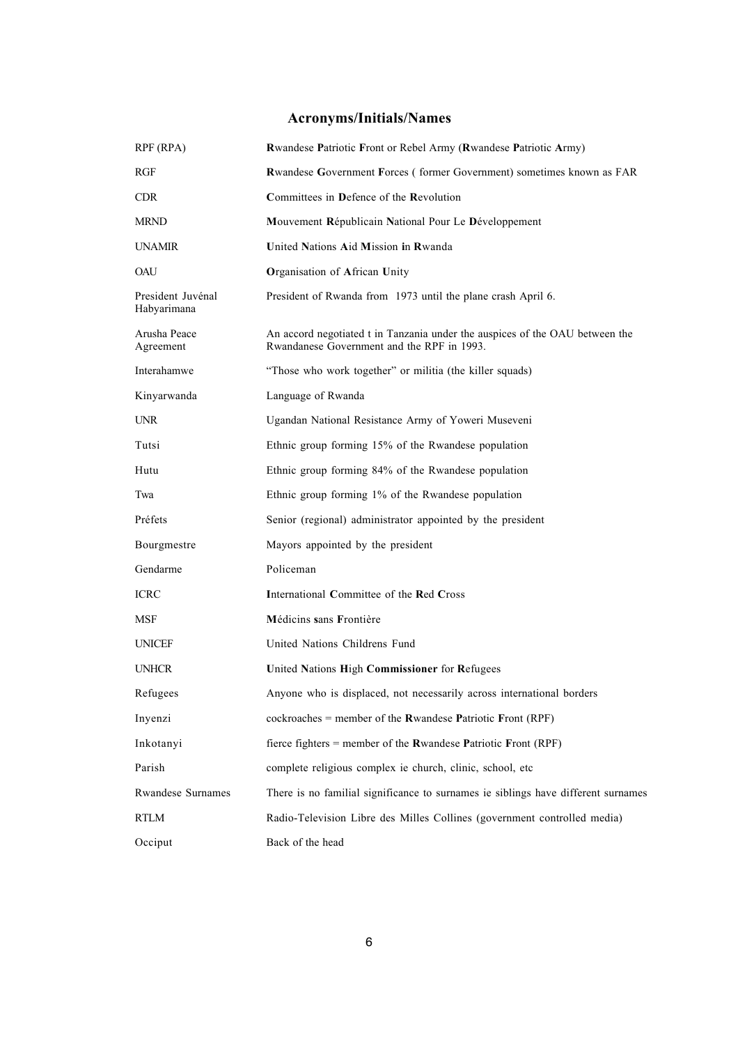## Acronyms/Initials/Names

| | |
|---|---|
| RPF (RPA) | **R**wandese **P**atriotic **F**ront or Rebel Army (**R**wandese **P**atriotic **A**rmy) |
| RGF | **R**wandese **G**overnment **F**orces ( former Government) sometimes known as FAR |
| CDR | **C**ommittees in **D**efence of the **R**evolution |
| MRND | **M**ouvement **R**épublicain **N**ational Pour Le **D**éveloppement |
| UNAMIR | **U**nited **N**ations **A**id **M**ission **i**n **R**wanda |
| OAU | **O**rganisation of **A**frican **U**nity |
| President Juvénal Habyarimana | President of Rwanda from 1973 until the plane crash April 6. |
| Arusha Peace Agreement | An accord negotiated t in Tanzania under the auspices of the OAU between the Rwandanese Government and the RPF in 1993. |
| Interahamwe | "Those who work together" or militia (the killer squads) |
| Kinyarwanda | Language of Rwanda |
| UNR | Ugandan National Resistance Army of Yoweri Museveni |
| Tutsi | Ethnic group forming 15% of the Rwandese population |
| Hutu | Ethnic group forming 84% of the Rwandese population |
| Twa | Ethnic group forming 1% of the Rwandese population |
| Préfets | Senior (regional) administrator appointed by the president |
| Bourgmestre | Mayors appointed by the president |
| Gendarme | Policeman |
| ICRC | **I**nternational **C**ommittee of the **R**ed **C**ross |
| MSF | **M**édicins **s**ans **F**rontière |
| UNICEF | United Nations Childrens Fund |
| UNHCR | **U**nited **N**ations **H**igh **Commissioner** for **R**efugees |
| Refugees | Anyone who is displaced, not necessarily across international borders |
| Inyenzi | cockroaches = member of the **R**wandese **P**atriotic **F**ront (RPF) |
| Inkotanyi | fierce fighters = member of the **R**wandese **P**atriotic **F**ront (RPF) |
| Parish | complete religious complex ie church, clinic, school, etc |
| Rwandese Surnames | There is no familial significance to surnames ie siblings have different surnames |
| RTLM | Radio-Television Libre des Milles Collines (government controlled media) |
| Occiput | Back of the head |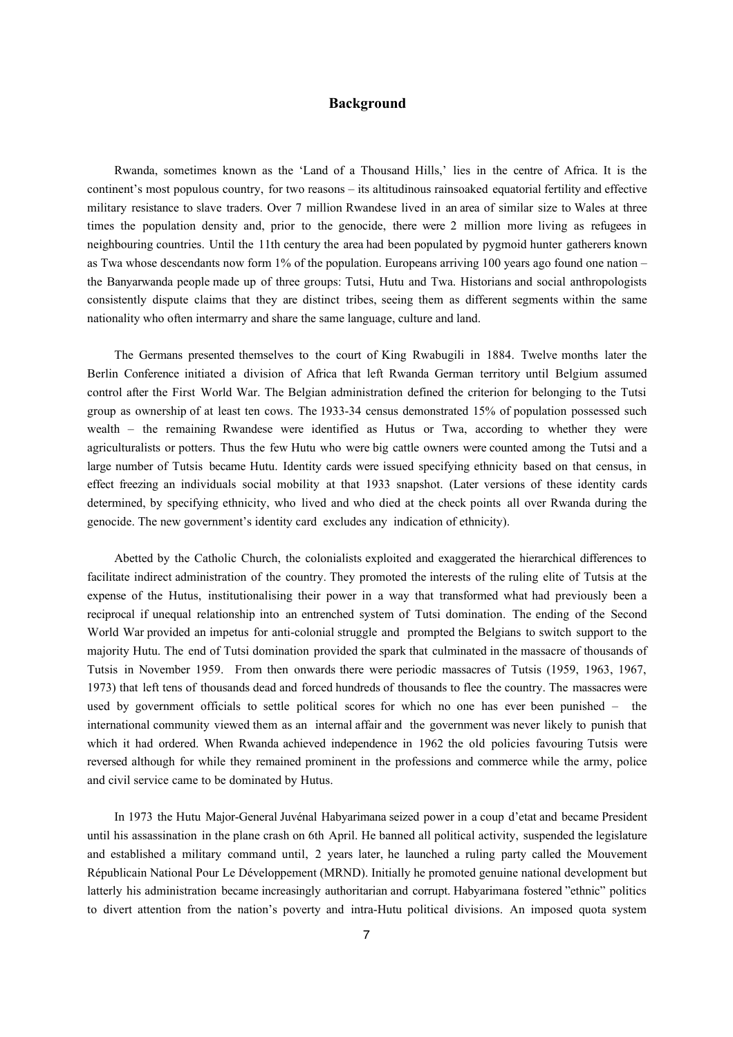## Background

Rwanda, sometimes known as the 'Land of a Thousand Hills,' lies in the centre of Africa. It is the continent's most populous country, for two reasons – its altitudinous rainsoaked equatorial fertility and effective military resistance to slave traders. Over 7 million Rwandese lived in an area of similar size to Wales at three times the population density and, prior to the genocide, there were 2 million more living as refugees in neighbouring countries. Until the 11th century the area had been populated by pygmoid hunter gatherers known as Twa whose descendants now form 1% of the population. Europeans arriving 100 years ago found one nation – the Banyarwanda people made up of three groups: Tutsi, Hutu and Twa. Historians and social anthropologists consistently dispute claims that they are distinct tribes, seeing them as different segments within the same nationality who often intermarry and share the same language, culture and land.

The Germans presented themselves to the court of King Rwabugili in 1884. Twelve months later the Berlin Conference initiated a division of Africa that left Rwanda German territory until Belgium assumed control after the First World War. The Belgian administration defined the criterion for belonging to the Tutsi group as ownership of at least ten cows. The 1933-34 census demonstrated 15% of population possessed such wealth – the remaining Rwandese were identified as Hutus or Twa, according to whether they were agriculturalists or potters. Thus the few Hutu who were big cattle owners were counted among the Tutsi and a large number of Tutsis became Hutu. Identity cards were issued specifying ethnicity based on that census, in effect freezing an individuals social mobility at that 1933 snapshot. (Later versions of these identity cards determined, by specifying ethnicity, who lived and who died at the check points all over Rwanda during the genocide. The new government's identity card excludes any indication of ethnicity).

Abetted by the Catholic Church, the colonialists exploited and exaggerated the hierarchical differences to facilitate indirect administration of the country. They promoted the interests of the ruling elite of Tutsis at the expense of the Hutus, institutionalising their power in a way that transformed what had previously been a reciprocal if unequal relationship into an entrenched system of Tutsi domination. The ending of the Second World War provided an impetus for anti-colonial struggle and prompted the Belgians to switch support to the majority Hutu. The end of Tutsi domination provided the spark that culminated in the massacre of thousands of Tutsis in November 1959. From then onwards there were periodic massacres of Tutsis (1959, 1963, 1967, 1973) that left tens of thousands dead and forced hundreds of thousands to flee the country. The massacres were used by government officials to settle political scores for which no one has ever been punished – the international community viewed them as an internal affair and the government was never likely to punish that which it had ordered. When Rwanda achieved independence in 1962 the old policies favouring Tutsis were reversed although for while they remained prominent in the professions and commerce while the army, police and civil service came to be dominated by Hutus.

In 1973 the Hutu Major-General Juvénal Habyarimana seized power in a coup d'etat and became President until his assassination in the plane crash on 6th April. He banned all political activity, suspended the legislature and established a military command until, 2 years later, he launched a ruling party called the Mouvement Républicain National Pour Le Développement (MRND). Initially he promoted genuine national development but latterly his administration became increasingly authoritarian and corrupt. Habyarimana fostered "ethnic" politics to divert attention from the nation's poverty and intra-Hutu political divisions. An imposed quota system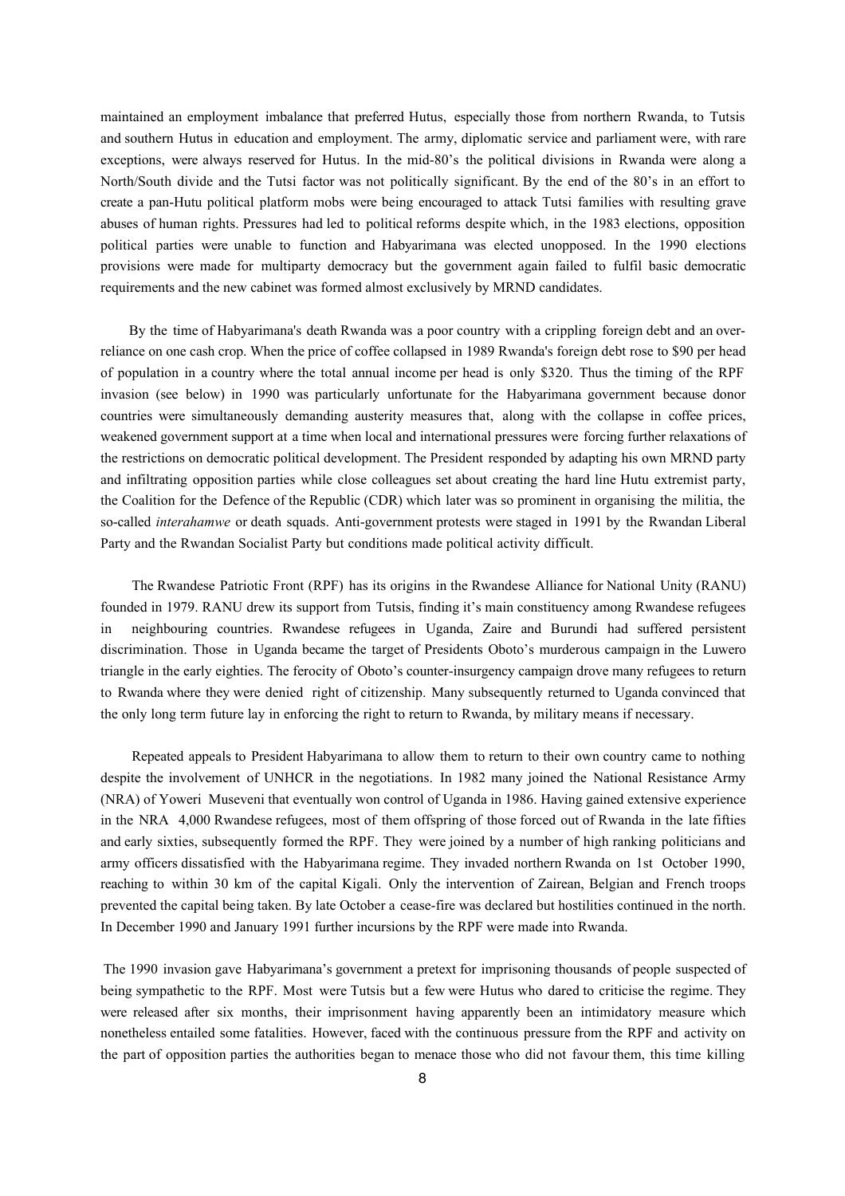maintained an employment imbalance that preferred Hutus, especially those from northern Rwanda, to Tutsis and southern Hutus in education and employment. The army, diplomatic service and parliament were, with rare exceptions, were always reserved for Hutus. In the mid-80's the political divisions in Rwanda were along a North/South divide and the Tutsi factor was not politically significant. By the end of the 80's in an effort to create a pan-Hutu political platform mobs were being encouraged to attack Tutsi families with resulting grave abuses of human rights. Pressures had led to political reforms despite which, in the 1983 elections, opposition political parties were unable to function and Habyarimana was elected unopposed. In the 1990 elections provisions were made for multiparty democracy but the government again failed to fulfil basic democratic requirements and the new cabinet was formed almost exclusively by MRND candidates.

By the time of Habyarimana's death Rwanda was a poor country with a crippling foreign debt and an over-reliance on one cash crop. When the price of coffee collapsed in 1989 Rwanda's foreign debt rose to $90 per head of population in a country where the total annual income per head is only $320. Thus the timing of the RPF invasion (see below) in 1990 was particularly unfortunate for the Habyarimana government because donor countries were simultaneously demanding austerity measures that, along with the collapse in coffee prices, weakened government support at a time when local and international pressures were forcing further relaxations of the restrictions on democratic political development. The President responded by adapting his own MRND party and infiltrating opposition parties while close colleagues set about creating the hard line Hutu extremist party, the Coalition for the Defence of the Republic (CDR) which later was so prominent in organising the militia, the so-called *interahamwe* or death squads. Anti-government protests were staged in 1991 by the Rwandan Liberal Party and the Rwandan Socialist Party but conditions made political activity difficult.

The Rwandese Patriotic Front (RPF) has its origins in the Rwandese Alliance for National Unity (RANU) founded in 1979. RANU drew its support from Tutsis, finding it's main constituency among Rwandese refugees in neighbouring countries. Rwandese refugees in Uganda, Zaire and Burundi had suffered persistent discrimination. Those in Uganda became the target of Presidents Oboto's murderous campaign in the Luwero triangle in the early eighties. The ferocity of Oboto's counter-insurgency campaign drove many refugees to return to Rwanda where they were denied right of citizenship. Many subsequently returned to Uganda convinced that the only long term future lay in enforcing the right to return to Rwanda, by military means if necessary.

Repeated appeals to President Habyarimana to allow them to return to their own country came to nothing despite the involvement of UNHCR in the negotiations. In 1982 many joined the National Resistance Army (NRA) of Yoweri Museveni that eventually won control of Uganda in 1986. Having gained extensive experience in the NRA 4,000 Rwandese refugees, most of them offspring of those forced out of Rwanda in the late fifties and early sixties, subsequently formed the RPF. They were joined by a number of high ranking politicians and army officers dissatisfied with the Habyarimana regime. They invaded northern Rwanda on 1st October 1990, reaching to within 30 km of the capital Kigali. Only the intervention of Zairean, Belgian and French troops prevented the capital being taken. By late October a cease-fire was declared but hostilities continued in the north. In December 1990 and January 1991 further incursions by the RPF were made into Rwanda.

The 1990 invasion gave Habyarimana's government a pretext for imprisoning thousands of people suspected of being sympathetic to the RPF. Most were Tutsis but a few were Hutus who dared to criticise the regime. They were released after six months, their imprisonment having apparently been an intimidatory measure which nonetheless entailed some fatalities. However, faced with the continuous pressure from the RPF and activity on the part of opposition parties the authorities began to menace those who did not favour them, this time killing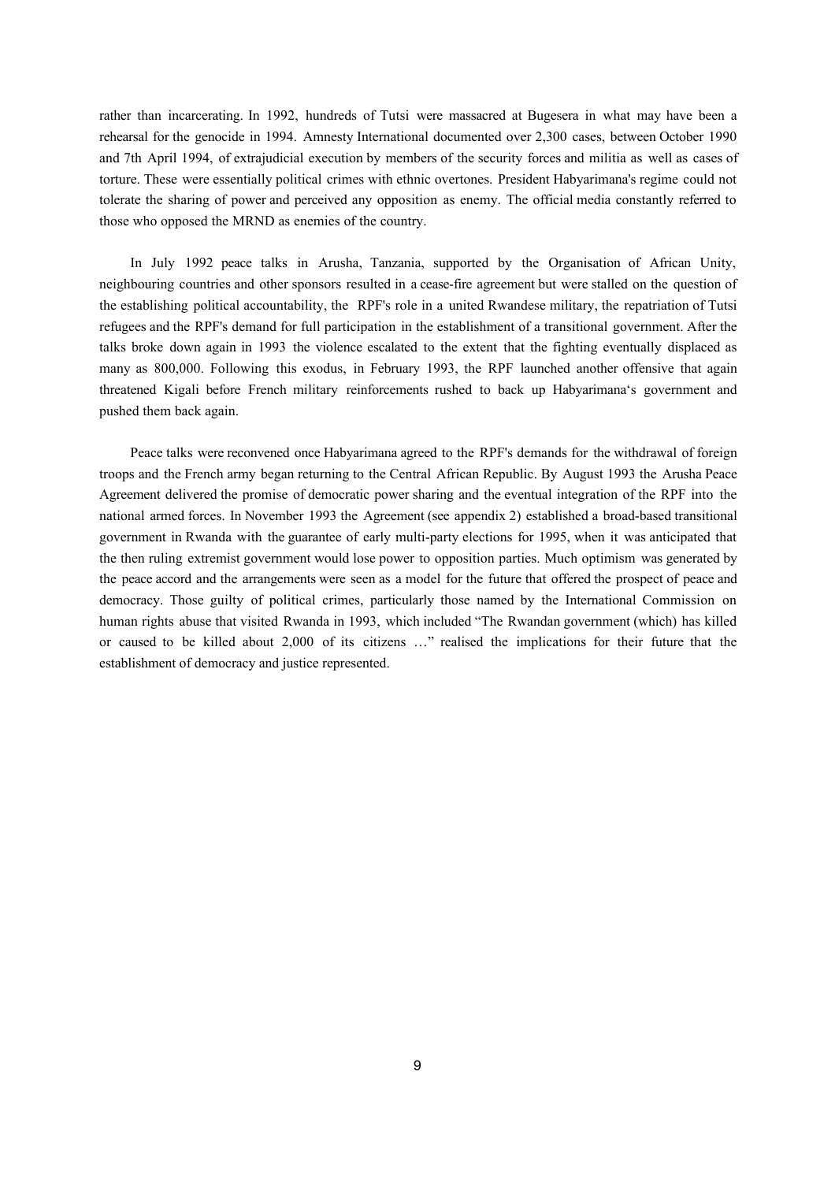rather than incarcerating. In 1992, hundreds of Tutsi were massacred at Bugesera in what may have been a rehearsal for the genocide in 1994. Amnesty International documented over 2,300 cases, between October 1990 and 7th April 1994, of extrajudicial execution by members of the security forces and militia as well as cases of torture. These were essentially political crimes with ethnic overtones. President Habyarimana's regime could not tolerate the sharing of power and perceived any opposition as enemy. The official media constantly referred to those who opposed the MRND as enemies of the country.

In July 1992 peace talks in Arusha, Tanzania, supported by the Organisation of African Unity, neighbouring countries and other sponsors resulted in a cease-fire agreement but were stalled on the question of the establishing political accountability, the RPF's role in a united Rwandese military, the repatriation of Tutsi refugees and the RPF's demand for full participation in the establishment of a transitional government. After the talks broke down again in 1993 the violence escalated to the extent that the fighting eventually displaced as many as 800,000. Following this exodus, in February 1993, the RPF launched another offensive that again threatened Kigali before French military reinforcements rushed to back up Habyarimana's government and pushed them back again.

Peace talks were reconvened once Habyarimana agreed to the RPF's demands for the withdrawal of foreign troops and the French army began returning to the Central African Republic. By August 1993 the Arusha Peace Agreement delivered the promise of democratic power sharing and the eventual integration of the RPF into the national armed forces. In November 1993 the Agreement (see appendix 2) established a broad-based transitional government in Rwanda with the guarantee of early multi-party elections for 1995, when it was anticipated that the then ruling extremist government would lose power to opposition parties. Much optimism was generated by the peace accord and the arrangements were seen as a model for the future that offered the prospect of peace and democracy. Those guilty of political crimes, particularly those named by the International Commission on human rights abuse that visited Rwanda in 1993, which included "The Rwandan government (which) has killed or caused to be killed about 2,000 of its citizens …" realised the implications for their future that the establishment of democracy and justice represented.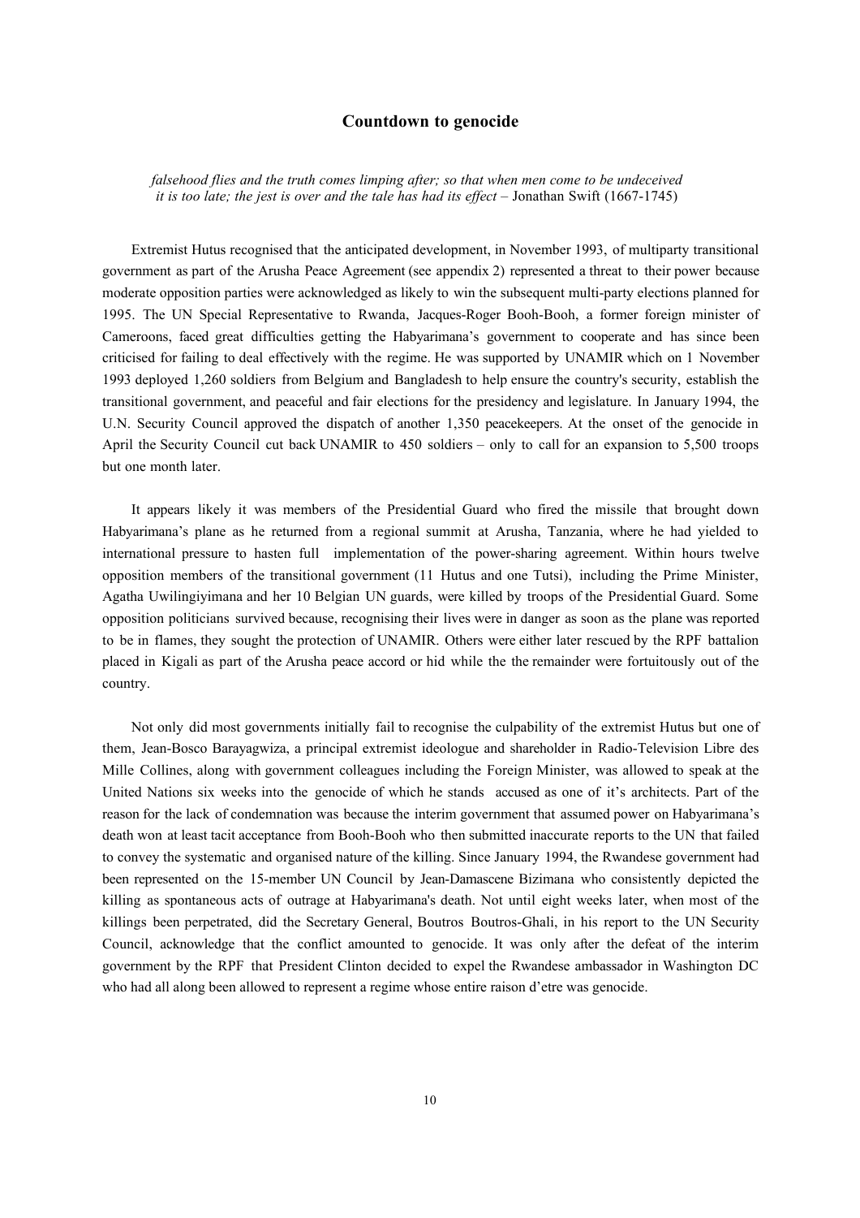## Countdown to genocide

*falsehood flies and the truth comes limping after; so that when men come to be undeceived it is too late; the jest is over and the tale has had its effect* – Jonathan Swift (1667-1745)

Extremist Hutus recognised that the anticipated development, in November 1993, of multiparty transitional government as part of the Arusha Peace Agreement (see appendix 2) represented a threat to their power because moderate opposition parties were acknowledged as likely to win the subsequent multi-party elections planned for 1995. The UN Special Representative to Rwanda, Jacques-Roger Booh-Booh, a former foreign minister of Cameroons, faced great difficulties getting the Habyarimana's government to cooperate and has since been criticised for failing to deal effectively with the regime. He was supported by UNAMIR which on 1 November 1993 deployed 1,260 soldiers from Belgium and Bangladesh to help ensure the country's security, establish the transitional government, and peaceful and fair elections for the presidency and legislature. In January 1994, the U.N. Security Council approved the dispatch of another 1,350 peacekeepers. At the onset of the genocide in April the Security Council cut back UNAMIR to 450 soldiers – only to call for an expansion to 5,500 troops but one month later.

It appears likely it was members of the Presidential Guard who fired the missile that brought down Habyarimana's plane as he returned from a regional summit at Arusha, Tanzania, where he had yielded to international pressure to hasten full implementation of the power-sharing agreement. Within hours twelve opposition members of the transitional government (11 Hutus and one Tutsi), including the Prime Minister, Agatha Uwilingiyimana and her 10 Belgian UN guards, were killed by troops of the Presidential Guard. Some opposition politicians survived because, recognising their lives were in danger as soon as the plane was reported to be in flames, they sought the protection of UNAMIR. Others were either later rescued by the RPF battalion placed in Kigali as part of the Arusha peace accord or hid while the the remainder were fortuitously out of the country.

Not only did most governments initially fail to recognise the culpability of the extremist Hutus but one of them, Jean-Bosco Barayagwiza, a principal extremist ideologue and shareholder in Radio-Television Libre des Mille Collines, along with government colleagues including the Foreign Minister, was allowed to speak at the United Nations six weeks into the genocide of which he stands accused as one of it's architects. Part of the reason for the lack of condemnation was because the interim government that assumed power on Habyarimana's death won at least tacit acceptance from Booh-Booh who then submitted inaccurate reports to the UN that failed to convey the systematic and organised nature of the killing. Since January 1994, the Rwandese government had been represented on the 15-member UN Council by Jean-Damascene Bizimana who consistently depicted the killing as spontaneous acts of outrage at Habyarimana's death. Not until eight weeks later, when most of the killings been perpetrated, did the Secretary General, Boutros Boutros-Ghali, in his report to the UN Security Council, acknowledge that the conflict amounted to genocide. It was only after the defeat of the interim government by the RPF that President Clinton decided to expel the Rwandese ambassador in Washington DC who had all along been allowed to represent a regime whose entire raison d'etre was genocide.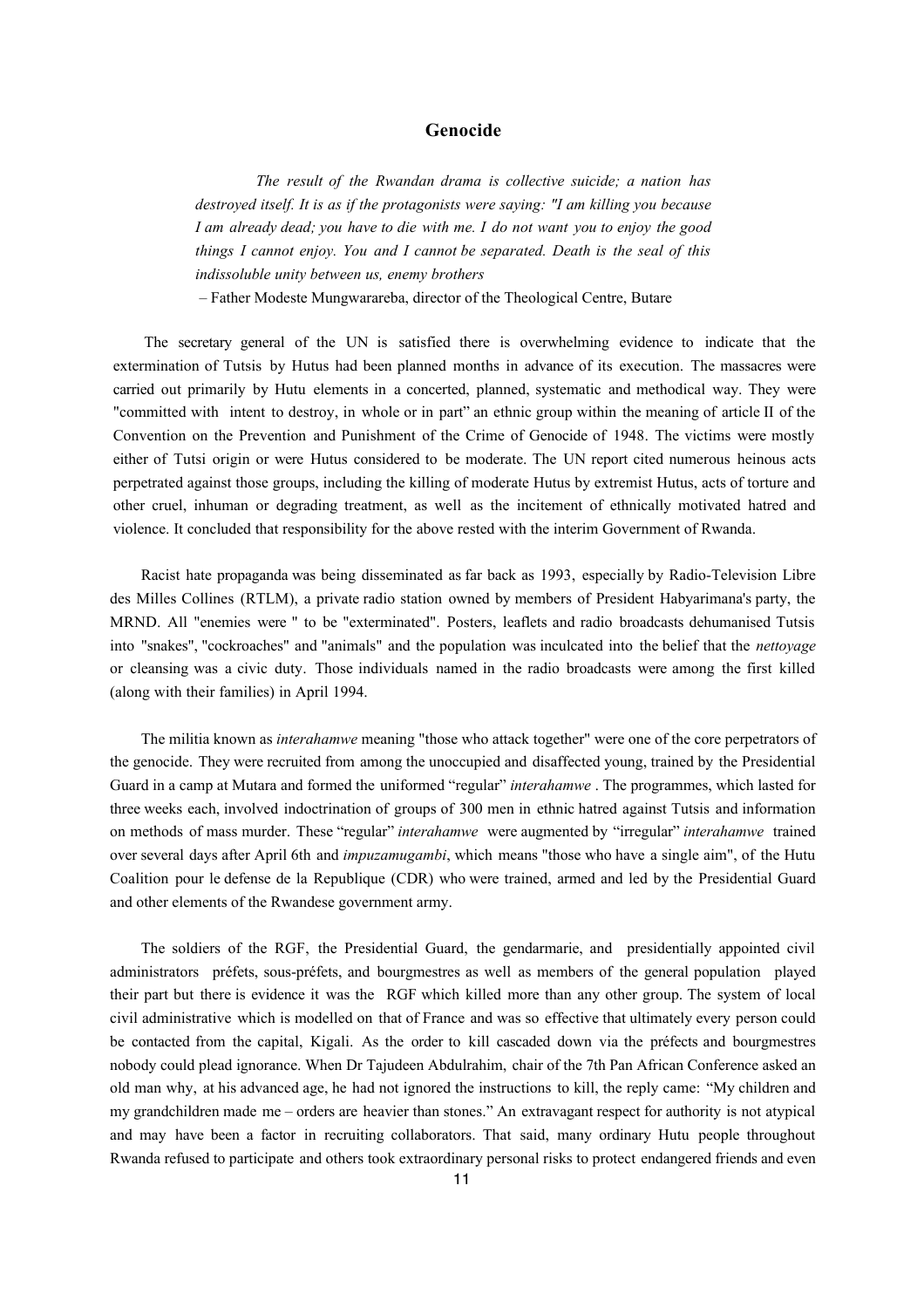## Genocide

> *The result of the Rwandan drama is collective suicide; a nation has destroyed itself. It is as if the protagonists were saying: "I am killing you because I am already dead; you have to die with me. I do not want you to enjoy the good things I cannot enjoy. You and I cannot be separated. Death is the seal of this indissoluble unity between us, enemy brothers*
>
> – Father Modeste Mungwarareba, director of the Theological Centre, Butare

The secretary general of the UN is satisfied there is overwhelming evidence to indicate that the extermination of Tutsis by Hutus had been planned months in advance of its execution. The massacres were carried out primarily by Hutu elements in a concerted, planned, systematic and methodical way. They were "committed with intent to destroy, in whole or in part" an ethnic group within the meaning of article II of the Convention on the Prevention and Punishment of the Crime of Genocide of 1948. The victims were mostly either of Tutsi origin or were Hutus considered to be moderate. The UN report cited numerous heinous acts perpetrated against those groups, including the killing of moderate Hutus by extremist Hutus, acts of torture and other cruel, inhuman or degrading treatment, as well as the incitement of ethnically motivated hatred and violence. It concluded that responsibility for the above rested with the interim Government of Rwanda.

Racist hate propaganda was being disseminated as far back as 1993, especially by Radio-Television Libre des Milles Collines (RTLM), a private radio station owned by members of President Habyarimana's party, the MRND. All "enemies were " to be "exterminated". Posters, leaflets and radio broadcasts dehumanised Tutsis into "snakes", "cockroaches" and "animals" and the population was inculcated into the belief that the *nettoyage* or cleansing was a civic duty. Those individuals named in the radio broadcasts were among the first killed (along with their families) in April 1994.

The militia known as *interahamwe* meaning "those who attack together" were one of the core perpetrators of the genocide. They were recruited from among the unoccupied and disaffected young, trained by the Presidential Guard in a camp at Mutara and formed the uniformed "regular" *interahamwe* . The programmes, which lasted for three weeks each, involved indoctrination of groups of 300 men in ethnic hatred against Tutsis and information on methods of mass murder. These "regular" *interahamwe* were augmented by "irregular" *interahamwe* trained over several days after April 6th and *impuzamugambi*, which means "those who have a single aim", of the Hutu Coalition pour le defense de la Republique (CDR) who were trained, armed and led by the Presidential Guard and other elements of the Rwandese government army.

The soldiers of the RGF, the Presidential Guard, the gendarmarie, and presidentially appointed civil administrators préfets, sous-préfets, and bourgmestres as well as members of the general population played their part but there is evidence it was the RGF which killed more than any other group. The system of local civil administrative which is modelled on that of France and was so effective that ultimately every person could be contacted from the capital, Kigali. As the order to kill cascaded down via the préfects and bourgmestres nobody could plead ignorance. When Dr Tajudeen Abdulrahim, chair of the 7th Pan African Conference asked an old man why, at his advanced age, he had not ignored the instructions to kill, the reply came: "My children and my grandchildren made me – orders are heavier than stones." An extravagant respect for authority is not atypical and may have been a factor in recruiting collaborators. That said, many ordinary Hutu people throughout Rwanda refused to participate and others took extraordinary personal risks to protect endangered friends and even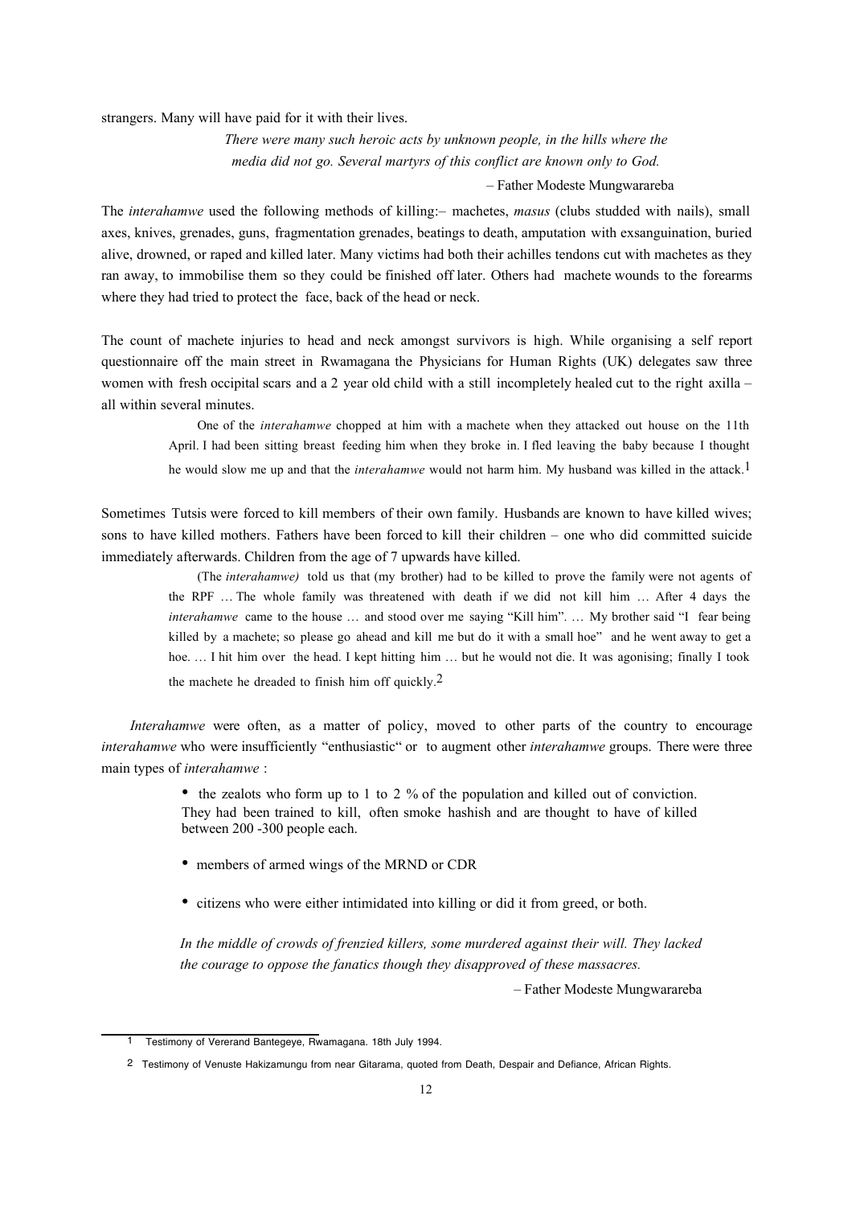strangers. Many will have paid for it with their lives.

> *There were many such heroic acts by unknown people, in the hills where the media did not go. Several martyrs of this conflict are known only to God.*
>
> – Father Modeste Mungwarareba

The *interahamwe* used the following methods of killing:– machetes, *masus* (clubs studded with nails), small axes, knives, grenades, guns, fragmentation grenades, beatings to death, amputation with exsanguination, buried alive, drowned, or raped and killed later. Many victims had both their achilles tendons cut with machetes as they ran away, to immobilise them so they could be finished off later. Others had machete wounds to the forearms where they had tried to protect the face, back of the head or neck.

The count of machete injuries to head and neck amongst survivors is high. While organising a self report questionnaire off the main street in Rwamagana the Physicians for Human Rights (UK) delegates saw three women with fresh occipital scars and a 2 year old child with a still incompletely healed cut to the right axilla – all within several minutes.

> One of the *interahamwe* chopped at him with a machete when they attacked out house on the 11th April. I had been sitting breast feeding him when they broke in. I fled leaving the baby because I thought he would slow me up and that the *interahamwe* would not harm him. My husband was killed in the attack.[1]

Sometimes Tutsis were forced to kill members of their own family. Husbands are known to have killed wives; sons to have killed mothers. Fathers have been forced to kill their children – one who did committed suicide immediately afterwards. Children from the age of 7 upwards have killed.

> (The *interahamwe)* told us that (my brother) had to be killed to prove the family were not agents of the RPF … The whole family was threatened with death if we did not kill him … After 4 days the *interahamwe* came to the house … and stood over me saying "Kill him". … My brother said "I fear being killed by a machete; so please go ahead and kill me but do it with a small hoe" and he went away to get a hoe. … I hit him over the head. I kept hitting him … but he would not die. It was agonising; finally I took the machete he dreaded to finish him off quickly.[2]

*Interahamwe* were often, as a matter of policy, moved to other parts of the country to encourage *interahamwe* who were insufficiently "enthusiastic" or to augment other *interahamwe* groups. There were three main types of *interahamwe* :

- the zealots who form up to 1 to 2 % of the population and killed out of conviction. They had been trained to kill, often smoke hashish and are thought to have of killed between 200 -300 people each.
- members of armed wings of the MRND or CDR
- citizens who were either intimidated into killing or did it from greed, or both.

> *In the middle of crowds of frenzied killers, some murdered against their will. They lacked the courage to oppose the fanatics though they disapproved of these massacres.*
>
> – Father Modeste Mungwarareba

---

1 Testimony of Vererand Bantegeye, Rwamagana. 18th July 1994.

2 Testimony of Venuste Hakizamungu from near Gitarama, quoted from Death, Despair and Defiance, African Rights.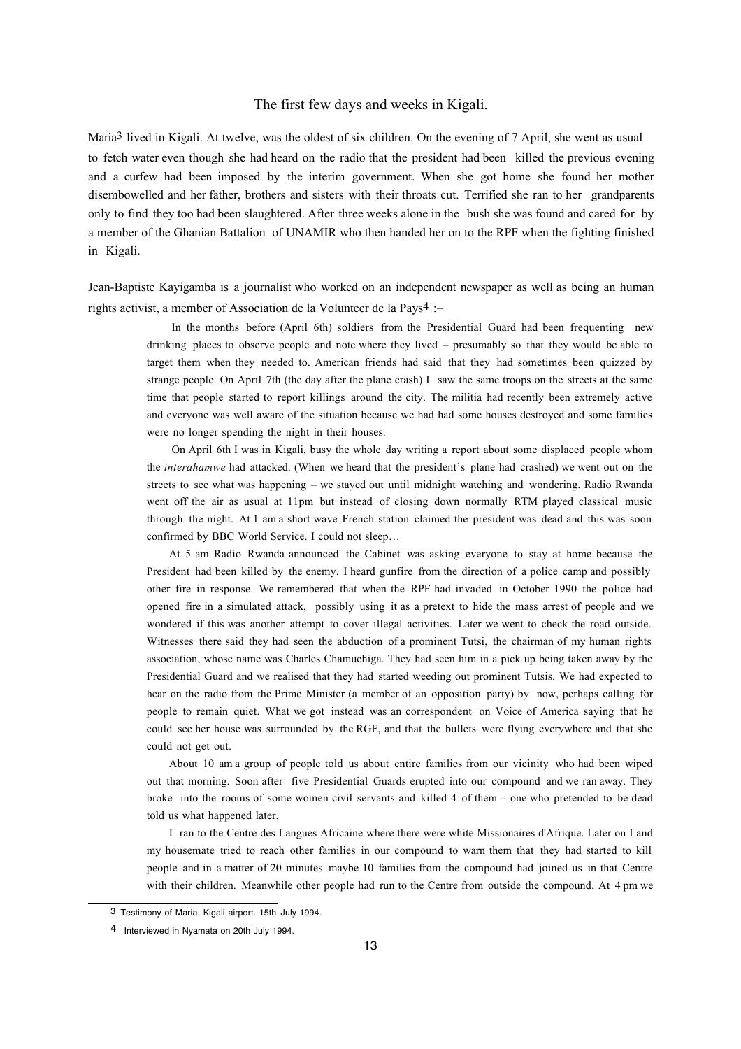## The first few days and weeks in Kigali.

Maria[3] lived in Kigali. At twelve, was the oldest of six children. On the evening of 7 April, she went as usual to fetch water even though she had heard on the radio that the president had been killed the previous evening and a curfew had been imposed by the interim government. When she got home she found her mother disembowelled and her father, brothers and sisters with their throats cut. Terrified she ran to her grandparents only to find they too had been slaughtered. After three weeks alone in the bush she was found and cared for by a member of the Ghanian Battalion of UNAMIR who then handed her on to the RPF when the fighting finished in Kigali.

Jean-Baptiste Kayigamba is a journalist who worked on an independent newspaper as well as being an human rights activist, a member of Association de la Volunteer de la Pays[4] :–

> In the months before (April 6th) soldiers from the Presidential Guard had been frequenting new drinking places to observe people and note where they lived – presumably so that they would be able to target them when they needed to. American friends had said that they had sometimes been quizzed by strange people. On April 7th (the day after the plane crash) I saw the same troops on the streets at the same time that people started to report killings around the city. The militia had recently been extremely active and everyone was well aware of the situation because we had had some houses destroyed and some families were no longer spending the night in their houses.
>
> On April 6th I was in Kigali, busy the whole day writing a report about some displaced people whom the *interahamwe* had attacked. (When we heard that the president's plane had crashed) we went out on the streets to see what was happening – we stayed out until midnight watching and wondering. Radio Rwanda went off the air as usual at 11pm but instead of closing down normally RTM played classical music through the night. At 1 am a short wave French station claimed the president was dead and this was soon confirmed by BBC World Service. I could not sleep…
>
> At 5 am Radio Rwanda announced the Cabinet was asking everyone to stay at home because the President had been killed by the enemy. I heard gunfire from the direction of a police camp and possibly other fire in response. We remembered that when the RPF had invaded in October 1990 the police had opened fire in a simulated attack, possibly using it as a pretext to hide the mass arrest of people and we wondered if this was another attempt to cover illegal activities. Later we went to check the road outside. Witnesses there said they had seen the abduction of a prominent Tutsi, the chairman of my human rights association, whose name was Charles Chamuchiga. They had seen him in a pick up being taken away by the Presidential Guard and we realised that they had started weeding out prominent Tutsis. We had expected to hear on the radio from the Prime Minister (a member of an opposition party) by now, perhaps calling for people to remain quiet. What we got instead was an correspondent on Voice of America saying that he could see her house was surrounded by the RGF, and that the bullets were flying everywhere and that she could not get out.
>
> About 10 am a group of people told us about entire families from our vicinity who had been wiped out that morning. Soon after five Presidential Guards erupted into our compound and we ran away. They broke into the rooms of some women civil servants and killed 4 of them – one who pretended to be dead told us what happened later.
>
> I ran to the Centre des Langues Africaine where there were white Missionaires d'Afrique. Later on I and my housemate tried to reach other families in our compound to warn them that they had started to kill people and in a matter of 20 minutes maybe 10 families from the compound had joined us in that Centre with their children. Meanwhile other people had run to the Centre from outside the compound. At 4 pm we

---

[3] Testimony of Maria. Kigali airport. 15th July 1994.

[4] Interviewed in Nyamata on 20th July 1994.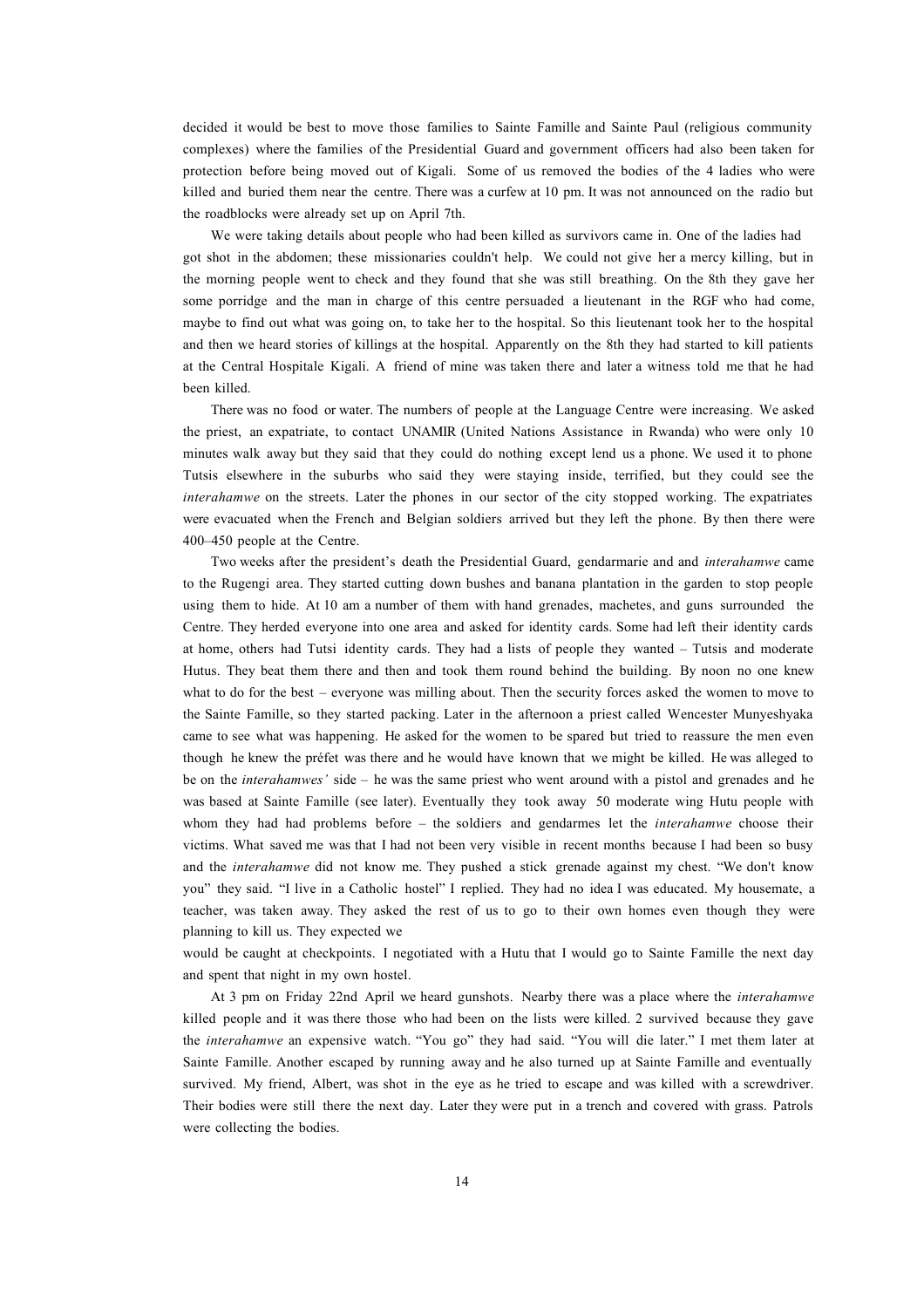decided it would be best to move those families to Sainte Famille and Sainte Paul (religious community complexes) where the families of the Presidential Guard and government officers had also been taken for protection before being moved out of Kigali. Some of us removed the bodies of the 4 ladies who were killed and buried them near the centre. There was a curfew at 10 pm. It was not announced on the radio but the roadblocks were already set up on April 7th.

We were taking details about people who had been killed as survivors came in. One of the ladies had got shot in the abdomen; these missionaries couldn't help. We could not give her a mercy killing, but in the morning people went to check and they found that she was still breathing. On the 8th they gave her some porridge and the man in charge of this centre persuaded a lieutenant in the RGF who had come, maybe to find out what was going on, to take her to the hospital. So this lieutenant took her to the hospital and then we heard stories of killings at the hospital. Apparently on the 8th they had started to kill patients at the Central Hospitale Kigali. A friend of mine was taken there and later a witness told me that he had been killed.

There was no food or water. The numbers of people at the Language Centre were increasing. We asked the priest, an expatriate, to contact UNAMIR (United Nations Assistance in Rwanda) who were only 10 minutes walk away but they said that they could do nothing except lend us a phone. We used it to phone Tutsis elsewhere in the suburbs who said they were staying inside, terrified, but they could see the *interahamwe* on the streets. Later the phones in our sector of the city stopped working. The expatriates were evacuated when the French and Belgian soldiers arrived but they left the phone. By then there were 400–450 people at the Centre.

Two weeks after the president's death the Presidential Guard, gendarmarie and and *interahamwe* came to the Rugengi area. They started cutting down bushes and banana plantation in the garden to stop people using them to hide. At 10 am a number of them with hand grenades, machetes, and guns surrounded the Centre. They herded everyone into one area and asked for identity cards. Some had left their identity cards at home, others had Tutsi identity cards. They had a lists of people they wanted – Tutsis and moderate Hutus. They beat them there and then and took them round behind the building. By noon no one knew what to do for the best – everyone was milling about. Then the security forces asked the women to move to the Sainte Famille, so they started packing. Later in the afternoon a priest called Wencester Munyeshyaka came to see what was happening. He asked for the women to be spared but tried to reassure the men even though he knew the préfet was there and he would have known that we might be killed. He was alleged to be on the *interahamwes'* side – he was the same priest who went around with a pistol and grenades and he was based at Sainte Famille (see later). Eventually they took away 50 moderate wing Hutu people with whom they had had problems before – the soldiers and gendarmes let the *interahamwe* choose their victims. What saved me was that I had not been very visible in recent months because I had been so busy and the *interahamwe* did not know me. They pushed a stick grenade against my chest. "We don't know you" they said. "I live in a Catholic hostel" I replied. They had no idea I was educated. My housemate, a teacher, was taken away. They asked the rest of us to go to their own homes even though they were planning to kill us. They expected we would be caught at checkpoints. I negotiated with a Hutu that I would go to Sainte Famille the next day and spent that night in my own hostel.

At 3 pm on Friday 22nd April we heard gunshots. Nearby there was a place where the *interahamwe* killed people and it was there those who had been on the lists were killed. 2 survived because they gave the *interahamwe* an expensive watch. "You go" they had said. "You will die later." I met them later at Sainte Famille. Another escaped by running away and he also turned up at Sainte Famille and eventually survived. My friend, Albert, was shot in the eye as he tried to escape and was killed with a screwdriver. Their bodies were still there the next day. Later they were put in a trench and covered with grass. Patrols were collecting the bodies.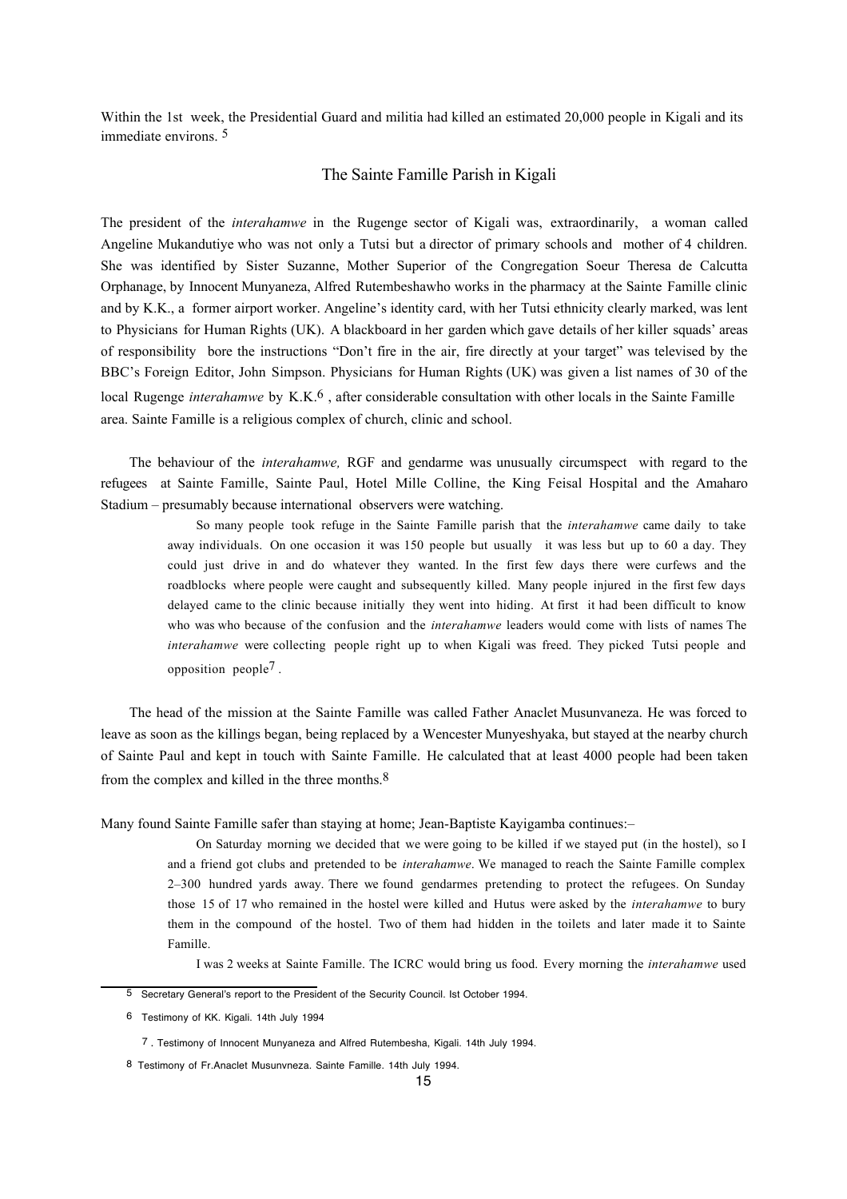Within the 1st week, the Presidential Guard and militia had killed an estimated 20,000 people in Kigali and its immediate environs. [5]

## The Sainte Famille Parish in Kigali

The president of the *interahamwe* in the Rugenge sector of Kigali was, extraordinarily, a woman called Angeline Mukandutiye who was not only a Tutsi but a director of primary schools and mother of 4 children. She was identified by Sister Suzanne, Mother Superior of the Congregation Soeur Theresa de Calcutta Orphanage, by Innocent Munyaneza, Alfred Rutembeshawho works in the pharmacy at the Sainte Famille clinic and by K.K., a former airport worker. Angeline's identity card, with her Tutsi ethnicity clearly marked, was lent to Physicians for Human Rights (UK). A blackboard in her garden which gave details of her killer squads' areas of responsibility bore the instructions "Don't fire in the air, fire directly at your target" was televised by the BBC's Foreign Editor, John Simpson. Physicians for Human Rights (UK) was given a list names of 30 of the local Rugenge *interahamwe* by K.K.[6] , after considerable consultation with other locals in the Sainte Famille area. Sainte Famille is a religious complex of church, clinic and school.

The behaviour of the *interahamwe,* RGF and gendarme was unusually circumspect with regard to the refugees at Sainte Famille, Sainte Paul, Hotel Mille Colline, the King Feisal Hospital and the Amaharo Stadium – presumably because international observers were watching.

> So many people took refuge in the Sainte Famille parish that the *interahamwe* came daily to take away individuals. On one occasion it was 150 people but usually it was less but up to 60 a day. They could just drive in and do whatever they wanted. In the first few days there were curfews and the roadblocks where people were caught and subsequently killed. Many people injured in the first few days delayed came to the clinic because initially they went into hiding. At first it had been difficult to know who was who because of the confusion and the *interahamwe* leaders would come with lists of names The *interahamwe* were collecting people right up to when Kigali was freed. They picked Tutsi people and opposition people[7].

The head of the mission at the Sainte Famille was called Father Anaclet Musunvaneza. He was forced to leave as soon as the killings began, being replaced by a Wencester Munyeshyaka, but stayed at the nearby church of Sainte Paul and kept in touch with Sainte Famille. He calculated that at least 4000 people had been taken from the complex and killed in the three months.[8]

Many found Sainte Famille safer than staying at home; Jean-Baptiste Kayigamba continues:–

> On Saturday morning we decided that we were going to be killed if we stayed put (in the hostel), so I and a friend got clubs and pretended to be *interahamwe*. We managed to reach the Sainte Famille complex 2–300 hundred yards away. There we found gendarmes pretending to protect the refugees. On Sunday those 15 of 17 who remained in the hostel were killed and Hutus were asked by the *interahamwe* to bury them in the compound of the hostel. Two of them had hidden in the toilets and later made it to Sainte Famille.
>
> I was 2 weeks at Sainte Famille. The ICRC would bring us food. Every morning the *interahamwe* used

---

[5] Secretary General's report to the President of the Security Council. Ist October 1994.

[6] Testimony of KK. Kigali. 14th July 1994

[7] . Testimony of Innocent Munyaneza and Alfred Rutembesha, Kigali. 14th July 1994.

[8] Testimony of Fr.Anaclet Musunvneza. Sainte Famille. 14th July 1994.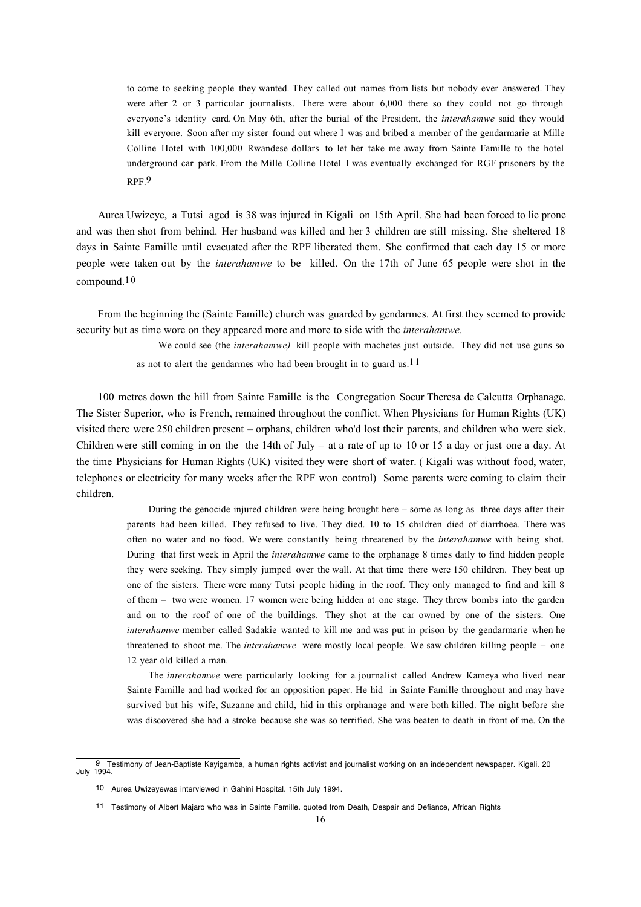> to come to seeking people they wanted. They called out names from lists but nobody ever answered. They were after 2 or 3 particular journalists. There were about 6,000 there so they could not go through everyone's identity card. On May 6th, after the burial of the President, the *interahamwe* said they would kill everyone. Soon after my sister found out where I was and bribed a member of the gendarmarie at Mille Colline Hotel with 100,000 Rwandese dollars to let her take me away from Sainte Famille to the hotel underground car park. From the Mille Colline Hotel I was eventually exchanged for RGF prisoners by the RPF.[9]

Aurea Uwizeye, a Tutsi aged is 38 was injured in Kigali on 15th April. She had been forced to lie prone and was then shot from behind. Her husband was killed and her 3 children are still missing. She sheltered 18 days in Sainte Famille until evacuated after the RPF liberated them. She confirmed that each day 15 or more people were taken out by the *interahamwe* to be killed. On the 17th of June 65 people were shot in the compound.[10]

From the beginning the (Sainte Famille) church was guarded by gendarmes. At first they seemed to provide security but as time wore on they appeared more and more to side with the *interahamwe.*

> We could see (the *interahamwe)* kill people with machetes just outside. They did not use guns so as not to alert the gendarmes who had been brought in to guard us.[11]

100 metres down the hill from Sainte Famille is the Congregation Soeur Theresa de Calcutta Orphanage. The Sister Superior, who is French, remained throughout the conflict. When Physicians for Human Rights (UK) visited there were 250 children present – orphans, children who'd lost their parents, and children who were sick. Children were still coming in on the the 14th of July – at a rate of up to 10 or 15 a day or just one a day. At the time Physicians for Human Rights (UK) visited they were short of water. ( Kigali was without food, water, telephones or electricity for many weeks after the RPF won control) Some parents were coming to claim their children.

> During the genocide injured children were being brought here – some as long as three days after their parents had been killed. They refused to live. They died. 10 to 15 children died of diarrhoea. There was often no water and no food. We were constantly being threatened by the *interahamwe* with being shot. During that first week in April the *interahamwe* came to the orphanage 8 times daily to find hidden people they were seeking. They simply jumped over the wall. At that time there were 150 children. They beat up one of the sisters. There were many Tutsi people hiding in the roof. They only managed to find and kill 8 of them – two were women. 17 women were being hidden at one stage. They threw bombs into the garden and on to the roof of one of the buildings. They shot at the car owned by one of the sisters. One *interahamwe* member called Sadakie wanted to kill me and was put in prison by the gendarmarie when he threatened to shoot me. The *interahamwe* were mostly local people. We saw children killing people – one 12 year old killed a man.
>
> The *interahamwe* were particularly looking for a journalist called Andrew Kameya who lived near Sainte Famille and had worked for an opposition paper. He hid in Sainte Famille throughout and may have survived but his wife, Suzanne and child, hid in this orphanage and were both killed. The night before she was discovered she had a stroke because she was so terrified. She was beaten to death in front of me. On the

---

9 Testimony of Jean-Baptiste Kayigamba, a human rights activist and journalist working on an independent newspaper. Kigali. 20 July 1994.

10 Aurea Uwizeyewas interviewed in Gahini Hospital. 15th July 1994.

11 Testimony of Albert Majaro who was in Sainte Famille. quoted from Death, Despair and Defiance, African Rights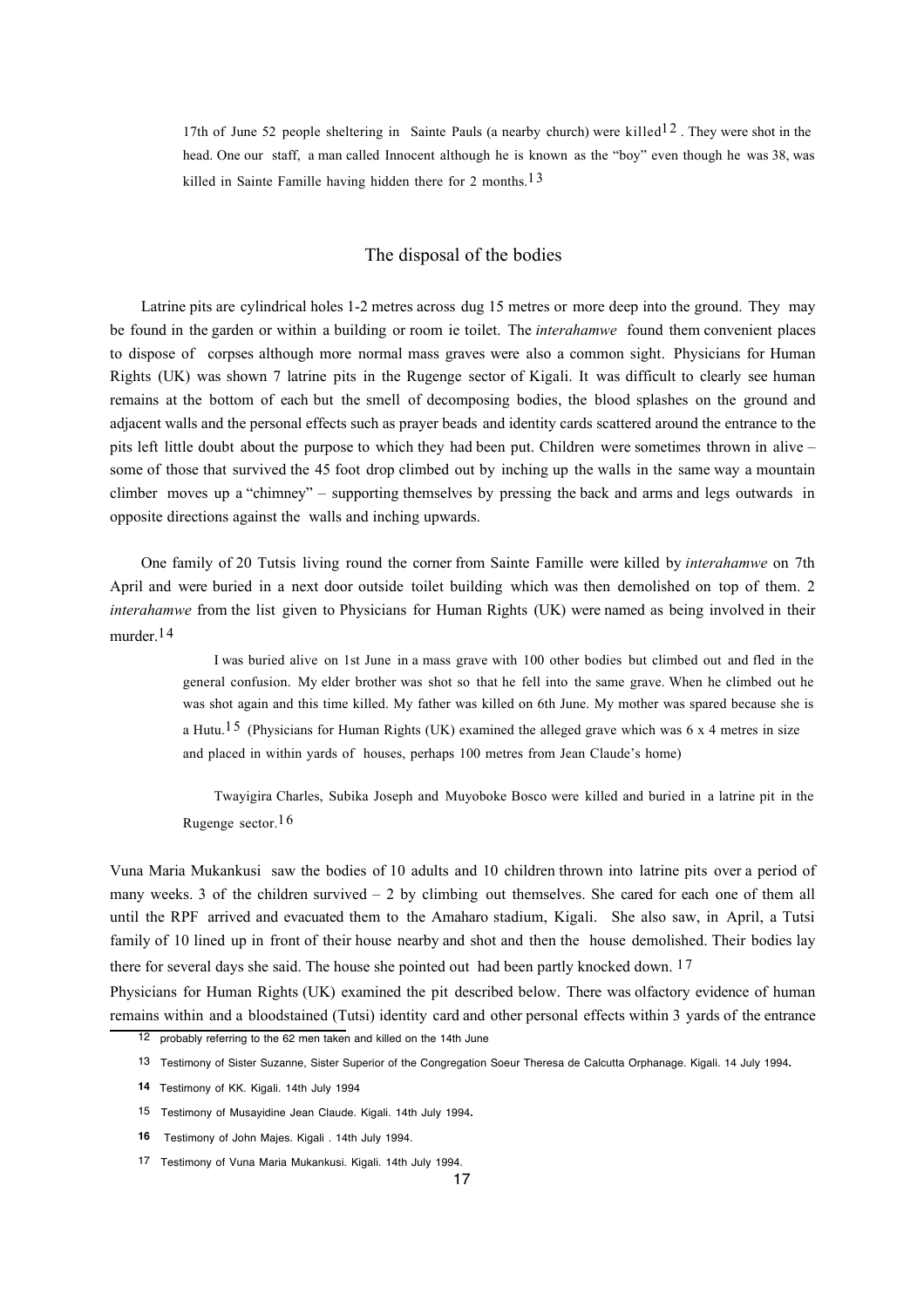17th of June 52 people sheltering in Sainte Pauls (a nearby church) were killed[12]. They were shot in the head. One our staff, a man called Innocent although he is known as the "boy" even though he was 38, was killed in Sainte Famille having hidden there for 2 months.[13]

## The disposal of the bodies

Latrine pits are cylindrical holes 1-2 metres across dug 15 metres or more deep into the ground. They may be found in the garden or within a building or room ie toilet. The *interahamwe* found them convenient places to dispose of corpses although more normal mass graves were also a common sight. Physicians for Human Rights (UK) was shown 7 latrine pits in the Rugenge sector of Kigali. It was difficult to clearly see human remains at the bottom of each but the smell of decomposing bodies, the blood splashes on the ground and adjacent walls and the personal effects such as prayer beads and identity cards scattered around the entrance to the pits left little doubt about the purpose to which they had been put. Children were sometimes thrown in alive – some of those that survived the 45 foot drop climbed out by inching up the walls in the same way a mountain climber moves up a "chimney" – supporting themselves by pressing the back and arms and legs outwards in opposite directions against the walls and inching upwards.

One family of 20 Tutsis living round the corner from Sainte Famille were killed by *interahamwe* on 7th April and were buried in a next door outside toilet building which was then demolished on top of them. 2 *interahamwe* from the list given to Physicians for Human Rights (UK) were named as being involved in their murder.[14]

> I was buried alive on 1st June in a mass grave with 100 other bodies but climbed out and fled in the general confusion. My elder brother was shot so that he fell into the same grave. When he climbed out he was shot again and this time killed. My father was killed on 6th June. My mother was spared because she is a Hutu.[15] (Physicians for Human Rights (UK) examined the alleged grave which was 6 x 4 metres in size and placed in within yards of houses, perhaps 100 metres from Jean Claude's home)

> Twayigira Charles, Subika Joseph and Muyoboke Bosco were killed and buried in a latrine pit in the Rugenge sector.[16]

Vuna Maria Mukankusi saw the bodies of 10 adults and 10 children thrown into latrine pits over a period of many weeks. 3 of the children survived – 2 by climbing out themselves. She cared for each one of them all until the RPF arrived and evacuated them to the Amaharo stadium, Kigali. She also saw, in April, a Tutsi family of 10 lined up in front of their house nearby and shot and then the house demolished. Their bodies lay there for several days she said. The house she pointed out had been partly knocked down. [17]

Physicians for Human Rights (UK) examined the pit described below. There was olfactory evidence of human remains within and a bloodstained (Tutsi) identity card and other personal effects within 3 yards of the entrance

---

12 probably referring to the 62 men taken and killed on the 14th June

13 Testimony of Sister Suzanne, Sister Superior of the Congregation Soeur Theresa de Calcutta Orphanage. Kigali. 14 July 1994.

14 Testimony of KK. Kigali. 14th July 1994

15 Testimony of Musayidine Jean Claude. Kigali. 14th July 1994.

16 Testimony of John Majes. Kigali . 14th July 1994.

17 Testimony of Vuna Maria Mukankusi. Kigali. 14th July 1994.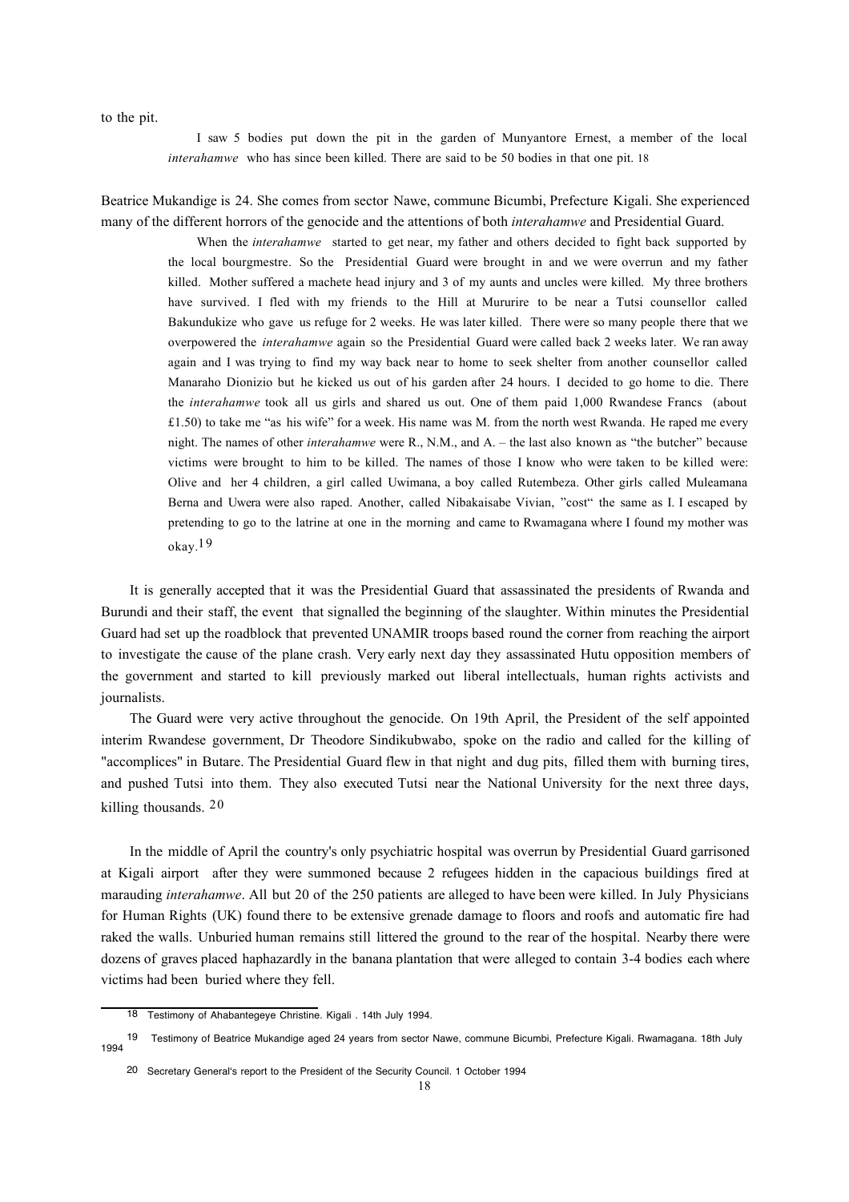to the pit.

> I saw 5 bodies put down the pit in the garden of Munyantore Ernest, a member of the local *interahamwe* who has since been killed. There are said to be 50 bodies in that one pit. [18]

Beatrice Mukandige is 24. She comes from sector Nawe, commune Bicumbi, Prefecture Kigali. She experienced many of the different horrors of the genocide and the attentions of both *interahamwe* and Presidential Guard.

> When the *interahamwe* started to get near, my father and others decided to fight back supported by the local bourgmestre. So the Presidential Guard were brought in and we were overrun and my father killed. Mother suffered a machete head injury and 3 of my aunts and uncles were killed. My three brothers have survived. I fled with my friends to the Hill at Mururire to be near a Tutsi counsellor called Bakundukize who gave us refuge for 2 weeks. He was later killed. There were so many people there that we overpowered the *interahamwe* again so the Presidential Guard were called back 2 weeks later. We ran away again and I was trying to find my way back near to home to seek shelter from another counsellor called Manaraho Dionizio but he kicked us out of his garden after 24 hours. I decided to go home to die. There the *interahamwe* took all us girls and shared us out. One of them paid 1,000 Rwandese Francs (about £1.50) to take me "as his wife" for a week. His name was M. from the north west Rwanda. He raped me every night. The names of other *interahamwe* were R., N.M., and A. – the last also known as "the butcher" because victims were brought to him to be killed. The names of those I know who were taken to be killed were: Olive and her 4 children, a girl called Uwimana, a boy called Rutembeza. Other girls called Muleamana Berna and Uwera were also raped. Another, called Nibakaisabe Vivian, "cost" the same as I. I escaped by pretending to go to the latrine at one in the morning and came to Rwamagana where I found my mother was okay.[19]

It is generally accepted that it was the Presidential Guard that assassinated the presidents of Rwanda and Burundi and their staff, the event that signalled the beginning of the slaughter. Within minutes the Presidential Guard had set up the roadblock that prevented UNAMIR troops based round the corner from reaching the airport to investigate the cause of the plane crash. Very early next day they assassinated Hutu opposition members of the government and started to kill previously marked out liberal intellectuals, human rights activists and journalists.

The Guard were very active throughout the genocide. On 19th April, the President of the self appointed interim Rwandese government, Dr Theodore Sindikubwabo, spoke on the radio and called for the killing of "accomplices" in Butare. The Presidential Guard flew in that night and dug pits, filled them with burning tires, and pushed Tutsi into them. They also executed Tutsi near the National University for the next three days, killing thousands. [20]

In the middle of April the country's only psychiatric hospital was overrun by Presidential Guard garrisoned at Kigali airport after they were summoned because 2 refugees hidden in the capacious buildings fired at marauding *interahamwe*. All but 20 of the 250 patients are alleged to have been were killed. In July Physicians for Human Rights (UK) found there to be extensive grenade damage to floors and roofs and automatic fire had raked the walls. Unburied human remains still littered the ground to the rear of the hospital. Nearby there were dozens of graves placed haphazardly in the banana plantation that were alleged to contain 3-4 bodies each where victims had been buried where they fell.

---

[18] Testimony of Ahabantegeye Christine. Kigali . 14th July 1994.

[19] Testimony of Beatrice Mukandige aged 24 years from sector Nawe, commune Bicumbi, Prefecture Kigali. Rwamagana. 18th July 1994

[20] Secretary General's report to the President of the Security Council. 1 October 1994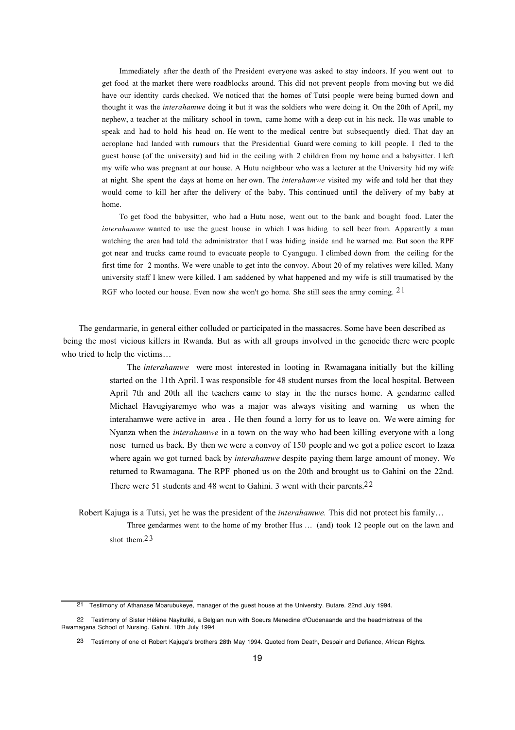> Immediately after the death of the President everyone was asked to stay indoors. If you went out to get food at the market there were roadblocks around. This did not prevent people from moving but we did have our identity cards checked. We noticed that the homes of Tutsi people were being burned down and thought it was the *interahamwe* doing it but it was the soldiers who were doing it. On the 20th of April, my nephew, a teacher at the military school in town, came home with a deep cut in his neck. He was unable to speak and had to hold his head on. He went to the medical centre but subsequently died. That day an aeroplane had landed with rumours that the Presidential Guard were coming to kill people. I fled to the guest house (of the university) and hid in the ceiling with 2 children from my home and a babysitter. I left my wife who was pregnant at our house. A Hutu neighbour who was a lecturer at the University hid my wife at night. She spent the days at home on her own. The *interahamwe* visited my wife and told her that they would come to kill her after the delivery of the baby. This continued until the delivery of my baby at home.
>
> To get food the babysitter, who had a Hutu nose, went out to the bank and bought food. Later the *interahamwe* wanted to use the guest house in which I was hiding to sell beer from. Apparently a man watching the area had told the administrator that I was hiding inside and he warned me. But soon the RPF got near and trucks came round to evacuate people to Cyangugu. I climbed down from the ceiling for the first time for 2 months. We were unable to get into the convoy. About 20 of my relatives were killed. Many university staff I knew were killed. I am saddened by what happened and my wife is still traumatised by the RGF who looted our house. Even now she won't go home. She still sees the army coming. [21]

The gendarmarie, in general either colluded or participated in the massacres. Some have been described as being the most vicious killers in Rwanda. But as with all groups involved in the genocide there were people who tried to help the victims…

> The *interahamwe* were most interested in looting in Rwamagana initially but the killing started on the 11th April. I was responsible for 48 student nurses from the local hospital. Between April 7th and 20th all the teachers came to stay in the the nurses home. A gendarme called Michael Havugiyaremye who was a major was always visiting and warning us when the interahamwe were active in area . He then found a lorry for us to leave on. We were aiming for Nyanza when the *interahamwe* in a town on the way who had been killing everyone with a long nose turned us back. By then we were a convoy of 150 people and we got a police escort to Izaza where again we got turned back by *interahamwe* despite paying them large amount of money. We returned to Rwamagana. The RPF phoned us on the 20th and brought us to Gahini on the 22nd. There were 51 students and 48 went to Gahini. 3 went with their parents.[22]

Robert Kajuga is a Tutsi, yet he was the president of the *interahamwe.* This did not protect his family…

> Three gendarmes went to the home of my brother Hus … (and) took 12 people out on the lawn and shot them.[23]

---

[21] Testimony of Athanase Mbarubukeye, manager of the guest house at the University. Butare. 22nd July 1994.

[22] Testimony of Sister Hélène Nayituliki, a Belgian nun with Soeurs Menedine d'Oudenaande and the headmistress of the Rwamagana School of Nursing. Gahini. 18th July 1994

[23] Testimony of one of Robert Kajuga's brothers 28th May 1994. Quoted from Death, Despair and Defiance, African Rights.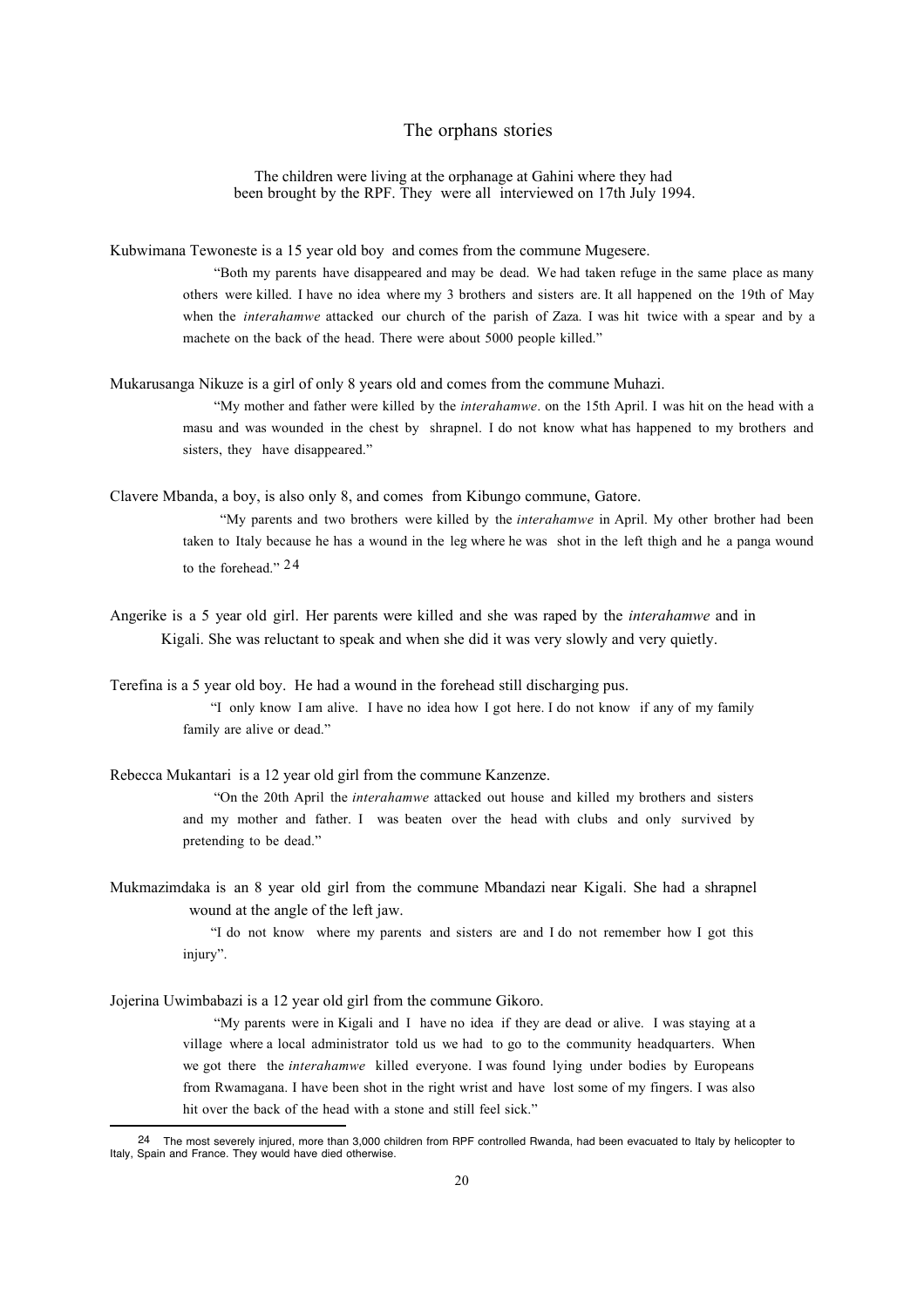## The orphans stories

The children were living at the orphanage at Gahini where they had been brought by the RPF. They were all interviewed on 17th July 1994.

Kubwimana Tewoneste is a 15 year old boy and comes from the commune Mugesere.

> "Both my parents have disappeared and may be dead. We had taken refuge in the same place as many others were killed. I have no idea where my 3 brothers and sisters are. It all happened on the 19th of May when the *interahamwe* attacked our church of the parish of Zaza. I was hit twice with a spear and by a machete on the back of the head. There were about 5000 people killed."

Mukarusanga Nikuze is a girl of only 8 years old and comes from the commune Muhazi.

> "My mother and father were killed by the *interahamwe*. on the 15th April. I was hit on the head with a masu and was wounded in the chest by shrapnel. I do not know what has happened to my brothers and sisters, they have disappeared."

Clavere Mbanda, a boy, is also only 8, and comes from Kibungo commune, Gatore.

> "My parents and two brothers were killed by the *interahamwe* in April. My other brother had been taken to Italy because he has a wound in the leg where he was shot in the left thigh and he a panga wound to the forehead." [24]

Angerike is a 5 year old girl. Her parents were killed and she was raped by the *interahamwe* and in Kigali. She was reluctant to speak and when she did it was very slowly and very quietly.

Terefina is a 5 year old boy. He had a wound in the forehead still discharging pus.

> "I only know I am alive. I have no idea how I got here. I do not know if any of my family family are alive or dead."

Rebecca Mukantari is a 12 year old girl from the commune Kanzenze.

> "On the 20th April the *interahamwe* attacked out house and killed my brothers and sisters and my mother and father. I was beaten over the head with clubs and only survived by pretending to be dead."

Mukmazimdaka is an 8 year old girl from the commune Mbandazi near Kigali. She had a shrapnel wound at the angle of the left jaw.

> "I do not know where my parents and sisters are and I do not remember how I got this injury".

Jojerina Uwimbabazi is a 12 year old girl from the commune Gikoro.

> "My parents were in Kigali and I have no idea if they are dead or alive. I was staying at a village where a local administrator told us we had to go to the community headquarters. When we got there the *interahamwe* killed everyone. I was found lying under bodies by Europeans from Rwamagana. I have been shot in the right wrist and have lost some of my fingers. I was also hit over the back of the head with a stone and still feel sick."

---

[24] The most severely injured, more than 3,000 children from RPF controlled Rwanda, had been evacuated to Italy by helicopter to Italy, Spain and France. They would have died otherwise.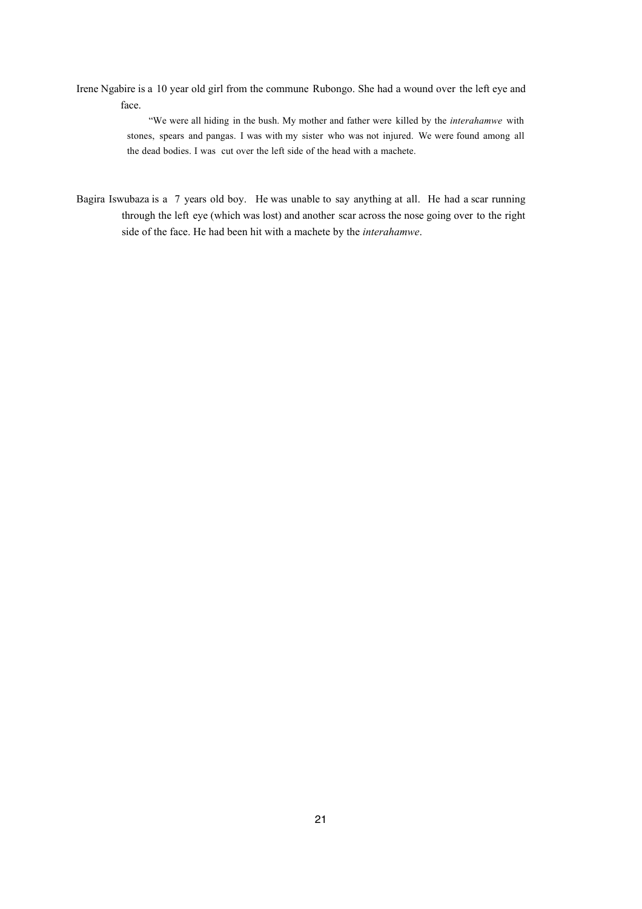Irene Ngabire is a 10 year old girl from the commune Rubongo. She had a wound over the left eye and face.

> "We were all hiding in the bush. My mother and father were killed by the *interahamwe* with stones, spears and pangas. I was with my sister who was not injured. We were found among all the dead bodies. I was cut over the left side of the head with a machete.

Bagira Iswubaza is a 7 years old boy. He was unable to say anything at all. He had a scar running through the left eye (which was lost) and another scar across the nose going over to the right side of the face. He had been hit with a machete by the *interahamwe*.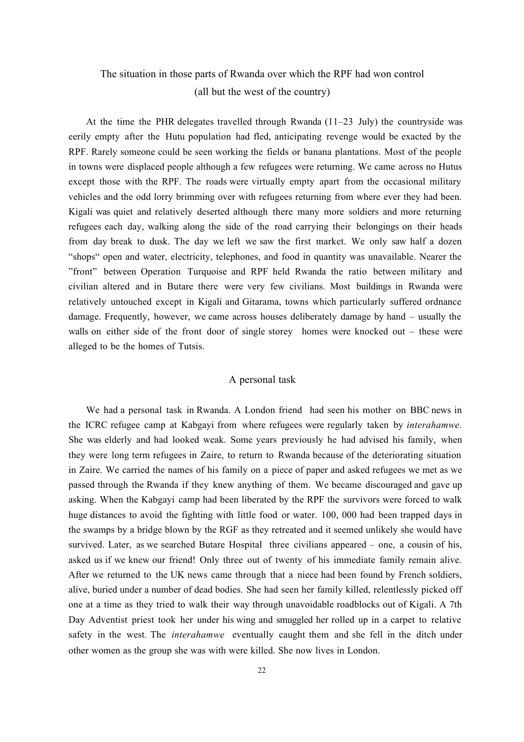## The situation in those parts of Rwanda over which the RPF had won control (all but the west of the country)

At the time the PHR delegates travelled through Rwanda (11–23 July) the countryside was eerily empty after the Hutu population had fled, anticipating revenge would be exacted by the RPF. Rarely someone could be seen working the fields or banana plantations. Most of the people in towns were displaced people although a few refugees were returning. We came across no Hutus except those with the RPF. The roads were virtually empty apart from the occasional military vehicles and the odd lorry brimming over with refugees returning from where ever they had been. Kigali was quiet and relatively deserted although there many more soldiers and more returning refugees each day, walking along the side of the road carrying their belongings on their heads from day break to dusk. The day we left we saw the first market. We only saw half a dozen "shops" open and water, electricity, telephones, and food in quantity was unavailable. Nearer the "front" between Operation Turquoise and RPF held Rwanda the ratio between military and civilian altered and in Butare there were very few civilians. Most buildings in Rwanda were relatively untouched except in Kigali and Gitarama, towns which particularly suffered ordnance damage. Frequently, however, we came across houses deliberately damage by hand – usually the walls on either side of the front door of single storey homes were knocked out – these were alleged to be the homes of Tutsis.

## A personal task

We had a personal task in Rwanda. A London friend had seen his mother on BBC news in the ICRC refugee camp at Kabgayi from where refugees were regularly taken by *interahamwe.* She was elderly and had looked weak. Some years previously he had advised his family, when they were long term refugees in Zaire, to return to Rwanda because of the deteriorating situation in Zaire. We carried the names of his family on a piece of paper and asked refugees we met as we passed through the Rwanda if they knew anything of them. We became discouraged and gave up asking. When the Kabgayi camp had been liberated by the RPF the survivors were forced to walk huge distances to avoid the fighting with little food or water. 100, 000 had been trapped days in the swamps by a bridge blown by the RGF as they retreated and it seemed unlikely she would have survived. Later, as we searched Butare Hospital three civilians appeared – one, a cousin of his, asked us if we knew our friend! Only three out of twenty of his immediate family remain alive. After we returned to the UK news came through that a niece had been found by French soldiers, alive, buried under a number of dead bodies. She had seen her family killed, relentlessly picked off one at a time as they tried to walk their way through unavoidable roadblocks out of Kigali. A 7th Day Adventist priest took her under his wing and smuggled her rolled up in a carpet to relative safety in the west. The *interahamwe* eventually caught them and she fell in the ditch under other women as the group she was with were killed. She now lives in London.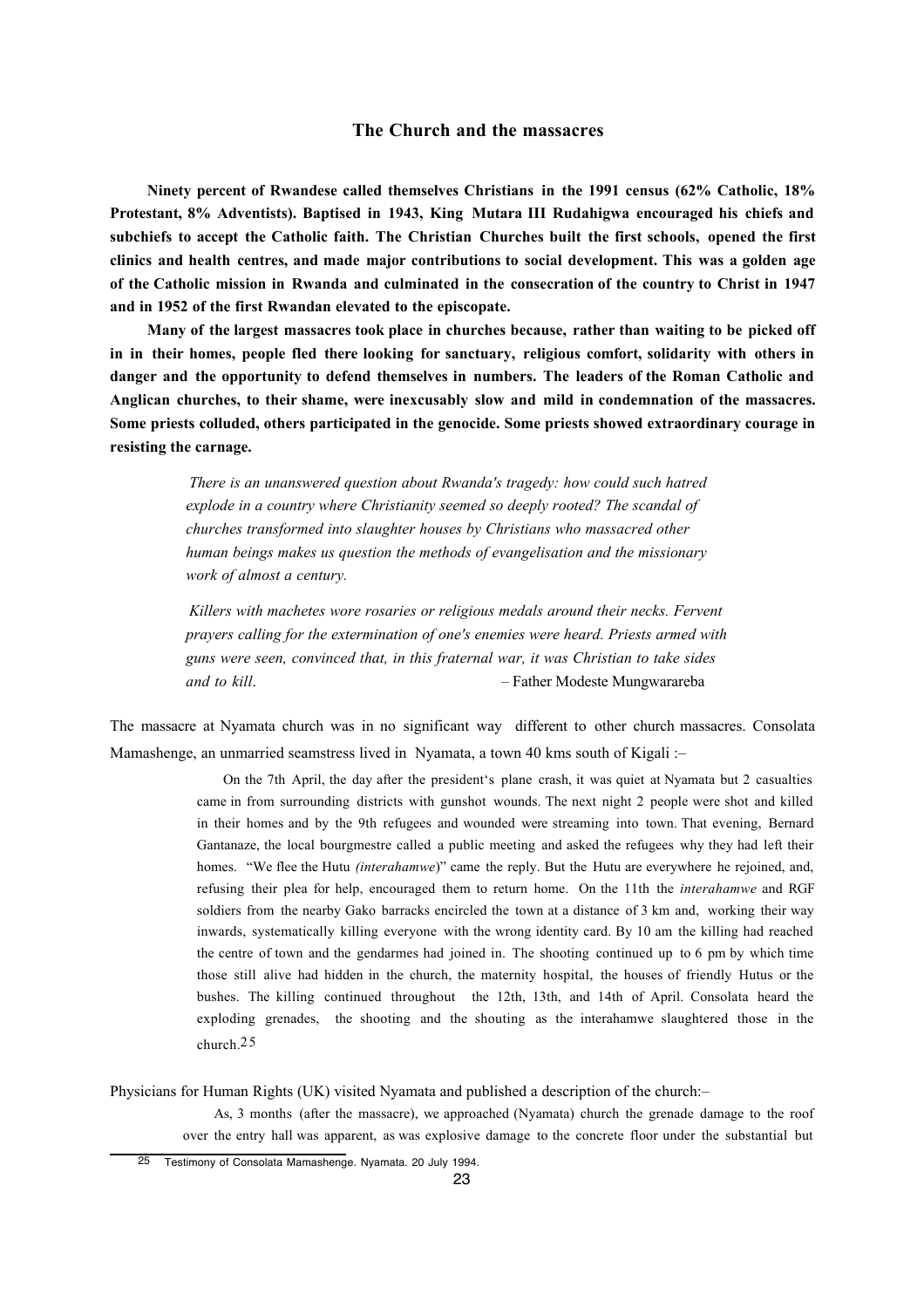## The Church and the massacres

**Ninety percent of Rwandese called themselves Christians in the 1991 census (62% Catholic, 18% Protestant, 8% Adventists). Baptised in 1943, King Mutara III Rudahigwa encouraged his chiefs and subchiefs to accept the Catholic faith. The Christian Churches built the first schools, opened the first clinics and health centres, and made major contributions to social development. This was a golden age of the Catholic mission in Rwanda and culminated in the consecration of the country to Christ in 1947 and in 1952 of the first Rwandan elevated to the episcopate.**

**Many of the largest massacres took place in churches because, rather than waiting to be picked off in in their homes, people fled there looking for sanctuary, religious comfort, solidarity with others in danger and the opportunity to defend themselves in numbers. The leaders of the Roman Catholic and Anglican churches, to their shame, were inexcusably slow and mild in condemnation of the massacres. Some priests colluded, others participated in the genocide. Some priests showed extraordinary courage in resisting the carnage.**

> *There is an unanswered question about Rwanda's tragedy: how could such hatred explode in a country where Christianity seemed so deeply rooted? The scandal of churches transformed into slaughter houses by Christians who massacred other human beings makes us question the methods of evangelisation and the missionary work of almost a century.*
>
> *Killers with machetes wore rosaries or religious medals around their necks. Fervent prayers calling for the extermination of one's enemies were heard. Priests armed with guns were seen, convinced that, in this fraternal war, it was Christian to take sides and to kill*. – Father Modeste Mungwarareba

The massacre at Nyamata church was in no significant way different to other church massacres. Consolata Mamashenge, an unmarried seamstress lived in Nyamata, a town 40 kms south of Kigali :–

> On the 7th April, the day after the president's plane crash, it was quiet at Nyamata but 2 casualties came in from surrounding districts with gunshot wounds. The next night 2 people were shot and killed in their homes and by the 9th refugees and wounded were streaming into town. That evening, Bernard Gantanaze, the local bourgmestre called a public meeting and asked the refugees why they had left their homes. "We flee the Hutu *(interahamwe*)" came the reply. But the Hutu are everywhere he rejoined, and, refusing their plea for help, encouraged them to return home. On the 11th the *interahamwe* and RGF soldiers from the nearby Gako barracks encircled the town at a distance of 3 km and, working their way inwards, systematically killing everyone with the wrong identity card. By 10 am the killing had reached the centre of town and the gendarmes had joined in. The shooting continued up to 6 pm by which time those still alive had hidden in the church, the maternity hospital, the houses of friendly Hutus or the bushes. The killing continued throughout the 12th, 13th, and 14th of April. Consolata heard the exploding grenades, the shooting and the shouting as the interahamwe slaughtered those in the church.[25]

Physicians for Human Rights (UK) visited Nyamata and published a description of the church:–

> As, 3 months (after the massacre), we approached (Nyamata) church the grenade damage to the roof over the entry hall was apparent, as was explosive damage to the concrete floor under the substantial but

[25] Testimony of Consolata Mamashenge. Nyamata. 20 July 1994.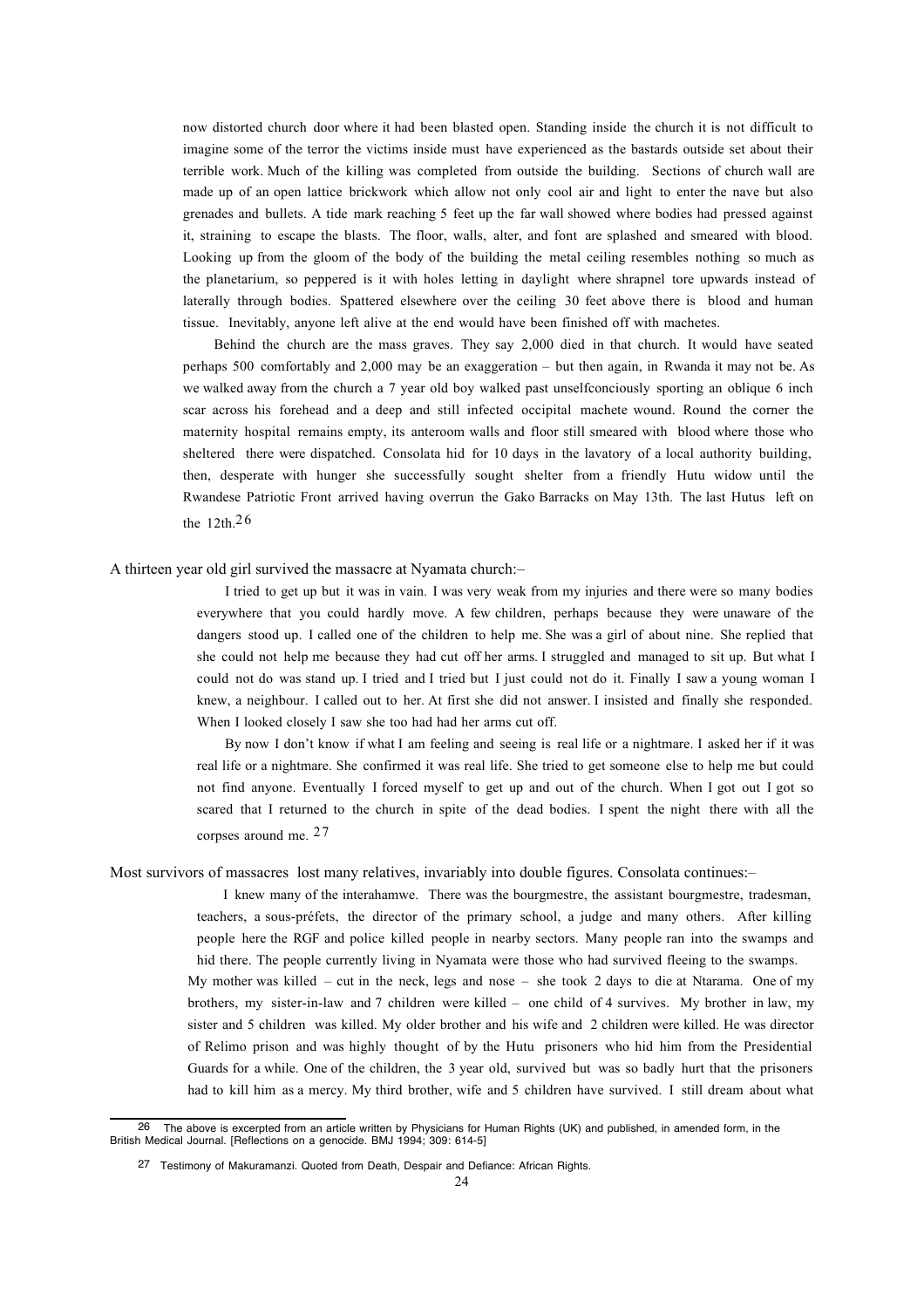now distorted church door where it had been blasted open. Standing inside the church it is not difficult to imagine some of the terror the victims inside must have experienced as the bastards outside set about their terrible work. Much of the killing was completed from outside the building. Sections of church wall are made up of an open lattice brickwork which allow not only cool air and light to enter the nave but also grenades and bullets. A tide mark reaching 5 feet up the far wall showed where bodies had pressed against it, straining to escape the blasts. The floor, walls, alter, and font are splashed and smeared with blood. Looking up from the gloom of the body of the building the metal ceiling resembles nothing so much as the planetarium, so peppered is it with holes letting in daylight where shrapnel tore upwards instead of laterally through bodies. Spattered elsewhere over the ceiling 30 feet above there is blood and human tissue. Inevitably, anyone left alive at the end would have been finished off with machetes.

Behind the church are the mass graves. They say 2,000 died in that church. It would have seated perhaps 500 comfortably and 2,000 may be an exaggeration – but then again, in Rwanda it may not be. As we walked away from the church a 7 year old boy walked past unselfconciously sporting an oblique 6 inch scar across his forehead and a deep and still infected occipital machete wound. Round the corner the maternity hospital remains empty, its anteroom walls and floor still smeared with blood where those who sheltered there were dispatched. Consolata hid for 10 days in the lavatory of a local authority building, then, desperate with hunger she successfully sought shelter from a friendly Hutu widow until the Rwandese Patriotic Front arrived having overrun the Gako Barracks on May 13th. The last Hutus left on the 12th.[26]

A thirteen year old girl survived the massacre at Nyamata church:–

> I tried to get up but it was in vain. I was very weak from my injuries and there were so many bodies everywhere that you could hardly move. A few children, perhaps because they were unaware of the dangers stood up. I called one of the children to help me. She was a girl of about nine. She replied that she could not help me because they had cut off her arms. I struggled and managed to sit up. But what I could not do was stand up. I tried and I tried but I just could not do it. Finally I saw a young woman I knew, a neighbour. I called out to her. At first she did not answer. I insisted and finally she responded. When I looked closely I saw she too had had her arms cut off.
>
> By now I don't know if what I am feeling and seeing is real life or a nightmare. I asked her if it was real life or a nightmare. She confirmed it was real life. She tried to get someone else to help me but could not find anyone. Eventually I forced myself to get up and out of the church. When I got out I got so scared that I returned to the church in spite of the dead bodies. I spent the night there with all the corpses around me. [27]

Most survivors of massacres lost many relatives, invariably into double figures. Consolata continues:–

> I knew many of the interahamwe. There was the bourgmestre, the assistant bourgmestre, tradesman, teachers, a sous-préfets, the director of the primary school, a judge and many others. After killing people here the RGF and police killed people in nearby sectors. Many people ran into the swamps and hid there. The people currently living in Nyamata were those who had survived fleeing to the swamps.
>
> My mother was killed – cut in the neck, legs and nose – she took 2 days to die at Ntarama. One of my brothers, my sister-in-law and 7 children were killed – one child of 4 survives. My brother in law, my sister and 5 children was killed. My older brother and his wife and 2 children were killed. He was director of Relimo prison and was highly thought of by the Hutu prisoners who hid him from the Presidential Guards for a while. One of the children, the 3 year old, survived but was so badly hurt that the prisoners had to kill him as a mercy. My third brother, wife and 5 children have survived. I still dream about what

---

[26] The above is excerpted from an article written by Physicians for Human Rights (UK) and published, in amended form, in the British Medical Journal. [Reflections on a genocide. BMJ 1994; 309: 614-5]

[27] Testimony of Makuramanzi. Quoted from Death, Despair and Defiance: African Rights.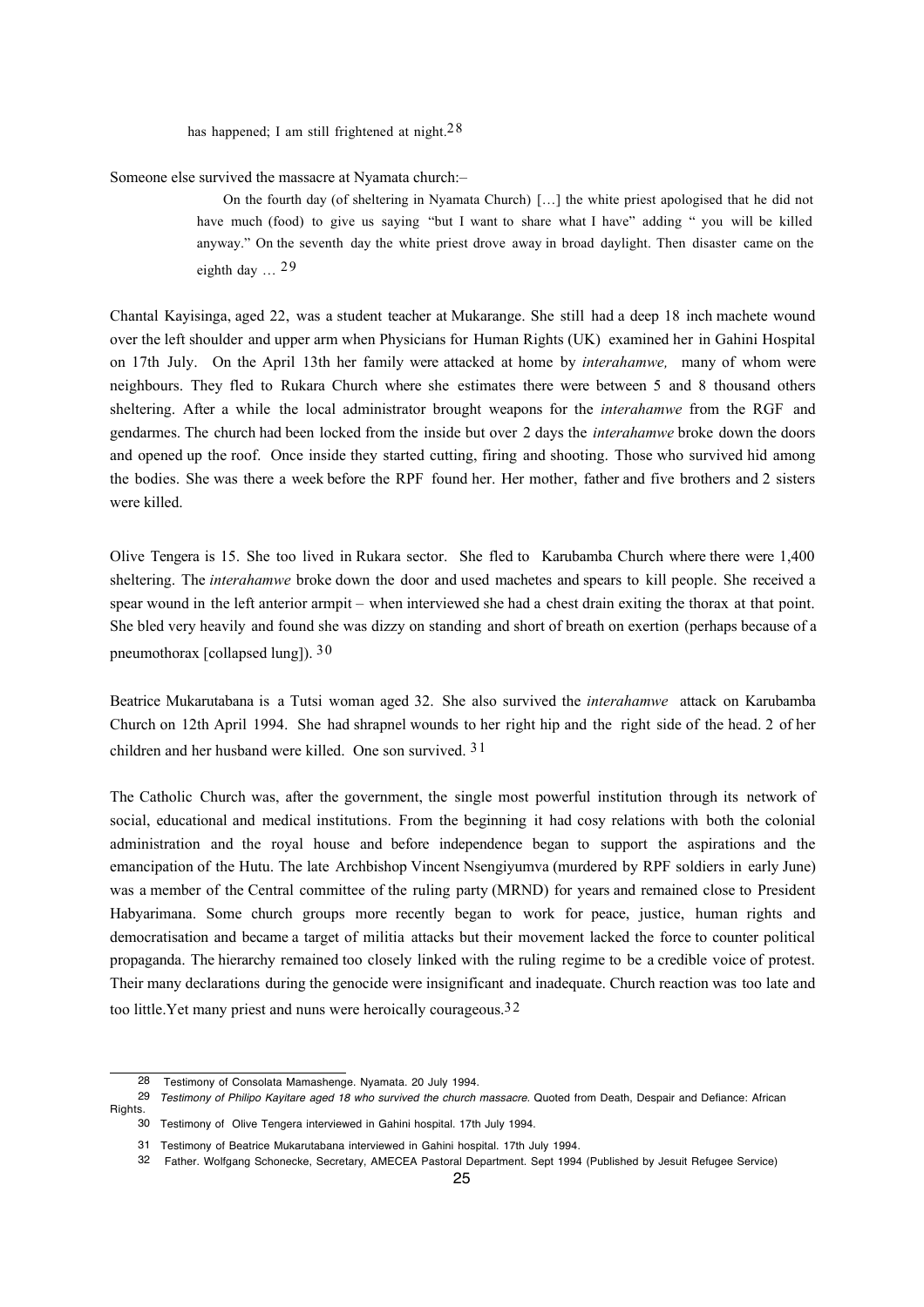> has happened; I am still frightened at night.[28]

Someone else survived the massacre at Nyamata church:–

> On the fourth day (of sheltering in Nyamata Church) […] the white priest apologised that he did not have much (food) to give us saying "but I want to share what I have" adding " you will be killed anyway." On the seventh day the white priest drove away in broad daylight. Then disaster came on the eighth day … [29]

Chantal Kayisinga, aged 22, was a student teacher at Mukarange. She still had a deep 18 inch machete wound over the left shoulder and upper arm when Physicians for Human Rights (UK) examined her in Gahini Hospital on 17th July. On the April 13th her family were attacked at home by *interahamwe,* many of whom were neighbours. They fled to Rukara Church where she estimates there were between 5 and 8 thousand others sheltering. After a while the local administrator brought weapons for the *interahamwe* from the RGF and gendarmes. The church had been locked from the inside but over 2 days the *interahamwe* broke down the doors and opened up the roof. Once inside they started cutting, firing and shooting. Those who survived hid among the bodies. She was there a week before the RPF found her. Her mother, father and five brothers and 2 sisters were killed.

Olive Tengera is 15. She too lived in Rukara sector. She fled to Karubamba Church where there were 1,400 sheltering. The *interahamwe* broke down the door and used machetes and spears to kill people. She received a spear wound in the left anterior armpit – when interviewed she had a chest drain exiting the thorax at that point. She bled very heavily and found she was dizzy on standing and short of breath on exertion (perhaps because of a pneumothorax [collapsed lung]). [30]

Beatrice Mukarutabana is a Tutsi woman aged 32. She also survived the *interahamwe* attack on Karubamba Church on 12th April 1994. She had shrapnel wounds to her right hip and the right side of the head. 2 of her children and her husband were killed. One son survived. [31]

The Catholic Church was, after the government, the single most powerful institution through its network of social, educational and medical institutions. From the beginning it had cosy relations with both the colonial administration and the royal house and before independence began to support the aspirations and the emancipation of the Hutu. The late Archbishop Vincent Nsengiyumva (murdered by RPF soldiers in early June) was a member of the Central committee of the ruling party (MRND) for years and remained close to President Habyarimana. Some church groups more recently began to work for peace, justice, human rights and democratisation and became a target of militia attacks but their movement lacked the force to counter political propaganda. The hierarchy remained too closely linked with the ruling regime to be a credible voice of protest. Their many declarations during the genocide were insignificant and inadequate. Church reaction was too late and too little.Yet many priest and nuns were heroically courageous.[32]

---

28 Testimony of Consolata Mamashenge. Nyamata. 20 July 1994.

29 *Testimony of Philipo Kayitare aged 18 who survived the church massacre.* Quoted from Death, Despair and Defiance: African Rights.

30 Testimony of Olive Tengera interviewed in Gahini hospital. 17th July 1994.

31 Testimony of Beatrice Mukarutabana interviewed in Gahini hospital. 17th July 1994.

32 Father. Wolfgang Schonecke, Secretary, AMECEA Pastoral Department. Sept 1994 (Published by Jesuit Refugee Service)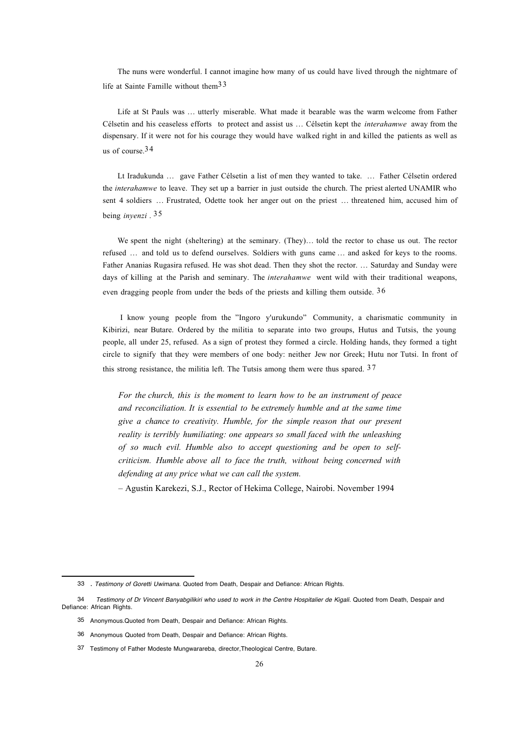The nuns were wonderful. I cannot imagine how many of us could have lived through the nightmare of life at Sainte Famille without them[33]

Life at St Pauls was … utterly miserable. What made it bearable was the warm welcome from Father Célsetin and his ceaseless efforts to protect and assist us … Célsetin kept the *interahamwe* away from the dispensary. If it were not for his courage they would have walked right in and killed the patients as well as us of course.[34]

Lt Iradukunda … gave Father Célsetin a list of men they wanted to take. … Father Célsetin ordered the *interahamwe* to leave. They set up a barrier in just outside the church. The priest alerted UNAMIR who sent 4 soldiers … Frustrated, Odette took her anger out on the priest … threatened him, accused him of being *inyenzi* . [35]

We spent the night (sheltering) at the seminary. (They)… told the rector to chase us out. The rector refused … and told us to defend ourselves. Soldiers with guns came … and asked for keys to the rooms. Father Ananias Rugasira refused. He was shot dead. Then they shot the rector. … Saturday and Sunday were days of killing at the Parish and seminary. The *interahamwe* went wild with their traditional weapons, even dragging people from under the beds of the priests and killing them outside. [36]

I know young people from the "Ingoro y'urukundo" Community, a charismatic community in Kibirizi, near Butare. Ordered by the militia to separate into two groups, Hutus and Tutsis, the young people, all under 25, refused. As a sign of protest they formed a circle. Holding hands, they formed a tight circle to signify that they were members of one body: neither Jew nor Greek; Hutu nor Tutsi. In front of this strong resistance, the militia left. The Tutsis among them were thus spared. [37]

> *For the church, this is the moment to learn how to be an instrument of peace and reconciliation. It is essential to be extremely humble and at the same time give a chance to creativity. Humble, for the simple reason that our present reality is terribly humiliating: one appears so small faced with the unleashing of so much evil. Humble also to accept questioning and be open to self-criticism. Humble above all to face the truth, without being concerned with defending at any price what we can call the system.*
>
> – Agustin Karekezi, S.J., Rector of Hekima College, Nairobi. November 1994

---

33 . *Testimony of Goretti Uwimana.* Quoted from Death, Despair and Defiance: African Rights.

34 *Testimony of Dr Vincent Banyabgilikiri who used to work in the Centre Hospitalier de Kigali.* Quoted from Death, Despair and Defiance: African Rights.

35 Anonymous.Quoted from Death, Despair and Defiance: African Rights.

36 Anonymous Quoted from Death, Despair and Defiance: African Rights.

37 Testimony of Father Modeste Mungwarareba, director,Theological Centre, Butare.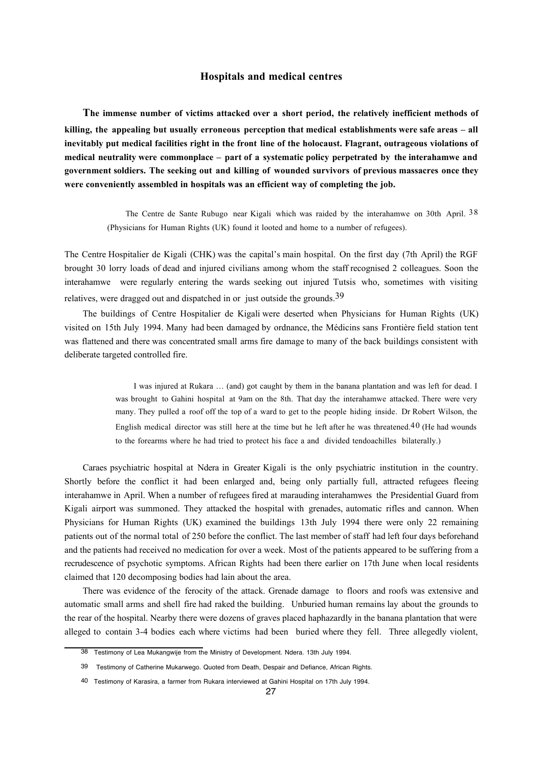## Hospitals and medical centres

**The immense number of victims attacked over a short period, the relatively inefficient methods of killing, the appealing but usually erroneous perception that medical establishments were safe areas – all inevitably put medical facilities right in the front line of the holocaust. Flagrant, outrageous violations of medical neutrality were commonplace – part of a systematic policy perpetrated by the interahamwe and government soldiers. The seeking out and killing of wounded survivors of previous massacres once they were conveniently assembled in hospitals was an efficient way of completing the job.**

> The Centre de Sante Rubugo near Kigali which was raided by the interahamwe on 30th April.[38] (Physicians for Human Rights (UK) found it looted and home to a number of refugees).

The Centre Hospitalier de Kigali (CHK) was the capital's main hospital. On the first day (7th April) the RGF brought 30 lorry loads of dead and injured civilians among whom the staff recognised 2 colleagues. Soon the interahamwe were regularly entering the wards seeking out injured Tutsis who, sometimes with visiting relatives, were dragged out and dispatched in or just outside the grounds.[39]

The buildings of Centre Hospitalier de Kigali were deserted when Physicians for Human Rights (UK) visited on 15th July 1994. Many had been damaged by ordnance, the Médicins sans Frontière field station tent was flattened and there was concentrated small arms fire damage to many of the back buildings consistent with deliberate targeted controlled fire.

> I was injured at Rukara … (and) got caught by them in the banana plantation and was left for dead. I was brought to Gahini hospital at 9am on the 8th. That day the interahamwe attacked. There were very many. They pulled a roof off the top of a ward to get to the people hiding inside. Dr Robert Wilson, the English medical director was still here at the time but he left after he was threatened.[40] (He had wounds to the forearms where he had tried to protect his face a and divided tendoachilles bilaterally.)

Caraes psychiatric hospital at Ndera in Greater Kigali is the only psychiatric institution in the country. Shortly before the conflict it had been enlarged and, being only partially full, attracted refugees fleeing interahamwe in April. When a number of refugees fired at marauding interahamwes the Presidential Guard from Kigali airport was summoned. They attacked the hospital with grenades, automatic rifles and cannon. When Physicians for Human Rights (UK) examined the buildings 13th July 1994 there were only 22 remaining patients out of the normal total of 250 before the conflict. The last member of staff had left four days beforehand and the patients had received no medication for over a week. Most of the patients appeared to be suffering from a recrudescence of psychotic symptoms. African Rights had been there earlier on 17th June when local residents claimed that 120 decomposing bodies had lain about the area.

There was evidence of the ferocity of the attack. Grenade damage to floors and roofs was extensive and automatic small arms and shell fire had raked the building. Unburied human remains lay about the grounds to the rear of the hospital. Nearby there were dozens of graves placed haphazardly in the banana plantation that were alleged to contain 3-4 bodies each where victims had been buried where they fell. Three allegedly violent,

---

38 Testimony of Lea Mukangwije from the Ministry of Development. Ndera. 13th July 1994.

39 Testimony of Catherine Mukarwego. Quoted from Death, Despair and Defiance, African Rights.

40 Testimony of Karasira, a farmer from Rukara interviewed at Gahini Hospital on 17th July 1994.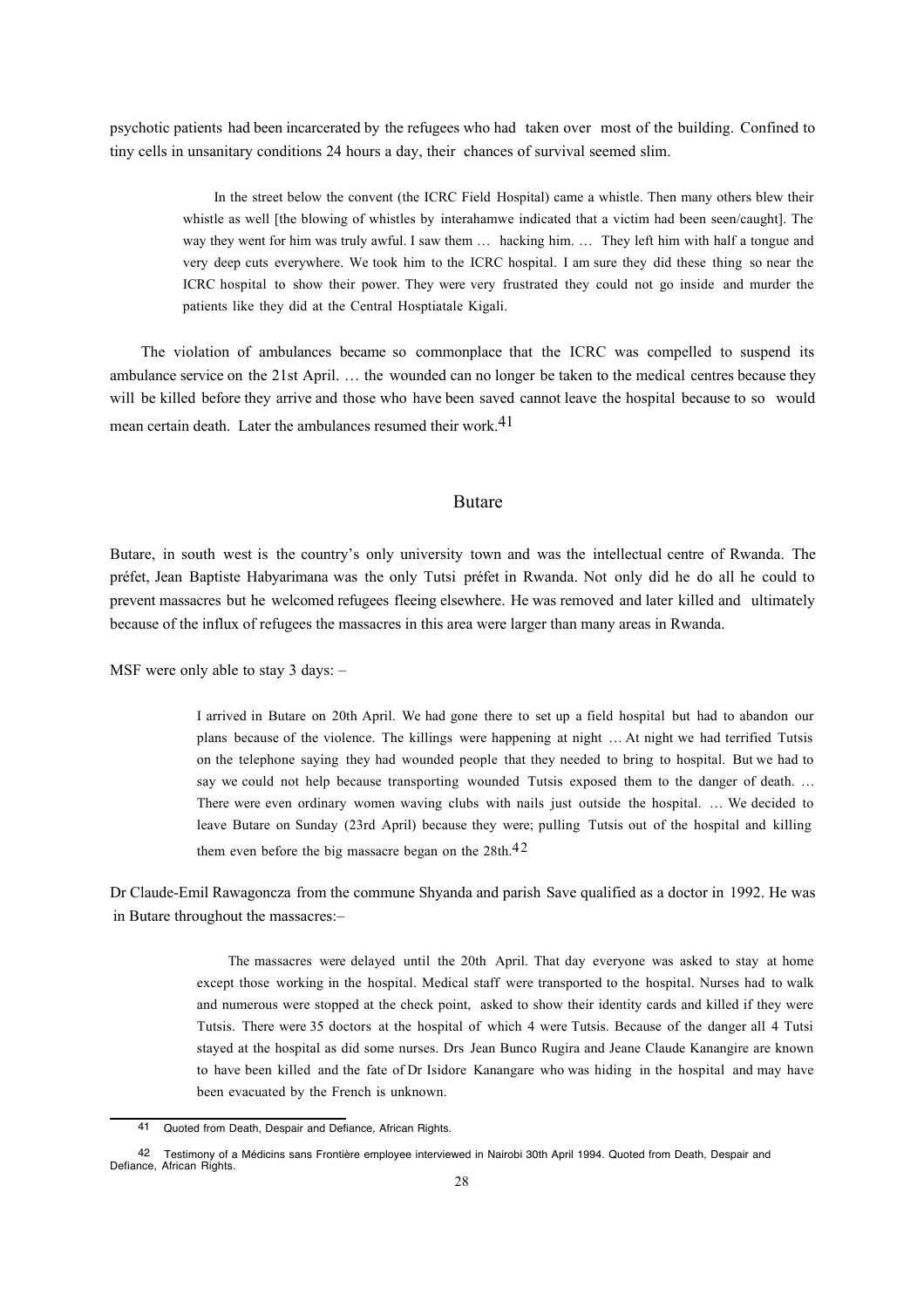psychotic patients had been incarcerated by the refugees who had taken over most of the building. Confined to tiny cells in unsanitary conditions 24 hours a day, their chances of survival seemed slim.

> In the street below the convent (the ICRC Field Hospital) came a whistle. Then many others blew their whistle as well [the blowing of whistles by interahamwe indicated that a victim had been seen/caught]. The way they went for him was truly awful. I saw them … hacking him. … They left him with half a tongue and very deep cuts everywhere. We took him to the ICRC hospital. I am sure they did these thing so near the ICRC hospital to show their power. They were very frustrated they could not go inside and murder the patients like they did at the Central Hosptiatale Kigali.

The violation of ambulances became so commonplace that the ICRC was compelled to suspend its ambulance service on the 21st April. … the wounded can no longer be taken to the medical centres because they will be killed before they arrive and those who have been saved cannot leave the hospital because to so would mean certain death. Later the ambulances resumed their work.[41]

## Butare

Butare, in south west is the country's only university town and was the intellectual centre of Rwanda. The préfet, Jean Baptiste Habyarimana was the only Tutsi préfet in Rwanda. Not only did he do all he could to prevent massacres but he welcomed refugees fleeing elsewhere. He was removed and later killed and ultimately because of the influx of refugees the massacres in this area were larger than many areas in Rwanda.

MSF were only able to stay 3 days: –

> I arrived in Butare on 20th April. We had gone there to set up a field hospital but had to abandon our plans because of the violence. The killings were happening at night … At night we had terrified Tutsis on the telephone saying they had wounded people that they needed to bring to hospital. But we had to say we could not help because transporting wounded Tutsis exposed them to the danger of death. … There were even ordinary women waving clubs with nails just outside the hospital. … We decided to leave Butare on Sunday (23rd April) because they were; pulling Tutsis out of the hospital and killing them even before the big massacre began on the 28th.[42]

Dr Claude-Emil Rawagoncza from the commune Shyanda and parish Save qualified as a doctor in 1992. He was in Butare throughout the massacres:–

> The massacres were delayed until the 20th April. That day everyone was asked to stay at home except those working in the hospital. Medical staff were transported to the hospital. Nurses had to walk and numerous were stopped at the check point, asked to show their identity cards and killed if they were Tutsis. There were 35 doctors at the hospital of which 4 were Tutsis. Because of the danger all 4 Tutsi stayed at the hospital as did some nurses. Drs Jean Bunco Rugira and Jeane Claude Kanangire are known to have been killed and the fate of Dr Isidore Kanangare who was hiding in the hospital and may have been evacuated by the French is unknown.

---

[41] Quoted from Death, Despair and Defiance, African Rights.

[42] Testimony of a Médicins sans Frontière employee interviewed in Nairobi 30th April 1994. Quoted from Death, Despair and Defiance, African Rights.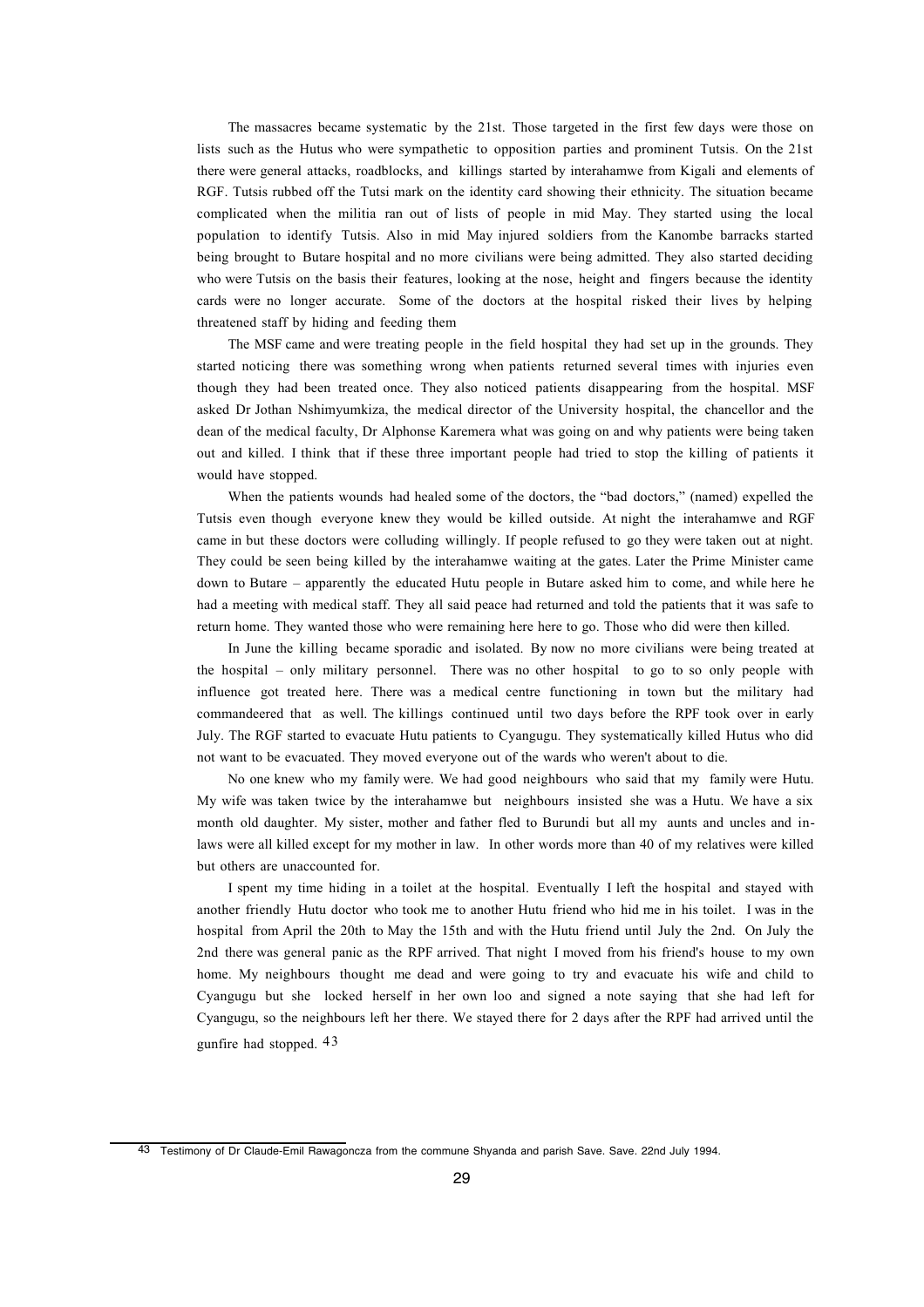The massacres became systematic by the 21st. Those targeted in the first few days were those on lists such as the Hutus who were sympathetic to opposition parties and prominent Tutsis. On the 21st there were general attacks, roadblocks, and killings started by interahamwe from Kigali and elements of RGF. Tutsis rubbed off the Tutsi mark on the identity card showing their ethnicity. The situation became complicated when the militia ran out of lists of people in mid May. They started using the local population to identify Tutsis. Also in mid May injured soldiers from the Kanombe barracks started being brought to Butare hospital and no more civilians were being admitted. They also started deciding who were Tutsis on the basis their features, looking at the nose, height and fingers because the identity cards were no longer accurate. Some of the doctors at the hospital risked their lives by helping threatened staff by hiding and feeding them

The MSF came and were treating people in the field hospital they had set up in the grounds. They started noticing there was something wrong when patients returned several times with injuries even though they had been treated once. They also noticed patients disappearing from the hospital. MSF asked Dr Jothan Nshimyumkiza, the medical director of the University hospital, the chancellor and the dean of the medical faculty, Dr Alphonse Karemera what was going on and why patients were being taken out and killed. I think that if these three important people had tried to stop the killing of patients it would have stopped.

When the patients wounds had healed some of the doctors, the "bad doctors," (named) expelled the Tutsis even though everyone knew they would be killed outside. At night the interahamwe and RGF came in but these doctors were colluding willingly. If people refused to go they were taken out at night. They could be seen being killed by the interahamwe waiting at the gates. Later the Prime Minister came down to Butare – apparently the educated Hutu people in Butare asked him to come, and while here he had a meeting with medical staff. They all said peace had returned and told the patients that it was safe to return home. They wanted those who were remaining here here to go. Those who did were then killed.

In June the killing became sporadic and isolated. By now no more civilians were being treated at the hospital – only military personnel. There was no other hospital to go to so only people with influence got treated here. There was a medical centre functioning in town but the military had commandeered that as well. The killings continued until two days before the RPF took over in early July. The RGF started to evacuate Hutu patients to Cyangugu. They systematically killed Hutus who did not want to be evacuated. They moved everyone out of the wards who weren't about to die.

No one knew who my family were. We had good neighbours who said that my family were Hutu. My wife was taken twice by the interahamwe but neighbours insisted she was a Hutu. We have a six month old daughter. My sister, mother and father fled to Burundi but all my aunts and uncles and in-laws were all killed except for my mother in law. In other words more than 40 of my relatives were killed but others are unaccounted for.

I spent my time hiding in a toilet at the hospital. Eventually I left the hospital and stayed with another friendly Hutu doctor who took me to another Hutu friend who hid me in his toilet. I was in the hospital from April the 20th to May the 15th and with the Hutu friend until July the 2nd. On July the 2nd there was general panic as the RPF arrived. That night I moved from his friend's house to my own home. My neighbours thought me dead and were going to try and evacuate his wife and child to Cyangugu but she locked herself in her own loo and signed a note saying that she had left for Cyangugu, so the neighbours left her there. We stayed there for 2 days after the RPF had arrived until the gunfire had stopped. [43]

---

[43] Testimony of Dr Claude-Emil Rawagoncza from the commune Shyanda and parish Save. Save. 22nd July 1994.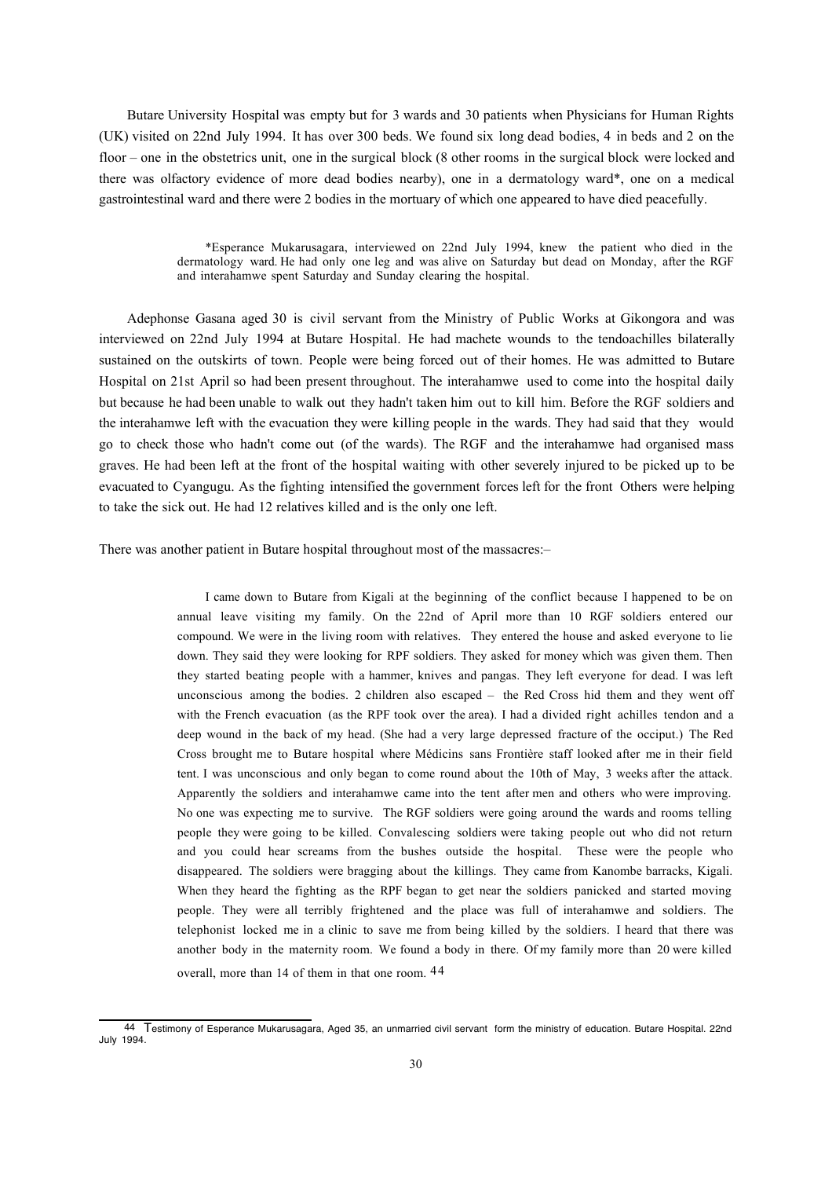Butare University Hospital was empty but for 3 wards and 30 patients when Physicians for Human Rights (UK) visited on 22nd July 1994. It has over 300 beds. We found six long dead bodies, 4 in beds and 2 on the floor – one in the obstetrics unit, one in the surgical block (8 other rooms in the surgical block were locked and there was olfactory evidence of more dead bodies nearby), one in a dermatology ward*, one on a medical gastrointestinal ward and there were 2 bodies in the mortuary of which one appeared to have died peacefully.

> *Esperance Mukarusagara, interviewed on 22nd July 1994, knew the patient who died in the dermatology ward. He had only one leg and was alive on Saturday but dead on Monday, after the RGF and interahamwe spent Saturday and Sunday clearing the hospital.

Adephonse Gasana aged 30 is civil servant from the Ministry of Public Works at Gikongora and was interviewed on 22nd July 1994 at Butare Hospital. He had machete wounds to the tendoachilles bilaterally sustained on the outskirts of town. People were being forced out of their homes. He was admitted to Butare Hospital on 21st April so had been present throughout. The interahamwe used to come into the hospital daily but because he had been unable to walk out they hadn't taken him out to kill him. Before the RGF soldiers and the interahamwe left with the evacuation they were killing people in the wards. They had said that they would go to check those who hadn't come out (of the wards). The RGF and the interahamwe had organised mass graves. He had been left at the front of the hospital waiting with other severely injured to be picked up to be evacuated to Cyangugu. As the fighting intensified the government forces left for the front Others were helping to take the sick out. He had 12 relatives killed and is the only one left.

There was another patient in Butare hospital throughout most of the massacres:–

> I came down to Butare from Kigali at the beginning of the conflict because I happened to be on annual leave visiting my family. On the 22nd of April more than 10 RGF soldiers entered our compound. We were in the living room with relatives. They entered the house and asked everyone to lie down. They said they were looking for RPF soldiers. They asked for money which was given them. Then they started beating people with a hammer, knives and pangas. They left everyone for dead. I was left unconscious among the bodies. 2 children also escaped – the Red Cross hid them and they went off with the French evacuation (as the RPF took over the area). I had a divided right achilles tendon and a deep wound in the back of my head. (She had a very large depressed fracture of the occiput.) The Red Cross brought me to Butare hospital where Médicins sans Frontière staff looked after me in their field tent. I was unconscious and only began to come round about the 10th of May, 3 weeks after the attack. Apparently the soldiers and interahamwe came into the tent after men and others who were improving. No one was expecting me to survive. The RGF soldiers were going around the wards and rooms telling people they were going to be killed. Convalescing soldiers were taking people out who did not return and you could hear screams from the bushes outside the hospital. These were the people who disappeared. The soldiers were bragging about the killings. They came from Kanombe barracks, Kigali. When they heard the fighting as the RPF began to get near the soldiers panicked and started moving people. They were all terribly frightened and the place was full of interahamwe and soldiers. The telephonist locked me in a clinic to save me from being killed by the soldiers. I heard that there was another body in the maternity room. We found a body in there. Of my family more than 20 were killed overall, more than 14 of them in that one room. [44]

[44] Testimony of Esperance Mukarusagara, Aged 35, an unmarried civil servant form the ministry of education. Butare Hospital. 22nd July 1994.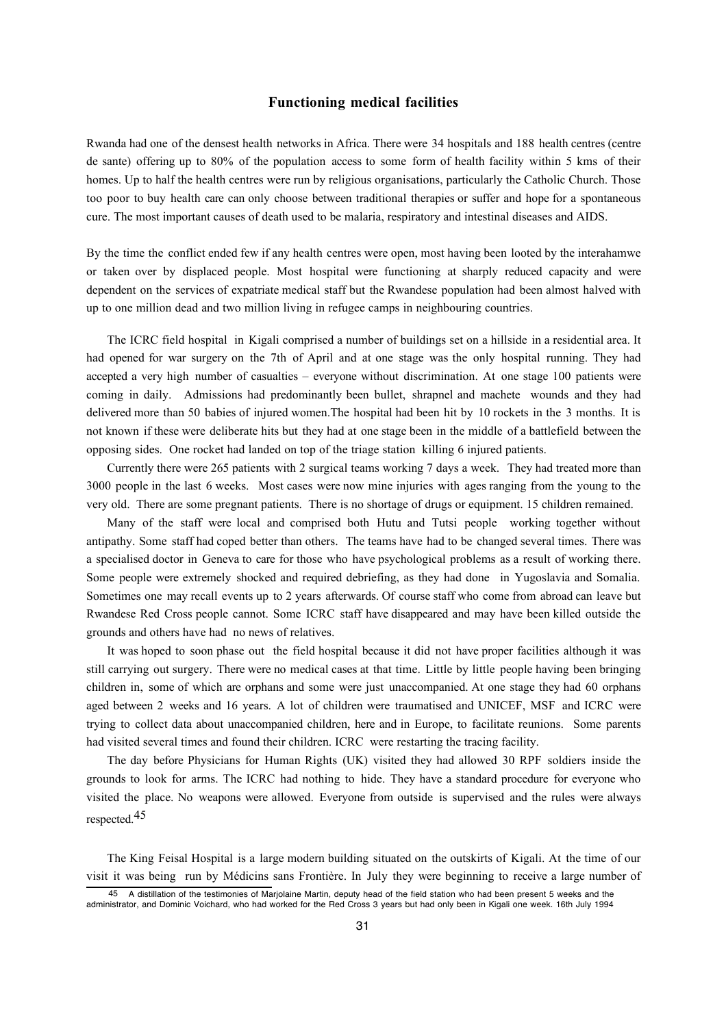## Functioning medical facilities

Rwanda had one of the densest health networks in Africa. There were 34 hospitals and 188 health centres (centre de sante) offering up to 80% of the population access to some form of health facility within 5 kms of their homes. Up to half the health centres were run by religious organisations, particularly the Catholic Church. Those too poor to buy health care can only choose between traditional therapies or suffer and hope for a spontaneous cure. The most important causes of death used to be malaria, respiratory and intestinal diseases and AIDS.

By the time the conflict ended few if any health centres were open, most having been looted by the interahamwe or taken over by displaced people. Most hospital were functioning at sharply reduced capacity and were dependent on the services of expatriate medical staff but the Rwandese population had been almost halved with up to one million dead and two million living in refugee camps in neighbouring countries.

The ICRC field hospital in Kigali comprised a number of buildings set on a hillside in a residential area. It had opened for war surgery on the 7th of April and at one stage was the only hospital running. They had accepted a very high number of casualties – everyone without discrimination. At one stage 100 patients were coming in daily. Admissions had predominantly been bullet, shrapnel and machete wounds and they had delivered more than 50 babies of injured women.The hospital had been hit by 10 rockets in the 3 months. It is not known if these were deliberate hits but they had at one stage been in the middle of a battlefield between the opposing sides. One rocket had landed on top of the triage station killing 6 injured patients.

Currently there were 265 patients with 2 surgical teams working 7 days a week. They had treated more than 3000 people in the last 6 weeks. Most cases were now mine injuries with ages ranging from the young to the very old. There are some pregnant patients. There is no shortage of drugs or equipment. 15 children remained.

Many of the staff were local and comprised both Hutu and Tutsi people working together without antipathy. Some staff had coped better than others. The teams have had to be changed several times. There was a specialised doctor in Geneva to care for those who have psychological problems as a result of working there. Some people were extremely shocked and required debriefing, as they had done in Yugoslavia and Somalia. Sometimes one may recall events up to 2 years afterwards. Of course staff who come from abroad can leave but Rwandese Red Cross people cannot. Some ICRC staff have disappeared and may have been killed outside the grounds and others have had no news of relatives.

It was hoped to soon phase out the field hospital because it did not have proper facilities although it was still carrying out surgery. There were no medical cases at that time. Little by little people having been bringing children in, some of which are orphans and some were just unaccompanied. At one stage they had 60 orphans aged between 2 weeks and 16 years. A lot of children were traumatised and UNICEF, MSF and ICRC were trying to collect data about unaccompanied children, here and in Europe, to facilitate reunions. Some parents had visited several times and found their children. ICRC were restarting the tracing facility.

The day before Physicians for Human Rights (UK) visited they had allowed 30 RPF soldiers inside the grounds to look for arms. The ICRC had nothing to hide. They have a standard procedure for everyone who visited the place. No weapons were allowed. Everyone from outside is supervised and the rules were always respected.[45]

The King Feisal Hospital is a large modern building situated on the outskirts of Kigali. At the time of our visit it was being run by Médicins sans Frontière. In July they were beginning to receive a large number of

---

[45] A distillation of the testimonies of Marjolaine Martin, deputy head of the field station who had been present 5 weeks and the administrator, and Dominic Voichard, who had worked for the Red Cross 3 years but had only been in Kigali one week. 16th July 1994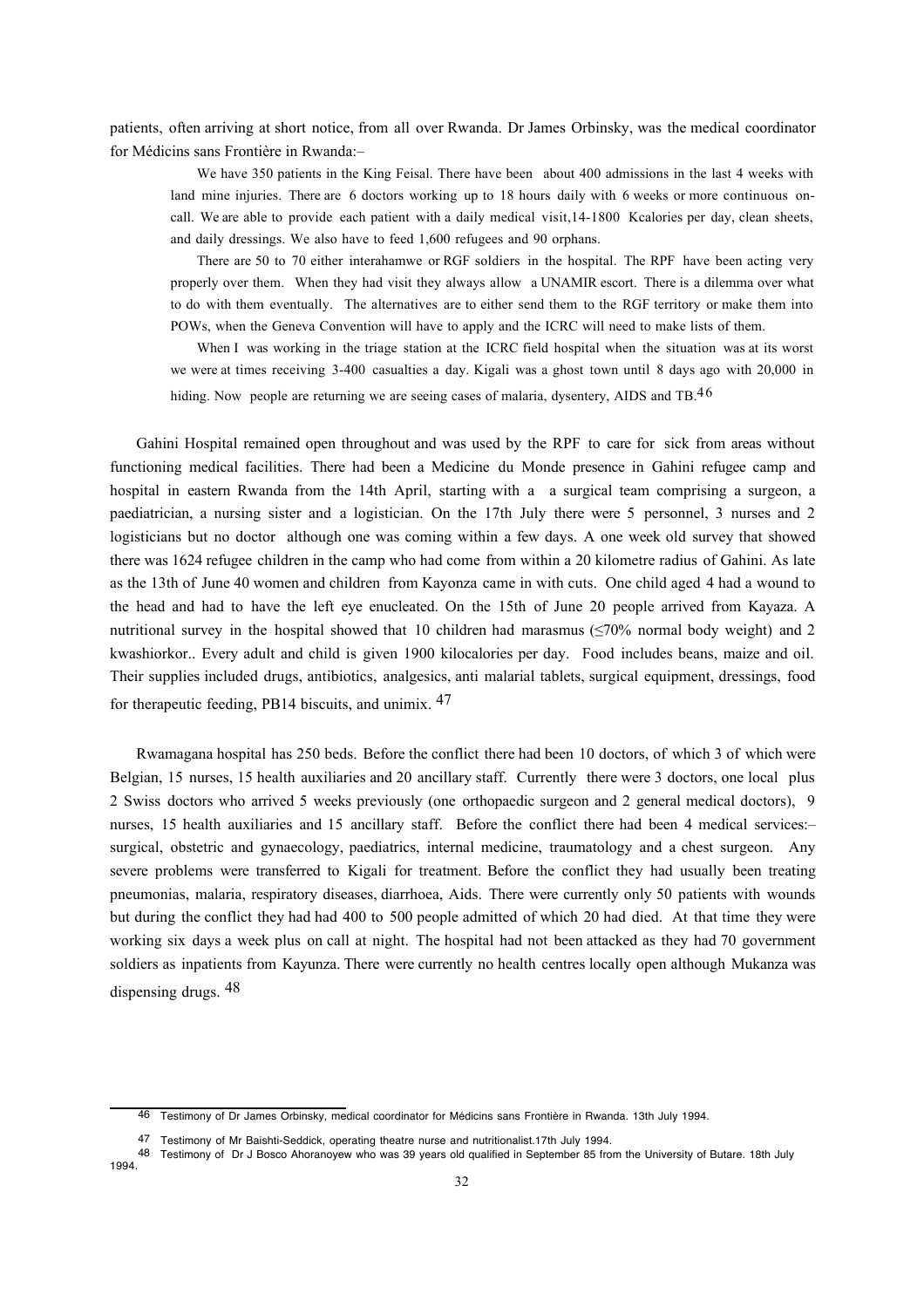patients, often arriving at short notice, from all over Rwanda. Dr James Orbinsky, was the medical coordinator for Médicins sans Frontière in Rwanda:–

> We have 350 patients in the King Feisal. There have been about 400 admissions in the last 4 weeks with land mine injuries. There are 6 doctors working up to 18 hours daily with 6 weeks or more continuous on-call. We are able to provide each patient with a daily medical visit,14-1800 Kcalories per day, clean sheets, and daily dressings. We also have to feed 1,600 refugees and 90 orphans.
>
> There are 50 to 70 either interahamwe or RGF soldiers in the hospital. The RPF have been acting very properly over them. When they had visit they always allow a UNAMIR escort. There is a dilemma over what to do with them eventually. The alternatives are to either send them to the RGF territory or make them into POWs, when the Geneva Convention will have to apply and the ICRC will need to make lists of them.
>
> When I was working in the triage station at the ICRC field hospital when the situation was at its worst we were at times receiving 3-400 casualties a day. Kigali was a ghost town until 8 days ago with 20,000 in hiding. Now people are returning we are seeing cases of malaria, dysentery, AIDS and TB.[46]

Gahini Hospital remained open throughout and was used by the RPF to care for sick from areas without functioning medical facilities. There had been a Medicine du Monde presence in Gahini refugee camp and hospital in eastern Rwanda from the 14th April, starting with a a surgical team comprising a surgeon, a paediatrician, a nursing sister and a logistician. On the 17th July there were 5 personnel, 3 nurses and 2 logisticians but no doctor although one was coming within a few days. A one week old survey that showed there was 1624 refugee children in the camp who had come from within a 20 kilometre radius of Gahini. As late as the 13th of June 40 women and children from Kayonza came in with cuts. One child aged 4 had a wound to the head and had to have the left eye enucleated. On the 15th of June 20 people arrived from Kayaza. A nutritional survey in the hospital showed that 10 children had marasmus (≤70% normal body weight) and 2 kwashiorkor.. Every adult and child is given 1900 kilocalories per day. Food includes beans, maize and oil. Their supplies included drugs, antibiotics, analgesics, anti malarial tablets, surgical equipment, dressings, food for therapeutic feeding, PB14 biscuits, and unimix. [47]

Rwamagana hospital has 250 beds. Before the conflict there had been 10 doctors, of which 3 of which were Belgian, 15 nurses, 15 health auxiliaries and 20 ancillary staff. Currently there were 3 doctors, one local plus 2 Swiss doctors who arrived 5 weeks previously (one orthopaedic surgeon and 2 general medical doctors), 9 nurses, 15 health auxiliaries and 15 ancillary staff. Before the conflict there had been 4 medical services:– surgical, obstetric and gynaecology, paediatrics, internal medicine, traumatology and a chest surgeon. Any severe problems were transferred to Kigali for treatment. Before the conflict they had usually been treating pneumonias, malaria, respiratory diseases, diarrhoea, Aids. There were currently only 50 patients with wounds but during the conflict they had had 400 to 500 people admitted of which 20 had died. At that time they were working six days a week plus on call at night. The hospital had not been attacked as they had 70 government soldiers as inpatients from Kayunza. There were currently no health centres locally open although Mukanza was dispensing drugs. [48]

---

[46] Testimony of Dr James Orbinsky, medical coordinator for Médicins sans Frontière in Rwanda. 13th July 1994.

[47] Testimony of Mr Baishti-Seddick, operating theatre nurse and nutritionalist.17th July 1994.

[48] Testimony of Dr J Bosco Ahoranoyew who was 39 years old qualified in September 85 from the University of Butare. 18th July 1994.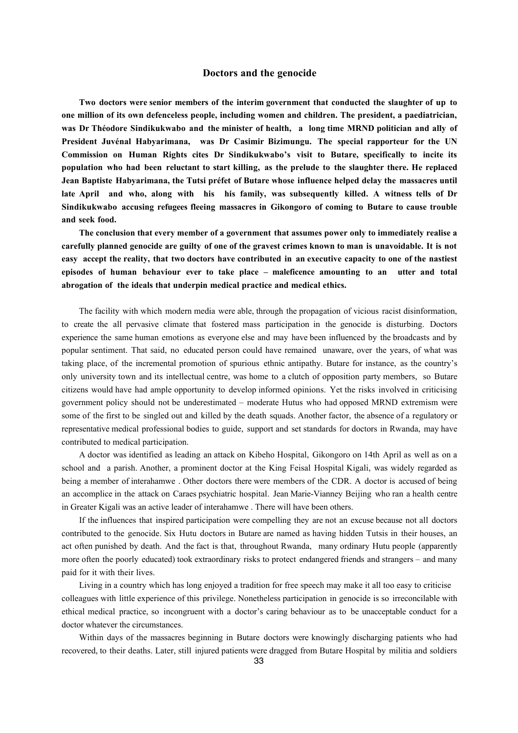## Doctors and the genocide

**Two doctors were senior members of the interim government that conducted the slaughter of up to one million of its own defenceless people, including women and children. The president, a paediatrician, was Dr Théodore Sindikukwabo and the minister of health, a long time MRND politician and ally of President Juvénal Habyarimana, was Dr Casimir Bizimungu. The special rapporteur for the UN Commission on Human Rights cites Dr Sindikukwabo's visit to Butare, specifically to incite its population who had been reluctant to start killing, as the prelude to the slaughter there. He replaced Jean Baptiste Habyarimana, the Tutsi préfet of Butare whose influence helped delay the massacres until late April and who, along with his his family, was subsequently killed. A witness tells of Dr Sindikukwabo accusing refugees fleeing massacres in Gikongoro of coming to Butare to cause trouble and seek food.**

**The conclusion that every member of a government that assumes power only to immediately realise a carefully planned genocide are guilty of one of the gravest crimes known to man is unavoidable. It is not easy accept the reality, that two doctors have contributed in an executive capacity to one of the nastiest episodes of human behaviour ever to take place – maleficence amounting to an utter and total abrogation of the ideals that underpin medical practice and medical ethics.**

The facility with which modern media were able, through the propagation of vicious racist disinformation, to create the all pervasive climate that fostered mass participation in the genocide is disturbing. Doctors experience the same human emotions as everyone else and may have been influenced by the broadcasts and by popular sentiment. That said, no educated person could have remained unaware, over the years, of what was taking place, of the incremental promotion of spurious ethnic antipathy. Butare for instance, as the country's only university town and its intellectual centre, was home to a clutch of opposition party members, so Butare citizens would have had ample opportunity to develop informed opinions. Yet the risks involved in criticising government policy should not be underestimated – moderate Hutus who had opposed MRND extremism were some of the first to be singled out and killed by the death squads. Another factor, the absence of a regulatory or representative medical professional bodies to guide, support and set standards for doctors in Rwanda, may have contributed to medical participation.

A doctor was identified as leading an attack on Kibeho Hospital, Gikongoro on 14th April as well as on a school and a parish. Another, a prominent doctor at the King Feisal Hospital Kigali, was widely regarded as being a member of interahamwe . Other doctors there were members of the CDR. A doctor is accused of being an accomplice in the attack on Caraes psychiatric hospital. Jean Marie-Vianney Beijing who ran a health centre in Greater Kigali was an active leader of interahamwe . There will have been others.

If the influences that inspired participation were compelling they are not an excuse because not all doctors contributed to the genocide. Six Hutu doctors in Butare are named as having hidden Tutsis in their houses, an act often punished by death. And the fact is that, throughout Rwanda, many ordinary Hutu people (apparently more often the poorly educated) took extraordinary risks to protect endangered friends and strangers – and many paid for it with their lives.

Living in a country which has long enjoyed a tradition for free speech may make it all too easy to criticise colleagues with little experience of this privilege. Nonetheless participation in genocide is so irreconcilable with ethical medical practice, so incongruent with a doctor's caring behaviour as to be unacceptable conduct for a doctor whatever the circumstances.

Within days of the massacres beginning in Butare doctors were knowingly discharging patients who had recovered, to their deaths. Later, still injured patients were dragged from Butare Hospital by militia and soldiers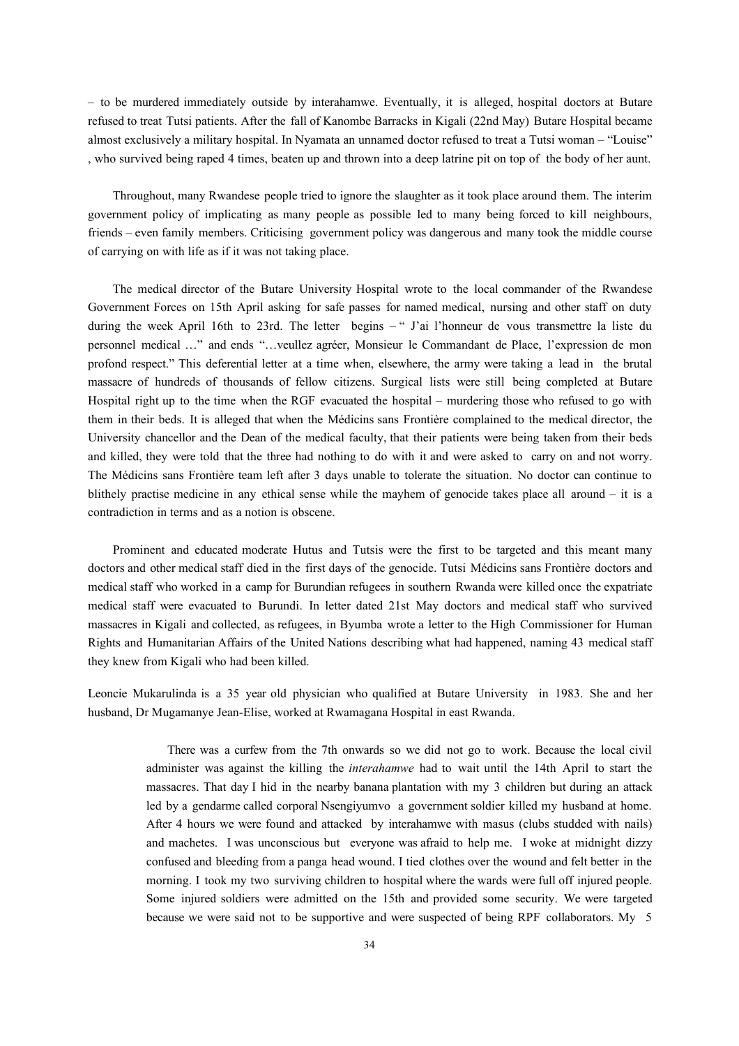– to be murdered immediately outside by interahamwe. Eventually, it is alleged, hospital doctors at Butare refused to treat Tutsi patients. After the fall of Kanombe Barracks in Kigali (22nd May) Butare Hospital became almost exclusively a military hospital. In Nyamata an unnamed doctor refused to treat a Tutsi woman – "Louise" , who survived being raped 4 times, beaten up and thrown into a deep latrine pit on top of the body of her aunt.

Throughout, many Rwandese people tried to ignore the slaughter as it took place around them. The interim government policy of implicating as many people as possible led to many being forced to kill neighbours, friends – even family members. Criticising government policy was dangerous and many took the middle course of carrying on with life as if it was not taking place.

The medical director of the Butare University Hospital wrote to the local commander of the Rwandese Government Forces on 15th April asking for safe passes for named medical, nursing and other staff on duty during the week April 16th to 23rd. The letter begins – " J'ai l'honneur de vous transmettre la liste du personnel medical …" and ends "…veullez agréer, Monsieur le Commandant de Place, l'expression de mon profond respect." This deferential letter at a time when, elsewhere, the army were taking a lead in the brutal massacre of hundreds of thousands of fellow citizens. Surgical lists were still being completed at Butare Hospital right up to the time when the RGF evacuated the hospital – murdering those who refused to go with them in their beds. It is alleged that when the Médicins sans Frontière complained to the medical director, the University chancellor and the Dean of the medical faculty, that their patients were being taken from their beds and killed, they were told that the three had nothing to do with it and were asked to carry on and not worry. The Médicins sans Frontière team left after 3 days unable to tolerate the situation. No doctor can continue to blithely practise medicine in any ethical sense while the mayhem of genocide takes place all around – it is a contradiction in terms and as a notion is obscene.

Prominent and educated moderate Hutus and Tutsis were the first to be targeted and this meant many doctors and other medical staff died in the first days of the genocide. Tutsi Médicins sans Frontière doctors and medical staff who worked in a camp for Burundian refugees in southern Rwanda were killed once the expatriate medical staff were evacuated to Burundi. In letter dated 21st May doctors and medical staff who survived massacres in Kigali and collected, as refugees, in Byumba wrote a letter to the High Commissioner for Human Rights and Humanitarian Affairs of the United Nations describing what had happened, naming 43 medical staff they knew from Kigali who had been killed.

Leoncie Mukarulinda is a 35 year old physician who qualified at Butare University in 1983. She and her husband, Dr Mugamanye Jean-Elise, worked at Rwamagana Hospital in east Rwanda.

> There was a curfew from the 7th onwards so we did not go to work. Because the local civil administer was against the killing the *interahamwe* had to wait until the 14th April to start the massacres. That day I hid in the nearby banana plantation with my 3 children but during an attack led by a gendarme called corporal Nsengiyumvo a government soldier killed my husband at home. After 4 hours we were found and attacked by interahamwe with masus (clubs studded with nails) and machetes. I was unconscious but everyone was afraid to help me. I woke at midnight dizzy confused and bleeding from a panga head wound. I tied clothes over the wound and felt better in the morning. I took my two surviving children to hospital where the wards were full off injured people. Some injured soldiers were admitted on the 15th and provided some security. We were targeted because we were said not to be supportive and were suspected of being RPF collaborators. My 5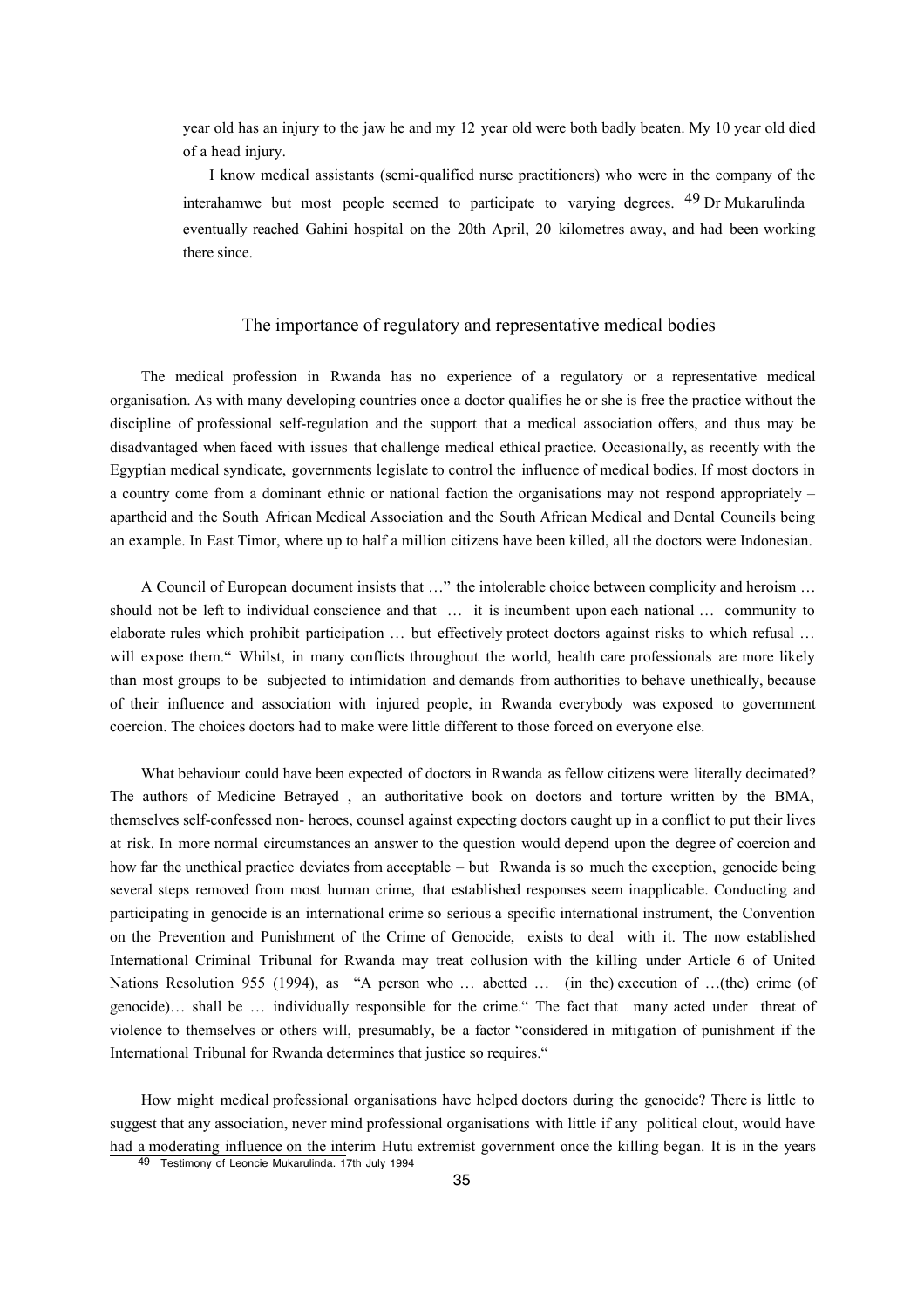year old has an injury to the jaw he and my 12 year old were both badly beaten. My 10 year old died of a head injury.

I know medical assistants (semi-qualified nurse practitioners) who were in the company of the interahamwe but most people seemed to participate to varying degrees. [49] Dr Mukarulinda eventually reached Gahini hospital on the 20th April, 20 kilometres away, and had been working there since.

## The importance of regulatory and representative medical bodies

The medical profession in Rwanda has no experience of a regulatory or a representative medical organisation. As with many developing countries once a doctor qualifies he or she is free the practice without the discipline of professional self-regulation and the support that a medical association offers, and thus may be disadvantaged when faced with issues that challenge medical ethical practice. Occasionally, as recently with the Egyptian medical syndicate, governments legislate to control the influence of medical bodies. If most doctors in a country come from a dominant ethnic or national faction the organisations may not respond appropriately – apartheid and the South African Medical Association and the South African Medical and Dental Councils being an example. In East Timor, where up to half a million citizens have been killed, all the doctors were Indonesian.

A Council of European document insists that …" the intolerable choice between complicity and heroism … should not be left to individual conscience and that … it is incumbent upon each national … community to elaborate rules which prohibit participation … but effectively protect doctors against risks to which refusal … will expose them." Whilst, in many conflicts throughout the world, health care professionals are more likely than most groups to be subjected to intimidation and demands from authorities to behave unethically, because of their influence and association with injured people, in Rwanda everybody was exposed to government coercion. The choices doctors had to make were little different to those forced on everyone else.

What behaviour could have been expected of doctors in Rwanda as fellow citizens were literally decimated? The authors of Medicine Betrayed , an authoritative book on doctors and torture written by the BMA, themselves self-confessed non- heroes, counsel against expecting doctors caught up in a conflict to put their lives at risk. In more normal circumstances an answer to the question would depend upon the degree of coercion and how far the unethical practice deviates from acceptable – but Rwanda is so much the exception, genocide being several steps removed from most human crime, that established responses seem inapplicable. Conducting and participating in genocide is an international crime so serious a specific international instrument, the Convention on the Prevention and Punishment of the Crime of Genocide, exists to deal with it. The now established International Criminal Tribunal for Rwanda may treat collusion with the killing under Article 6 of United Nations Resolution 955 (1994), as "A person who … abetted … (in the) execution of …(the) crime (of genocide)… shall be … individually responsible for the crime." The fact that many acted under threat of violence to themselves or others will, presumably, be a factor "considered in mitigation of punishment if the International Tribunal for Rwanda determines that justice so requires."

How might medical professional organisations have helped doctors during the genocide? There is little to suggest that any association, never mind professional organisations with little if any political clout, would have had a moderating influence on the interim Hutu extremist government once the killing began. It is in the years

[49] Testimony of Leoncie Mukarulinda. 17th July 1994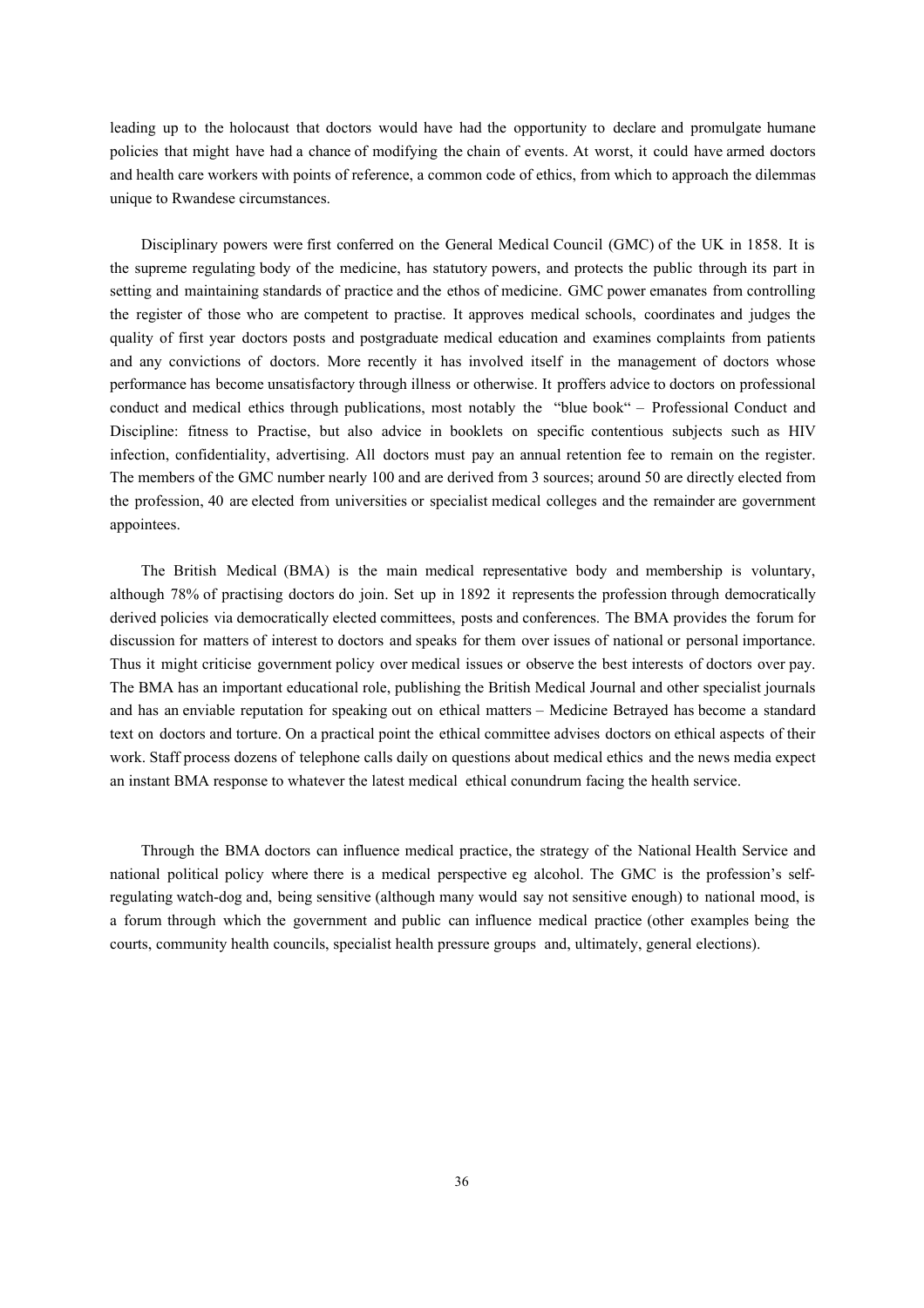leading up to the holocaust that doctors would have had the opportunity to declare and promulgate humane policies that might have had a chance of modifying the chain of events. At worst, it could have armed doctors and health care workers with points of reference, a common code of ethics, from which to approach the dilemmas unique to Rwandese circumstances.

Disciplinary powers were first conferred on the General Medical Council (GMC) of the UK in 1858. It is the supreme regulating body of the medicine, has statutory powers, and protects the public through its part in setting and maintaining standards of practice and the ethos of medicine. GMC power emanates from controlling the register of those who are competent to practise. It approves medical schools, coordinates and judges the quality of first year doctors posts and postgraduate medical education and examines complaints from patients and any convictions of doctors. More recently it has involved itself in the management of doctors whose performance has become unsatisfactory through illness or otherwise. It proffers advice to doctors on professional conduct and medical ethics through publications, most notably the "blue book" – Professional Conduct and Discipline: fitness to Practise, but also advice in booklets on specific contentious subjects such as HIV infection, confidentiality, advertising. All doctors must pay an annual retention fee to remain on the register. The members of the GMC number nearly 100 and are derived from 3 sources; around 50 are directly elected from the profession, 40 are elected from universities or specialist medical colleges and the remainder are government appointees.

The British Medical (BMA) is the main medical representative body and membership is voluntary, although 78% of practising doctors do join. Set up in 1892 it represents the profession through democratically derived policies via democratically elected committees, posts and conferences. The BMA provides the forum for discussion for matters of interest to doctors and speaks for them over issues of national or personal importance. Thus it might criticise government policy over medical issues or observe the best interests of doctors over pay. The BMA has an important educational role, publishing the British Medical Journal and other specialist journals and has an enviable reputation for speaking out on ethical matters – Medicine Betrayed has become a standard text on doctors and torture. On a practical point the ethical committee advises doctors on ethical aspects of their work. Staff process dozens of telephone calls daily on questions about medical ethics and the news media expect an instant BMA response to whatever the latest medical ethical conundrum facing the health service.

Through the BMA doctors can influence medical practice, the strategy of the National Health Service and national political policy where there is a medical perspective eg alcohol. The GMC is the profession's self-regulating watch-dog and, being sensitive (although many would say not sensitive enough) to national mood, is a forum through which the government and public can influence medical practice (other examples being the courts, community health councils, specialist health pressure groups and, ultimately, general elections).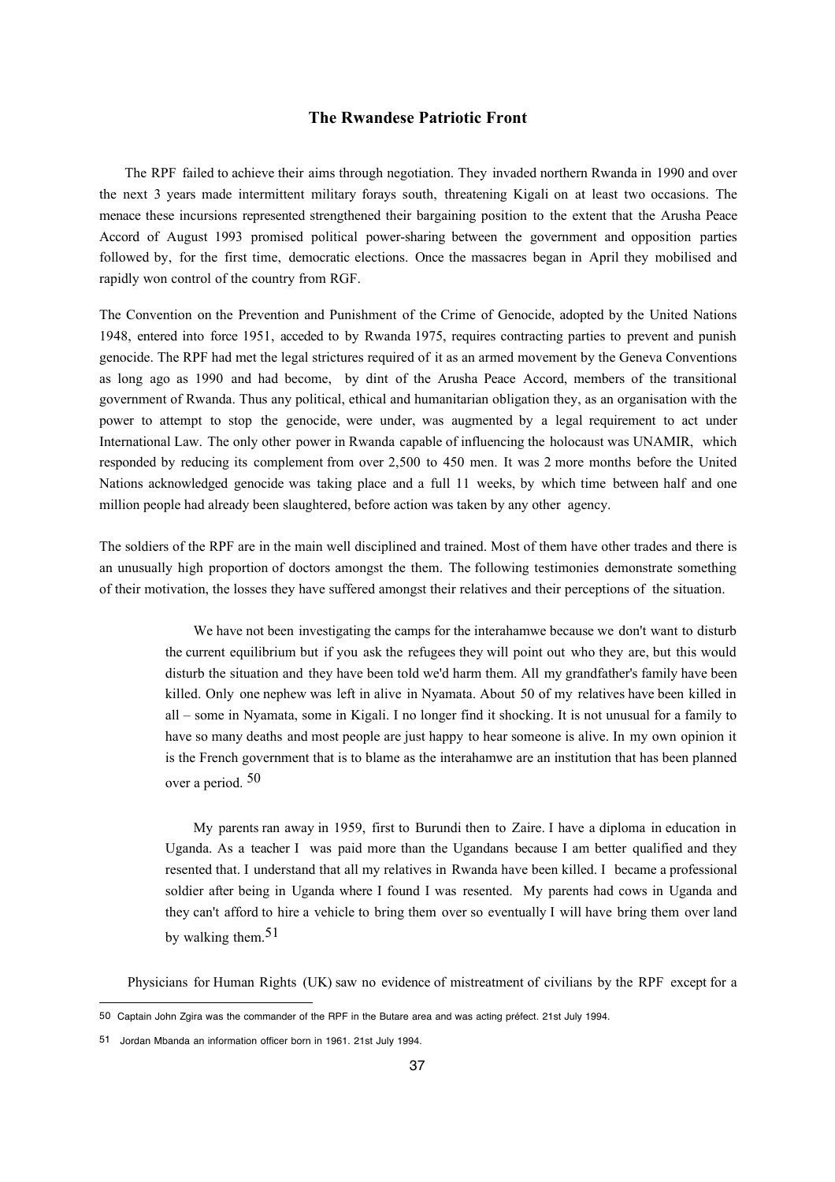## The Rwandese Patriotic Front

The RPF failed to achieve their aims through negotiation. They invaded northern Rwanda in 1990 and over the next 3 years made intermittent military forays south, threatening Kigali on at least two occasions. The menace these incursions represented strengthened their bargaining position to the extent that the Arusha Peace Accord of August 1993 promised political power-sharing between the government and opposition parties followed by, for the first time, democratic elections. Once the massacres began in April they mobilised and rapidly won control of the country from RGF.

The Convention on the Prevention and Punishment of the Crime of Genocide, adopted by the United Nations 1948, entered into force 1951, acceded to by Rwanda 1975, requires contracting parties to prevent and punish genocide. The RPF had met the legal strictures required of it as an armed movement by the Geneva Conventions as long ago as 1990 and had become, by dint of the Arusha Peace Accord, members of the transitional government of Rwanda. Thus any political, ethical and humanitarian obligation they, as an organisation with the power to attempt to stop the genocide, were under, was augmented by a legal requirement to act under International Law. The only other power in Rwanda capable of influencing the holocaust was UNAMIR, which responded by reducing its complement from over 2,500 to 450 men. It was 2 more months before the United Nations acknowledged genocide was taking place and a full 11 weeks, by which time between half and one million people had already been slaughtered, before action was taken by any other agency.

The soldiers of the RPF are in the main well disciplined and trained. Most of them have other trades and there is an unusually high proportion of doctors amongst the them. The following testimonies demonstrate something of their motivation, the losses they have suffered amongst their relatives and their perceptions of the situation.

> We have not been investigating the camps for the interahamwe because we don't want to disturb the current equilibrium but if you ask the refugees they will point out who they are, but this would disturb the situation and they have been told we'd harm them. All my grandfather's family have been killed. Only one nephew was left in alive in Nyamata. About 50 of my relatives have been killed in all – some in Nyamata, some in Kigali. I no longer find it shocking. It is not unusual for a family to have so many deaths and most people are just happy to hear someone is alive. In my own opinion it is the French government that is to blame as the interahamwe are an institution that has been planned over a period. [50]

> My parents ran away in 1959, first to Burundi then to Zaire. I have a diploma in education in Uganda. As a teacher I was paid more than the Ugandans because I am better qualified and they resented that. I understand that all my relatives in Rwanda have been killed. I became a professional soldier after being in Uganda where I found I was resented. My parents had cows in Uganda and they can't afford to hire a vehicle to bring them over so eventually I will have bring them over land by walking them.[51]

Physicians for Human Rights (UK) saw no evidence of mistreatment of civilians by the RPF except for a

---

[50] Captain John Zgira was the commander of the RPF in the Butare area and was acting préfect. 21st July 1994.

[51] Jordan Mbanda an information officer born in 1961. 21st July 1994.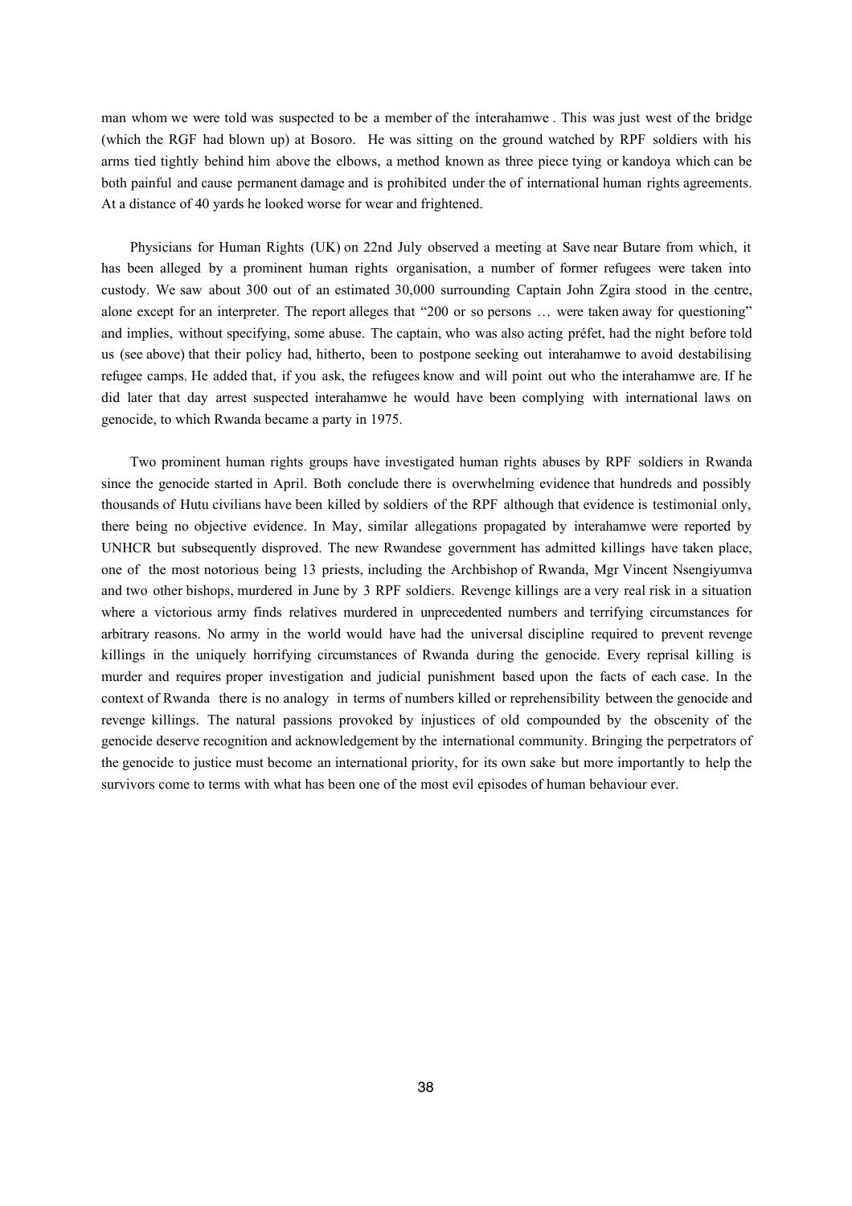man whom we were told was suspected to be a member of the interahamwe . This was just west of the bridge (which the RGF had blown up) at Bosoro. He was sitting on the ground watched by RPF soldiers with his arms tied tightly behind him above the elbows, a method known as three piece tying or kandoya which can be both painful and cause permanent damage and is prohibited under the of international human rights agreements. At a distance of 40 yards he looked worse for wear and frightened.

Physicians for Human Rights (UK) on 22nd July observed a meeting at Save near Butare from which, it has been alleged by a prominent human rights organisation, a number of former refugees were taken into custody. We saw about 300 out of an estimated 30,000 surrounding Captain John Zgira stood in the centre, alone except for an interpreter. The report alleges that "200 or so persons … were taken away for questioning" and implies, without specifying, some abuse. The captain, who was also acting préfet, had the night before told us (see above) that their policy had, hitherto, been to postpone seeking out interahamwe to avoid destabilising refugee camps. He added that, if you ask, the refugees know and will point out who the interahamwe are. If he did later that day arrest suspected interahamwe he would have been complying with international laws on genocide, to which Rwanda became a party in 1975.

Two prominent human rights groups have investigated human rights abuses by RPF soldiers in Rwanda since the genocide started in April. Both conclude there is overwhelming evidence that hundreds and possibly thousands of Hutu civilians have been killed by soldiers of the RPF although that evidence is testimonial only, there being no objective evidence. In May, similar allegations propagated by interahamwe were reported by UNHCR but subsequently disproved. The new Rwandese government has admitted killings have taken place, one of the most notorious being 13 priests, including the Archbishop of Rwanda, Mgr Vincent Nsengiyumva and two other bishops, murdered in June by 3 RPF soldiers. Revenge killings are a very real risk in a situation where a victorious army finds relatives murdered in unprecedented numbers and terrifying circumstances for arbitrary reasons. No army in the world would have had the universal discipline required to prevent revenge killings in the uniquely horrifying circumstances of Rwanda during the genocide. Every reprisal killing is murder and requires proper investigation and judicial punishment based upon the facts of each case. In the context of Rwanda there is no analogy in terms of numbers killed or reprehensibility between the genocide and revenge killings. The natural passions provoked by injustices of old compounded by the obscenity of the genocide deserve recognition and acknowledgement by the international community. Bringing the perpetrators of the genocide to justice must become an international priority, for its own sake but more importantly to help the survivors come to terms with what has been one of the most evil episodes of human behaviour ever.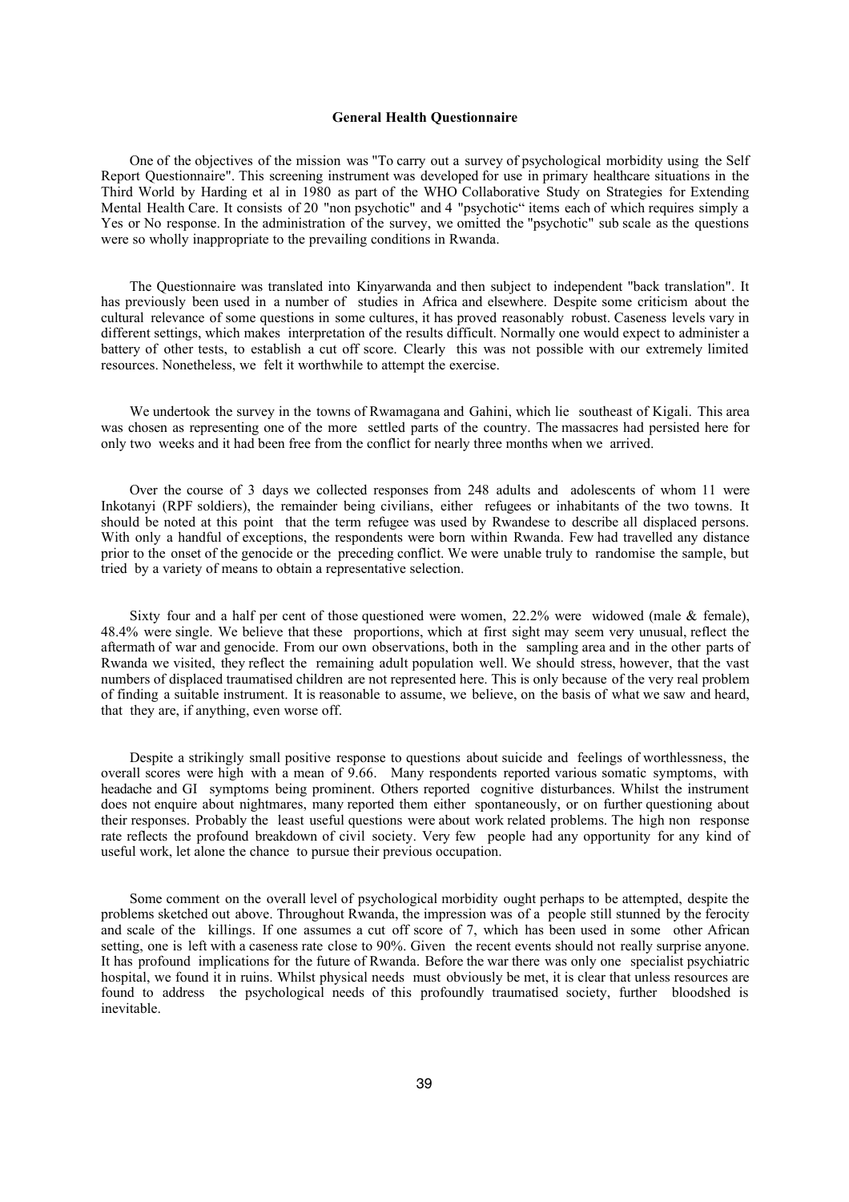### General Health Questionnaire

One of the objectives of the mission was "To carry out a survey of psychological morbidity using the Self Report Questionnaire". This screening instrument was developed for use in primary healthcare situations in the Third World by Harding et al in 1980 as part of the WHO Collaborative Study on Strategies for Extending Mental Health Care. It consists of 20 "non psychotic" and 4 "psychotic" items each of which requires simply a Yes or No response. In the administration of the survey, we omitted the "psychotic" sub scale as the questions were so wholly inappropriate to the prevailing conditions in Rwanda.

The Questionnaire was translated into Kinyarwanda and then subject to independent "back translation". It has previously been used in a number of studies in Africa and elsewhere. Despite some criticism about the cultural relevance of some questions in some cultures, it has proved reasonably robust. Caseness levels vary in different settings, which makes interpretation of the results difficult. Normally one would expect to administer a battery of other tests, to establish a cut off score. Clearly this was not possible with our extremely limited resources. Nonetheless, we felt it worthwhile to attempt the exercise.

We undertook the survey in the towns of Rwamagana and Gahini, which lie southeast of Kigali. This area was chosen as representing one of the more settled parts of the country. The massacres had persisted here for only two weeks and it had been free from the conflict for nearly three months when we arrived.

Over the course of 3 days we collected responses from 248 adults and adolescents of whom 11 were Inkotanyi (RPF soldiers), the remainder being civilians, either refugees or inhabitants of the two towns. It should be noted at this point that the term refugee was used by Rwandese to describe all displaced persons. With only a handful of exceptions, the respondents were born within Rwanda. Few had travelled any distance prior to the onset of the genocide or the preceding conflict. We were unable truly to randomise the sample, but tried by a variety of means to obtain a representative selection.

Sixty four and a half per cent of those questioned were women, 22.2% were widowed (male & female), 48.4% were single. We believe that these proportions, which at first sight may seem very unusual, reflect the aftermath of war and genocide. From our own observations, both in the sampling area and in the other parts of Rwanda we visited, they reflect the remaining adult population well. We should stress, however, that the vast numbers of displaced traumatised children are not represented here. This is only because of the very real problem of finding a suitable instrument. It is reasonable to assume, we believe, on the basis of what we saw and heard, that they are, if anything, even worse off.

Despite a strikingly small positive response to questions about suicide and feelings of worthlessness, the overall scores were high with a mean of 9.66. Many respondents reported various somatic symptoms, with headache and GI symptoms being prominent. Others reported cognitive disturbances. Whilst the instrument does not enquire about nightmares, many reported them either spontaneously, or on further questioning about their responses. Probably the least useful questions were about work related problems. The high non response rate reflects the profound breakdown of civil society. Very few people had any opportunity for any kind of useful work, let alone the chance to pursue their previous occupation.

Some comment on the overall level of psychological morbidity ought perhaps to be attempted, despite the problems sketched out above. Throughout Rwanda, the impression was of a people still stunned by the ferocity and scale of the killings. If one assumes a cut off score of 7, which has been used in some other African setting, one is left with a caseness rate close to 90%. Given the recent events should not really surprise anyone. It has profound implications for the future of Rwanda. Before the war there was only one specialist psychiatric hospital, we found it in ruins. Whilst physical needs must obviously be met, it is clear that unless resources are found to address the psychological needs of this profoundly traumatised society, further bloodshed is inevitable.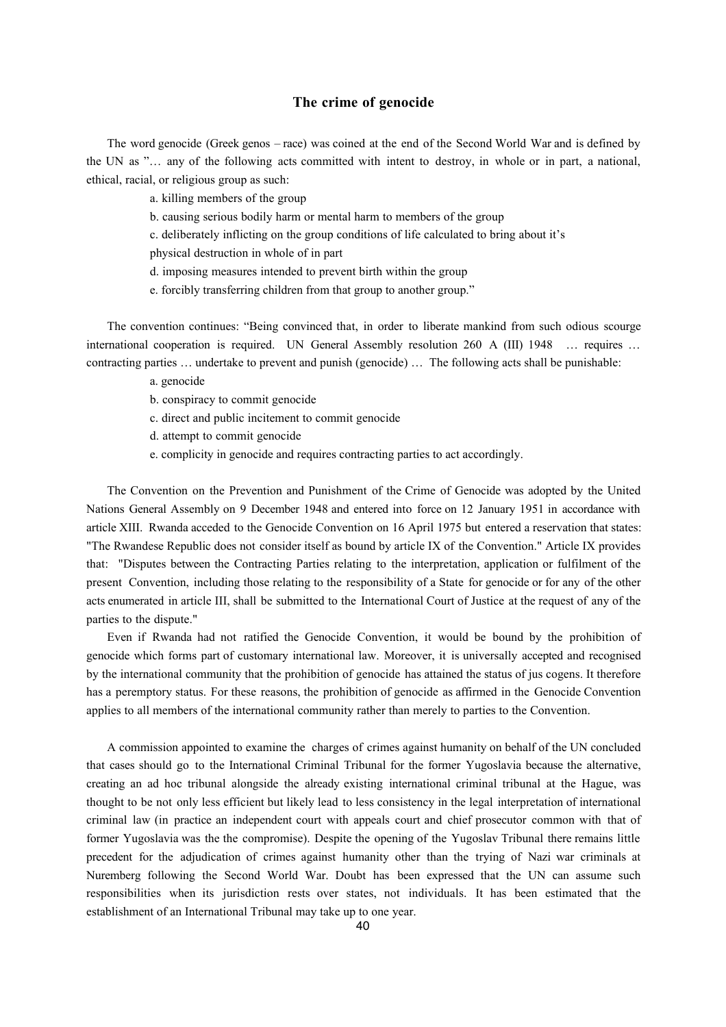# The crime of genocide

The word genocide (Greek genos – race) was coined at the end of the Second World War and is defined by the UN as "… any of the following acts committed with intent to destroy, in whole or in part, a national, ethical, racial, or religious group as such:

a. killing members of the group

b. causing serious bodily harm or mental harm to members of the group

c. deliberately inflicting on the group conditions of life calculated to bring about it's physical destruction in whole of in part

d. imposing measures intended to prevent birth within the group

e. forcibly transferring children from that group to another group."

The convention continues: "Being convinced that, in order to liberate mankind from such odious scourge international cooperation is required. UN General Assembly resolution 260 A (III) 1948 … requires … contracting parties … undertake to prevent and punish (genocide) … The following acts shall be punishable:

a. genocide

b. conspiracy to commit genocide

c. direct and public incitement to commit genocide

d. attempt to commit genocide

e. complicity in genocide and requires contracting parties to act accordingly.

The Convention on the Prevention and Punishment of the Crime of Genocide was adopted by the United Nations General Assembly on 9 December 1948 and entered into force on 12 January 1951 in accordance with article XIII. Rwanda acceded to the Genocide Convention on 16 April 1975 but entered a reservation that states: "The Rwandese Republic does not consider itself as bound by article IX of the Convention." Article IX provides that: "Disputes between the Contracting Parties relating to the interpretation, application or fulfilment of the present Convention, including those relating to the responsibility of a State for genocide or for any of the other acts enumerated in article III, shall be submitted to the International Court of Justice at the request of any of the parties to the dispute."

Even if Rwanda had not ratified the Genocide Convention, it would be bound by the prohibition of genocide which forms part of customary international law. Moreover, it is universally accepted and recognised by the international community that the prohibition of genocide has attained the status of jus cogens. It therefore has a peremptory status. For these reasons, the prohibition of genocide as affirmed in the Genocide Convention applies to all members of the international community rather than merely to parties to the Convention.

A commission appointed to examine the charges of crimes against humanity on behalf of the UN concluded that cases should go to the International Criminal Tribunal for the former Yugoslavia because the alternative, creating an ad hoc tribunal alongside the already existing international criminal tribunal at the Hague, was thought to be not only less efficient but likely lead to less consistency in the legal interpretation of international criminal law (in practice an independent court with appeals court and chief prosecutor common with that of former Yugoslavia was the the compromise). Despite the opening of the Yugoslav Tribunal there remains little precedent for the adjudication of crimes against humanity other than the trying of Nazi war criminals at Nuremberg following the Second World War. Doubt has been expressed that the UN can assume such responsibilities when its jurisdiction rests over states, not individuals. It has been estimated that the establishment of an International Tribunal may take up to one year.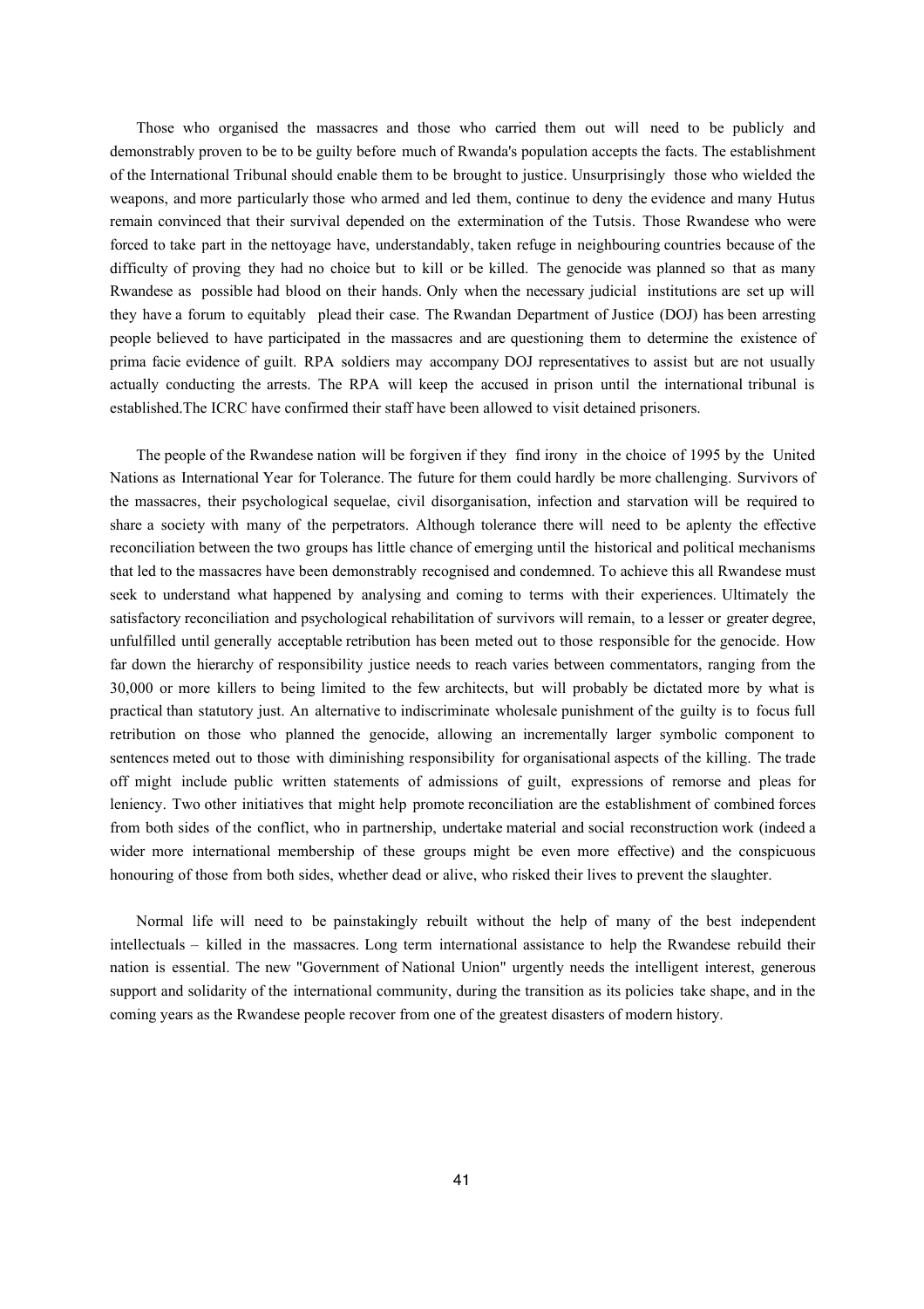Those who organised the massacres and those who carried them out will need to be publicly and demonstrably proven to be to be guilty before much of Rwanda's population accepts the facts. The establishment of the International Tribunal should enable them to be brought to justice. Unsurprisingly those who wielded the weapons, and more particularly those who armed and led them, continue to deny the evidence and many Hutus remain convinced that their survival depended on the extermination of the Tutsis. Those Rwandese who were forced to take part in the nettoyage have, understandably, taken refuge in neighbouring countries because of the difficulty of proving they had no choice but to kill or be killed. The genocide was planned so that as many Rwandese as possible had blood on their hands. Only when the necessary judicial institutions are set up will they have a forum to equitably plead their case. The Rwandan Department of Justice (DOJ) has been arresting people believed to have participated in the massacres and are questioning them to determine the existence of prima facie evidence of guilt. RPA soldiers may accompany DOJ representatives to assist but are not usually actually conducting the arrests. The RPA will keep the accused in prison until the international tribunal is established.The ICRC have confirmed their staff have been allowed to visit detained prisoners.

The people of the Rwandese nation will be forgiven if they find irony in the choice of 1995 by the United Nations as International Year for Tolerance. The future for them could hardly be more challenging. Survivors of the massacres, their psychological sequelae, civil disorganisation, infection and starvation will be required to share a society with many of the perpetrators. Although tolerance there will need to be aplenty the effective reconciliation between the two groups has little chance of emerging until the historical and political mechanisms that led to the massacres have been demonstrably recognised and condemned. To achieve this all Rwandese must seek to understand what happened by analysing and coming to terms with their experiences. Ultimately the satisfactory reconciliation and psychological rehabilitation of survivors will remain, to a lesser or greater degree, unfulfilled until generally acceptable retribution has been meted out to those responsible for the genocide. How far down the hierarchy of responsibility justice needs to reach varies between commentators, ranging from the 30,000 or more killers to being limited to the few architects, but will probably be dictated more by what is practical than statutory just. An alternative to indiscriminate wholesale punishment of the guilty is to focus full retribution on those who planned the genocide, allowing an incrementally larger symbolic component to sentences meted out to those with diminishing responsibility for organisational aspects of the killing. The trade off might include public written statements of admissions of guilt, expressions of remorse and pleas for leniency. Two other initiatives that might help promote reconciliation are the establishment of combined forces from both sides of the conflict, who in partnership, undertake material and social reconstruction work (indeed a wider more international membership of these groups might be even more effective) and the conspicuous honouring of those from both sides, whether dead or alive, who risked their lives to prevent the slaughter.

Normal life will need to be painstakingly rebuilt without the help of many of the best independent intellectuals – killed in the massacres. Long term international assistance to help the Rwandese rebuild their nation is essential. The new "Government of National Union" urgently needs the intelligent interest, generous support and solidarity of the international community, during the transition as its policies take shape, and in the coming years as the Rwandese people recover from one of the greatest disasters of modern history.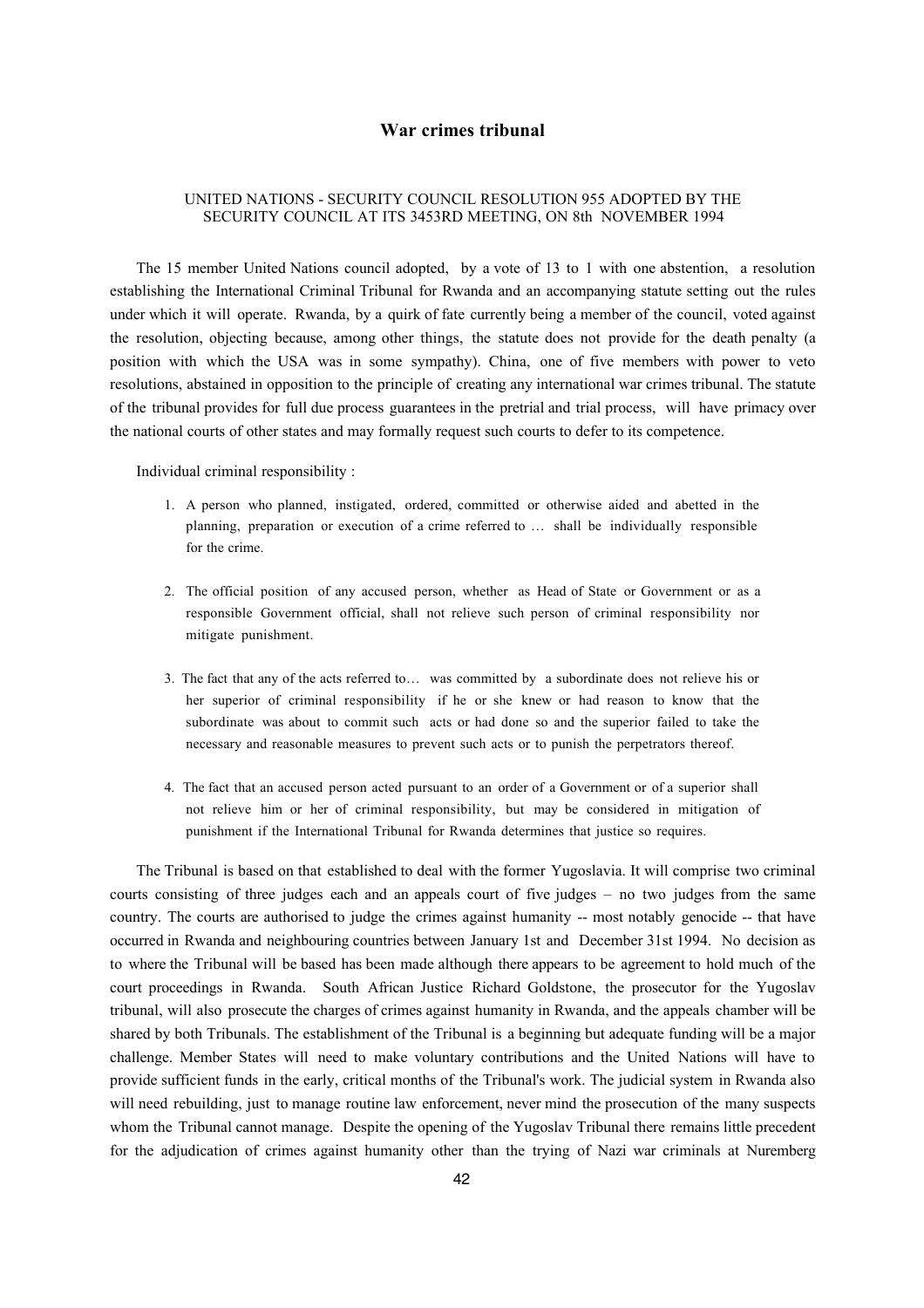## War crimes tribunal

UNITED NATIONS - SECURITY COUNCIL RESOLUTION 955 ADOPTED BY THE SECURITY COUNCIL AT ITS 3453RD MEETING, ON 8th NOVEMBER 1994

The 15 member United Nations council adopted, by a vote of 13 to 1 with one abstention, a resolution establishing the International Criminal Tribunal for Rwanda and an accompanying statute setting out the rules under which it will operate. Rwanda, by a quirk of fate currently being a member of the council, voted against the resolution, objecting because, among other things, the statute does not provide for the death penalty (a position with which the USA was in some sympathy). China, one of five members with power to veto resolutions, abstained in opposition to the principle of creating any international war crimes tribunal. The statute of the tribunal provides for full due process guarantees in the pretrial and trial process, will have primacy over the national courts of other states and may formally request such courts to defer to its competence.

Individual criminal responsibility :

1. A person who planned, instigated, ordered, committed or otherwise aided and abetted in the planning, preparation or execution of a crime referred to … shall be individually responsible for the crime.
2. The official position of any accused person, whether as Head of State or Government or as a responsible Government official, shall not relieve such person of criminal responsibility nor mitigate punishment.
3. The fact that any of the acts referred to… was committed by a subordinate does not relieve his or her superior of criminal responsibility if he or she knew or had reason to know that the subordinate was about to commit such acts or had done so and the superior failed to take the necessary and reasonable measures to prevent such acts or to punish the perpetrators thereof.
4. The fact that an accused person acted pursuant to an order of a Government or of a superior shall not relieve him or her of criminal responsibility, but may be considered in mitigation of punishment if the International Tribunal for Rwanda determines that justice so requires.

The Tribunal is based on that established to deal with the former Yugoslavia. It will comprise two criminal courts consisting of three judges each and an appeals court of five judges – no two judges from the same country. The courts are authorised to judge the crimes against humanity -- most notably genocide -- that have occurred in Rwanda and neighbouring countries between January 1st and December 31st 1994. No decision as to where the Tribunal will be based has been made although there appears to be agreement to hold much of the court proceedings in Rwanda. South African Justice Richard Goldstone, the prosecutor for the Yugoslav tribunal, will also prosecute the charges of crimes against humanity in Rwanda, and the appeals chamber will be shared by both Tribunals. The establishment of the Tribunal is a beginning but adequate funding will be a major challenge. Member States will need to make voluntary contributions and the United Nations will have to provide sufficient funds in the early, critical months of the Tribunal's work. The judicial system in Rwanda also will need rebuilding, just to manage routine law enforcement, never mind the prosecution of the many suspects whom the Tribunal cannot manage. Despite the opening of the Yugoslav Tribunal there remains little precedent for the adjudication of crimes against humanity other than the trying of Nazi war criminals at Nuremberg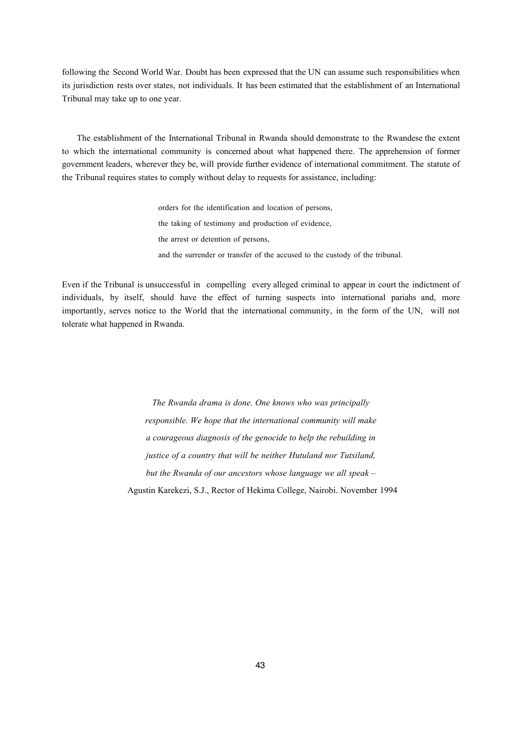following the Second World War. Doubt has been expressed that the UN can assume such responsibilities when its jurisdiction rests over states, not individuals. It has been estimated that the establishment of an International Tribunal may take up to one year.

The establishment of the International Tribunal in Rwanda should demonstrate to the Rwandese the extent to which the international community is concerned about what happened there. The apprehension of former government leaders, wherever they be, will provide further evidence of international commitment. The statute of the Tribunal requires states to comply without delay to requests for assistance, including:

> orders for the identification and location of persons,
>
> the taking of testimony and production of evidence,
>
> the arrest or detention of persons,
>
> and the surrender or transfer of the accused to the custody of the tribunal.

Even if the Tribunal is unsuccessful in compelling every alleged criminal to appear in court the indictment of individuals, by itself, should have the effect of turning suspects into international pariahs and, more importantly, serves notice to the World that the international community, in the form of the UN, will not tolerate what happened in Rwanda.

> *The Rwanda drama is done. One knows who was principally responsible. We hope that the international community will make a courageous diagnosis of the genocide to help the rebuilding in justice of a country that will be neither Hutuland nor Tutsiland, but the Rwanda of our ancestors whose language we all speak –*
>
> Agustin Karekezi, S.J., Rector of Hekima College, Nairobi. November 1994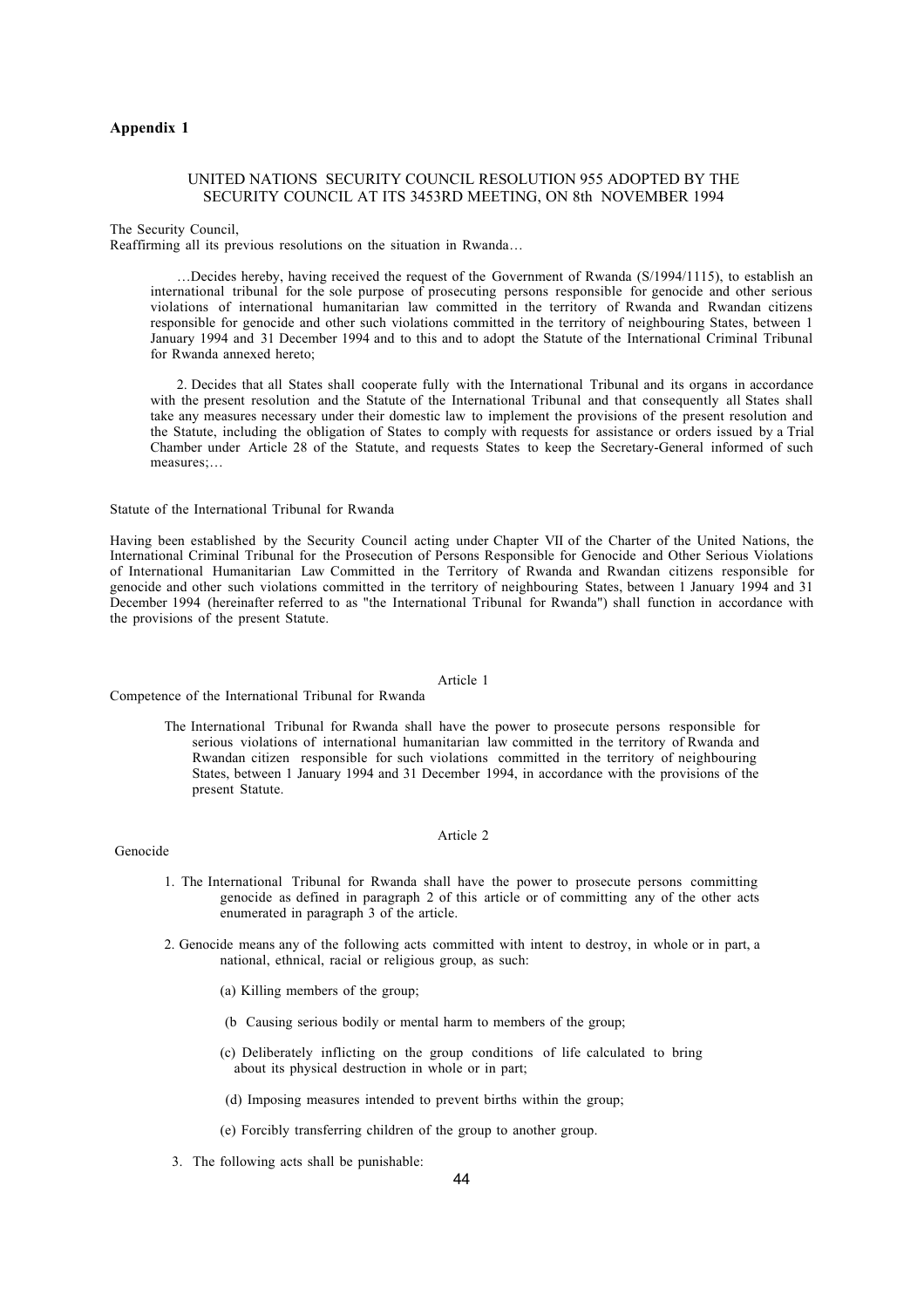**Appendix 1**

UNITED NATIONS SECURITY COUNCIL RESOLUTION 955 ADOPTED BY THE SECURITY COUNCIL AT ITS 3453RD MEETING, ON 8th NOVEMBER 1994

The Security Council,
Reaffirming all its previous resolutions on the situation in Rwanda…

…Decides hereby, having received the request of the Government of Rwanda (S/1994/1115), to establish an international tribunal for the sole purpose of prosecuting persons responsible for genocide and other serious violations of international humanitarian law committed in the territory of Rwanda and Rwandan citizens responsible for genocide and other such violations committed in the territory of neighbouring States, between 1 January 1994 and 31 December 1994 and to this and to adopt the Statute of the International Criminal Tribunal for Rwanda annexed hereto;

2. Decides that all States shall cooperate fully with the International Tribunal and its organs in accordance with the present resolution and the Statute of the International Tribunal and that consequently all States shall take any measures necessary under their domestic law to implement the provisions of the present resolution and the Statute, including the obligation of States to comply with requests for assistance or orders issued by a Trial Chamber under Article 28 of the Statute, and requests States to keep the Secretary-General informed of such measures;…

Statute of the International Tribunal for Rwanda

Having been established by the Security Council acting under Chapter VII of the Charter of the United Nations, the International Criminal Tribunal for the Prosecution of Persons Responsible for Genocide and Other Serious Violations of International Humanitarian Law Committed in the Territory of Rwanda and Rwandan citizens responsible for genocide and other such violations committed in the territory of neighbouring States, between 1 January 1994 and 31 December 1994 (hereinafter referred to as "the International Tribunal for Rwanda") shall function in accordance with the provisions of the present Statute.

Article 1

Competence of the International Tribunal for Rwanda

The International Tribunal for Rwanda shall have the power to prosecute persons responsible for serious violations of international humanitarian law committed in the territory of Rwanda and Rwandan citizen responsible for such violations committed in the territory of neighbouring States, between 1 January 1994 and 31 December 1994, in accordance with the provisions of the present Statute.

Article 2

Genocide

1. The International Tribunal for Rwanda shall have the power to prosecute persons committing genocide as defined in paragraph 2 of this article or of committing any of the other acts enumerated in paragraph 3 of the article.

2. Genocide means any of the following acts committed with intent to destroy, in whole or in part, a national, ethnical, racial or religious group, as such:

   (a) Killing members of the group;

   (b Causing serious bodily or mental harm to members of the group;

   (c) Deliberately inflicting on the group conditions of life calculated to bring about its physical destruction in whole or in part;

   (d) Imposing measures intended to prevent births within the group;

   (e) Forcibly transferring children of the group to another group.

3. The following acts shall be punishable: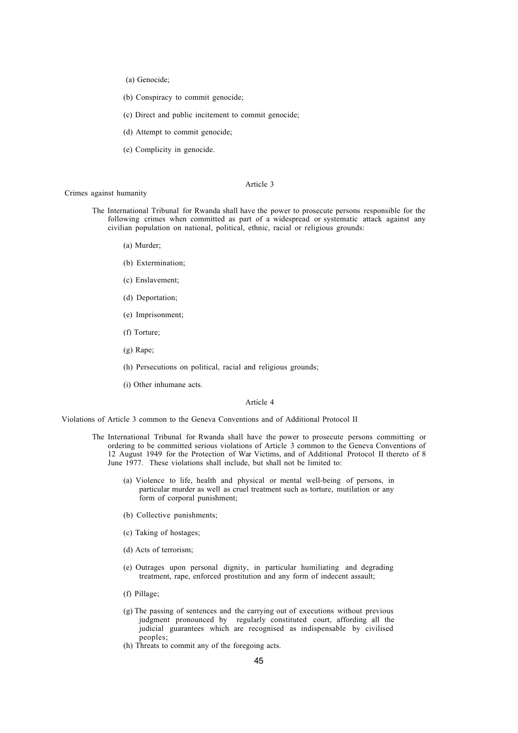(a) Genocide;

(b) Conspiracy to commit genocide;

(c) Direct and public incitement to commit genocide;

(d) Attempt to commit genocide;

(e) Complicity in genocide.

Article 3

Crimes against humanity

The International Tribunal for Rwanda shall have the power to prosecute persons responsible for the following crimes when committed as part of a widespread or systematic attack against any civilian population on national, political, ethnic, racial or religious grounds:

(a) Murder;

(b) Extermination;

(c) Enslavement;

(d) Deportation;

(e) Imprisonment;

(f) Torture;

(g) Rape;

(h) Persecutions on political, racial and religious grounds;

(i) Other inhumane acts.

Article 4

Violations of Article 3 common to the Geneva Conventions and of Additional Protocol II

The International Tribunal for Rwanda shall have the power to prosecute persons committing or ordering to be committed serious violations of Article 3 common to the Geneva Conventions of 12 August 1949 for the Protection of War Victims, and of Additional Protocol II thereto of 8 June 1977. These violations shall include, but shall not be limited to:

(a) Violence to life, health and physical or mental well-being of persons, in particular murder as well as cruel treatment such as torture, mutilation or any form of corporal punishment;

(b) Collective punishments;

(c) Taking of hostages;

(d) Acts of terrorism;

(e) Outrages upon personal dignity, in particular humiliating and degrading treatment, rape, enforced prostitution and any form of indecent assault;

(f) Pillage;

(g) The passing of sentences and the carrying out of executions without previous judgment pronounced by regularly constituted court, affording all the judicial guarantees which are recognised as indispensable by civilised peoples;

(h) Threats to commit any of the foregoing acts.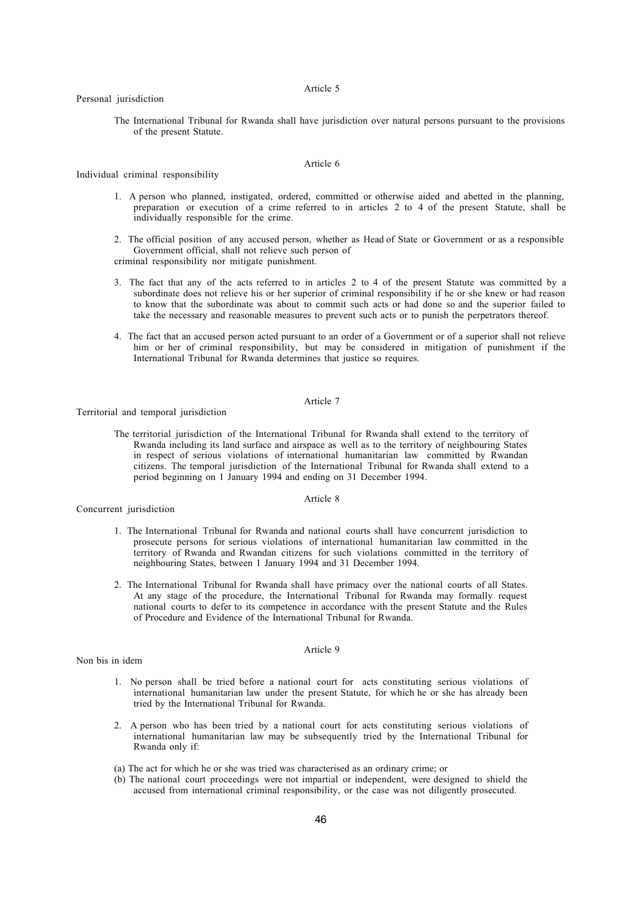## Article 5

### Personal jurisdiction

The International Tribunal for Rwanda shall have jurisdiction over natural persons pursuant to the provisions of the present Statute.

## Article 6

### Individual criminal responsibility

1. A person who planned, instigated, ordered, committed or otherwise aided and abetted in the planning, preparation or execution of a crime referred to in articles 2 to 4 of the present Statute, shall be individually responsible for the crime.

2. The official position of any accused person, whether as Head of State or Government or as a responsible Government official, shall not relieve such person of criminal responsibility nor mitigate punishment.

3. The fact that any of the acts referred to in articles 2 to 4 of the present Statute was committed by a subordinate does not relieve his or her superior of criminal responsibility if he or she knew or had reason to know that the subordinate was about to commit such acts or had done so and the superior failed to take the necessary and reasonable measures to prevent such acts or to punish the perpetrators thereof.

4. The fact that an accused person acted pursuant to an order of a Government or of a superior shall not relieve him or her of criminal responsibility, but may be considered in mitigation of punishment if the International Tribunal for Rwanda determines that justice so requires.

## Article 7

### Territorial and temporal jurisdiction

The territorial jurisdiction of the International Tribunal for Rwanda shall extend to the territory of Rwanda including its land surface and airspace as well as to the territory of neighbouring States in respect of serious violations of international humanitarian law committed by Rwandan citizens. The temporal jurisdiction of the International Tribunal for Rwanda shall extend to a period beginning on 1 January 1994 and ending on 31 December 1994.

## Article 8

### Concurrent jurisdiction

1. The International Tribunal for Rwanda and national courts shall have concurrent jurisdiction to prosecute persons for serious violations of international humanitarian law committed in the territory of Rwanda and Rwandan citizens for such violations committed in the territory of neighbouring States, between 1 January 1994 and 31 December 1994.

2. The International Tribunal for Rwanda shall have primacy over the national courts of all States. At any stage of the procedure, the International Tribunal for Rwanda may formally request national courts to defer to its competence in accordance with the present Statute and the Rules of Procedure and Evidence of the International Tribunal for Rwanda.

## Article 9

### Non bis in idem

1. No person shall be tried before a national court for acts constituting serious violations of international humanitarian law under the present Statute, for which he or she has already been tried by the International Tribunal for Rwanda.

2. A person who has been tried by a national court for acts constituting serious violations of international humanitarian law may be subsequently tried by the International Tribunal for Rwanda only if:

(a) The act for which he or she was tried was characterised as an ordinary crime; or

(b) The national court proceedings were not impartial or independent, were designed to shield the accused from international criminal responsibility, or the case was not diligently prosecuted.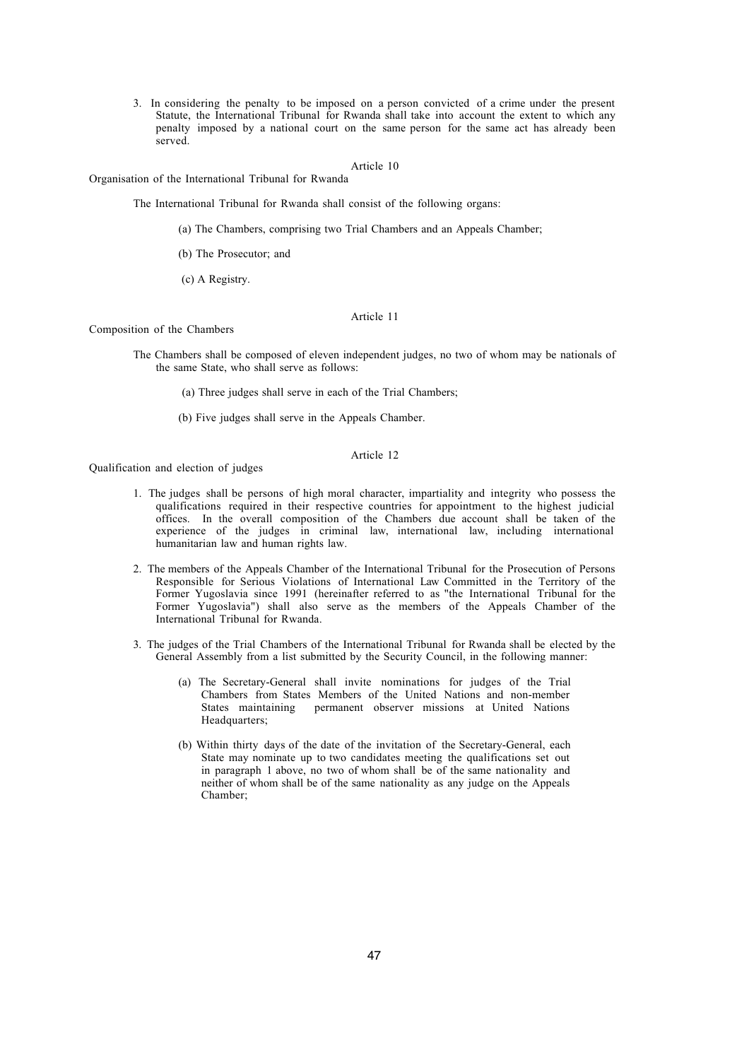3. In considering the penalty to be imposed on a person convicted of a crime under the present Statute, the International Tribunal for Rwanda shall take into account the extent to which any penalty imposed by a national court on the same person for the same act has already been served.

### Article 10

**Organisation of the International Tribunal for Rwanda**

The International Tribunal for Rwanda shall consist of the following organs:

(a) The Chambers, comprising two Trial Chambers and an Appeals Chamber;

(b) The Prosecutor; and

(c) A Registry.

### Article 11

**Composition of the Chambers**

The Chambers shall be composed of eleven independent judges, no two of whom may be nationals of the same State, who shall serve as follows:

(a) Three judges shall serve in each of the Trial Chambers;

(b) Five judges shall serve in the Appeals Chamber.

### Article 12

**Qualification and election of judges**

1. The judges shall be persons of high moral character, impartiality and integrity who possess the qualifications required in their respective countries for appointment to the highest judicial offices. In the overall composition of the Chambers due account shall be taken of the experience of the judges in criminal law, international law, including international humanitarian law and human rights law.

2. The members of the Appeals Chamber of the International Tribunal for the Prosecution of Persons Responsible for Serious Violations of International Law Committed in the Territory of the Former Yugoslavia since 1991 (hereinafter referred to as "the International Tribunal for the Former Yugoslavia") shall also serve as the members of the Appeals Chamber of the International Tribunal for Rwanda.

3. The judges of the Trial Chambers of the International Tribunal for Rwanda shall be elected by the General Assembly from a list submitted by the Security Council, in the following manner:

   (a) The Secretary-General shall invite nominations for judges of the Trial Chambers from States Members of the United Nations and non-member States maintaining permanent observer missions at United Nations Headquarters;

   (b) Within thirty days of the date of the invitation of the Secretary-General, each State may nominate up to two candidates meeting the qualifications set out in paragraph 1 above, no two of whom shall be of the same nationality and neither of whom shall be of the same nationality as any judge on the Appeals Chamber;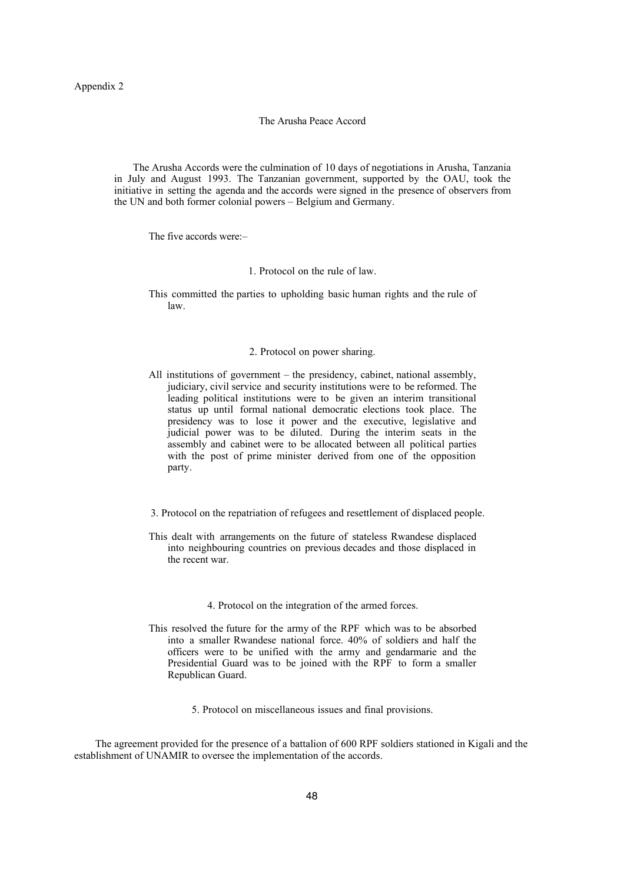Appendix 2

## The Arusha Peace Accord

The Arusha Accords were the culmination of 10 days of negotiations in Arusha, Tanzania in July and August 1993. The Tanzanian government, supported by the OAU, took the initiative in setting the agenda and the accords were signed in the presence of observers from the UN and both former colonial powers – Belgium and Germany.

The five accords were:–

### 1. Protocol on the rule of law.

This committed the parties to upholding basic human rights and the rule of law.

### 2. Protocol on power sharing.

All institutions of government – the presidency, cabinet, national assembly, judiciary, civil service and security institutions were to be reformed. The leading political institutions were to be given an interim transitional status up until formal national democratic elections took place. The presidency was to lose it power and the executive, legislative and judicial power was to be diluted. During the interim seats in the assembly and cabinet were to be allocated between all political parties with the post of prime minister derived from one of the opposition party.

### 3. Protocol on the repatriation of refugees and resettlement of displaced people.

This dealt with arrangements on the future of stateless Rwandese displaced into neighbouring countries on previous decades and those displaced in the recent war.

### 4. Protocol on the integration of the armed forces.

This resolved the future for the army of the RPF which was to be absorbed into a smaller Rwandese national force. 40% of soldiers and half the officers were to be unified with the army and gendarmarie and the Presidential Guard was to be joined with the RPF to form a smaller Republican Guard.

### 5. Protocol on miscellaneous issues and final provisions.

The agreement provided for the presence of a battalion of 600 RPF soldiers stationed in Kigali and the establishment of UNAMIR to oversee the implementation of the accords.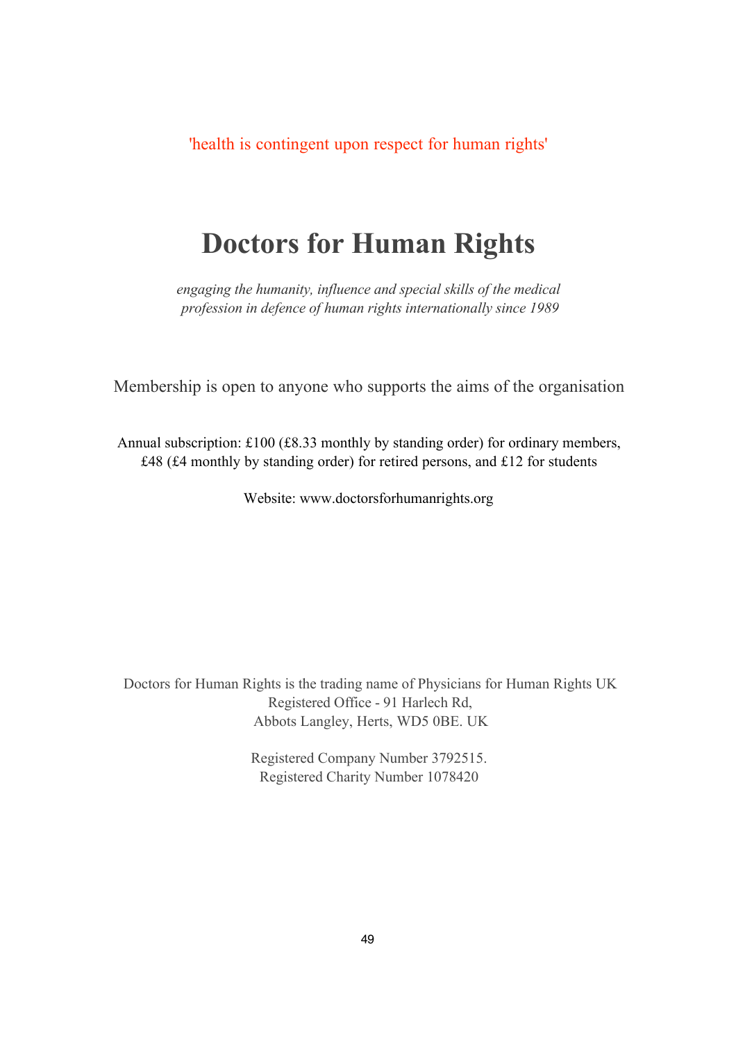'health is contingent upon respect for human rights'

# Doctors for Human Rights

*engaging the humanity, influence and special skills of the medical profession in defence of human rights internationally since 1989*

Membership is open to anyone who supports the aims of the organisation

Annual subscription: £100 (£8.33 monthly by standing order) for ordinary members, £48 (£4 monthly by standing order) for retired persons, and £12 for students

Website: www.doctorsforhumanrights.org

Doctors for Human Rights is the trading name of Physicians for Human Rights UK
Registered Office - 91 Harlech Rd,
Abbots Langley, Herts, WD5 0BE. UK

Registered Company Number 3792515.
Registered Charity Number 1078420